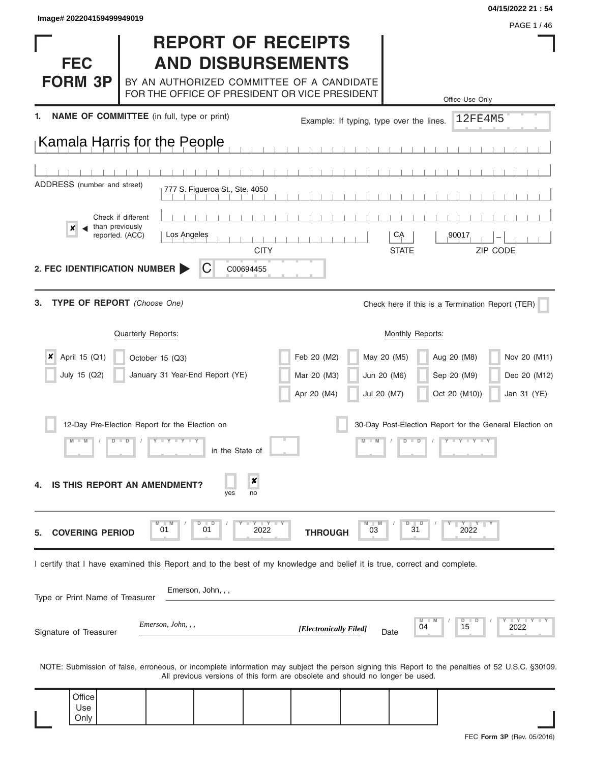Image# 202204159499949019

04/15/2022 21 : 54

# FEC FORM 3P

# REPORT OF RECEIPTS AND DISBURSEMENTS

BY AN AUTHORIZED COMMITTEE OF A CANDIDATE FOR THE OFFICE OF PRESIDENT OR VICE PRESIDENT

Office Use Only

12FE4M5

**1. NAME OF COMMITTEE** (in full, type or print)

Example: If typing, type over the lines.

Kamala Harris for the People

ADDRESS (number and street) 777 S. Figueroa St., Ste. 4050

[x] Check if different than previously reported. (ACC)

| CITY | STATE | ZIP CODE |
|---|---|---|
| Los Angeles | CA | 90017 – |

**2. FEC IDENTIFICATION NUMBER** C C00694455

**3. TYPE OF REPORT** *(Choose One)*

Check here if this is a Termination Report (TER) [ ]

Quarterly Reports:

- [x] April 15 (Q1)
- [ ] July 15 (Q2)
- [ ] October 15 (Q3)
- [ ] January 31 Year-End Report (YE)

Monthly Reports:

- [ ] Feb 20 (M2)
- [ ] Mar 20 (M3)
- [ ] Apr 20 (M4)
- [ ] May 20 (M5)
- [ ] Jun 20 (M6)
- [ ] Jul 20 (M7)
- [ ] Aug 20 (M8)
- [ ] Sep 20 (M9)
- [ ] Oct 20 (M10)
- [ ] Nov 20 (M11)
- [ ] Dec 20 (M12)
- [ ] Jan 31 (YE)

[ ] 12-Day Pre-Election Report for the Election on MM / DD / YYYY in the State of

[ ] 30-Day Post-Election Report for the General Election on MM / DD / YYYY

**4. IS THIS REPORT AN AMENDMENT?** [ ] yes [x] no

**5. COVERING PERIOD** 01 / 01 / 2022 **THROUGH** 03 / 31 / 2022

I certify that I have examined this Report and to the best of my knowledge and belief it is true, correct and complete.

Type or Print Name of Treasurer: Emerson, John, , ,

Signature of Treasurer: *Emerson, John, , ,* ***[Electronically Filed]*** Date 04 / 15 / 2022

NOTE: Submission of false, erroneous, or incomplete information may subject the person signing this Report to the penalties of 52 U.S.C. §30109. All previous versions of this form are obsolete and should no longer be used.

Office Use Only

FEC **Form 3P** (Rev. 05/2016)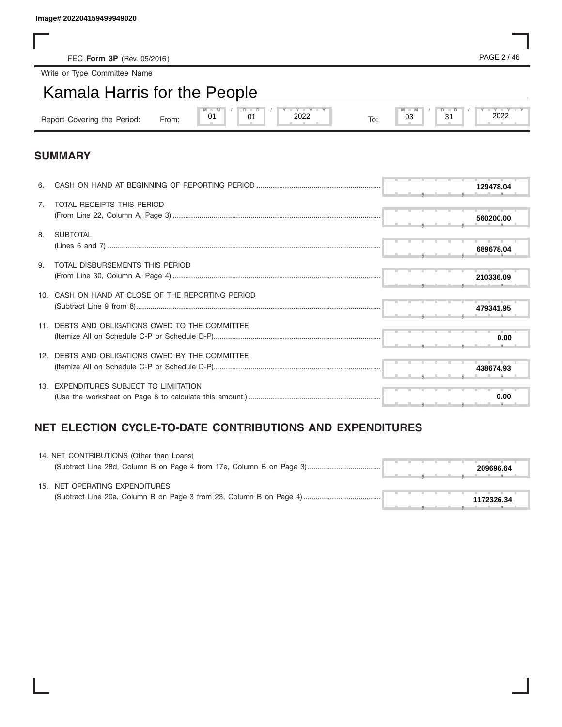Image# 202204159499949020

FEC **Form 3P** (Rev. 05/2016)

Write or Type Committee Name

# Kamala Harris for the People

Report Covering the Period: From: 01 / 01 / 2022 To: 03 / 31 / 2022

## SUMMARY

| Line | Description | Amount |
| --- | --- | --- |
| 6. | CASH ON HAND AT BEGINNING OF REPORTING PERIOD | 129478.04 |
| 7. | TOTAL RECEIPTS THIS PERIOD (From Line 22, Column A, Page 3) | 560200.00 |
| 8. | SUBTOTAL (Lines 6 and 7) | 689678.04 |
| 9. | TOTAL DISBURSEMENTS THIS PERIOD (From Line 30, Column A, Page 4) | 210336.09 |
| 10. | CASH ON HAND AT CLOSE OF THE REPORTING PERIOD (Subtract Line 9 from 8) | 479341.95 |
| 11. | DEBTS AND OBLIGATIONS OWED TO THE COMMITTEE (Itemize All on Schedule C-P or Schedule D-P) | 0.00 |
| 12. | DEBTS AND OBLIGATIONS OWED BY THE COMMITTEE (Itemize All on Schedule C-P or Schedule D-P) | 438674.93 |
| 13. | EXPENDITURES SUBJECT TO LIMIITATION (Use the worksheet on Page 8 to calculate this amount.) | 0.00 |

## NET ELECTION CYCLE-TO-DATE CONTRIBUTIONS AND EXPENDITURES

| Line | Description | Amount |
| --- | --- | --- |
| 14. | NET CONTRIBUTIONS (Other than Loans) (Subtract Line 28d, Column B on Page 4 from 17e, Column B on Page 3) | 209696.64 |
| 15. | NET OPERATING EXPENDITURES (Subtract Line 20a, Column B on Page 3 from 23, Column B on Page 4) | 1172326.34 |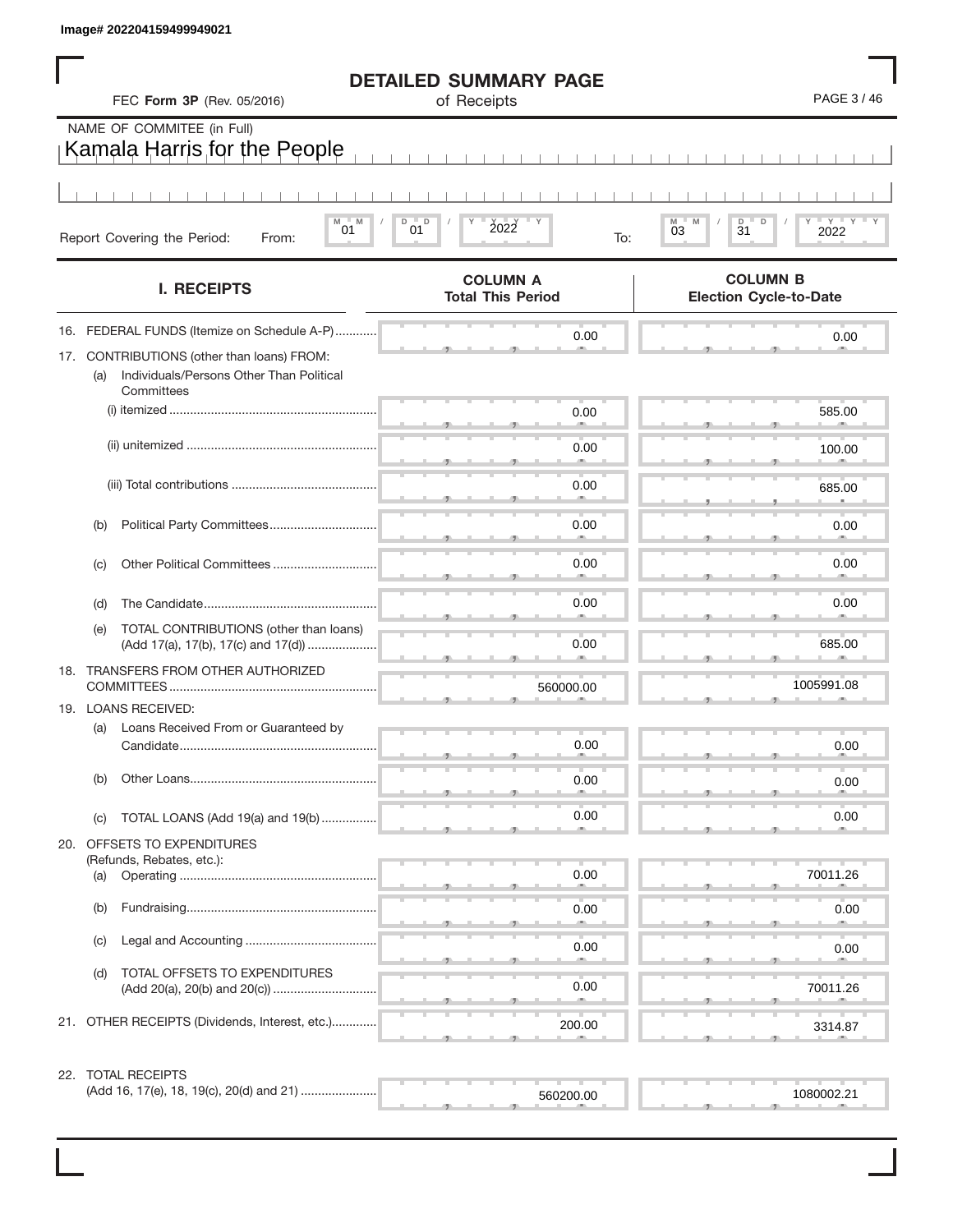Image# 202204159499949021

# DETAILED SUMMARY PAGE

of Receipts

FEC **Form 3P** (Rev. 05/2016)

NAME OF COMMITEE (in Full)

Kamala Harris for the People

Report Covering the Period: From: 01 / 01 / 2022 To: 03 / 31 / 2022

| I. RECEIPTS | COLUMN A Total This Period | COLUMN B Election Cycle-to-Date |
|---|---|---|
| 16. FEDERAL FUNDS (Itemize on Schedule A-P) | 0.00 | 0.00 |
| 17. CONTRIBUTIONS (other than loans) FROM: | | |
| (a) Individuals/Persons Other Than Political Committees | | |
| (i) itemized | 0.00 | 585.00 |
| (ii) unitemized | 0.00 | 100.00 |
| (iii) Total contributions | 0.00 | 685.00 |
| (b) Political Party Committees | 0.00 | 0.00 |
| (c) Other Political Committees | 0.00 | 0.00 |
| (d) The Candidate | 0.00 | 0.00 |
| (e) TOTAL CONTRIBUTIONS (other than loans) (Add 17(a), 17(b), 17(c) and 17(d)) | 0.00 | 685.00 |
| 18. TRANSFERS FROM OTHER AUTHORIZED COMMITTEES | 560000.00 | 1005991.08 |
| 19. LOANS RECEIVED: | | |
| (a) Loans Received From or Guaranteed by Candidate | 0.00 | 0.00 |
| (b) Other Loans | 0.00 | 0.00 |
| (c) TOTAL LOANS (Add 19(a) and 19(b) | 0.00 | 0.00 |
| 20. OFFSETS TO EXPENDITURES (Refunds, Rebates, etc.): | | |
| (a) Operating | 0.00 | 70011.26 |
| (b) Fundraising | 0.00 | 0.00 |
| (c) Legal and Accounting | 0.00 | 0.00 |
| (d) TOTAL OFFSETS TO EXPENDITURES (Add 20(a), 20(b) and 20(c)) | 0.00 | 70011.26 |
| 21. OTHER RECEIPTS (Dividends, Interest, etc.) | 200.00 | 3314.87 |
| 22. TOTAL RECEIPTS (Add 16, 17(e), 18, 19(c), 20(d) and 21) | 560200.00 | 1080002.21 |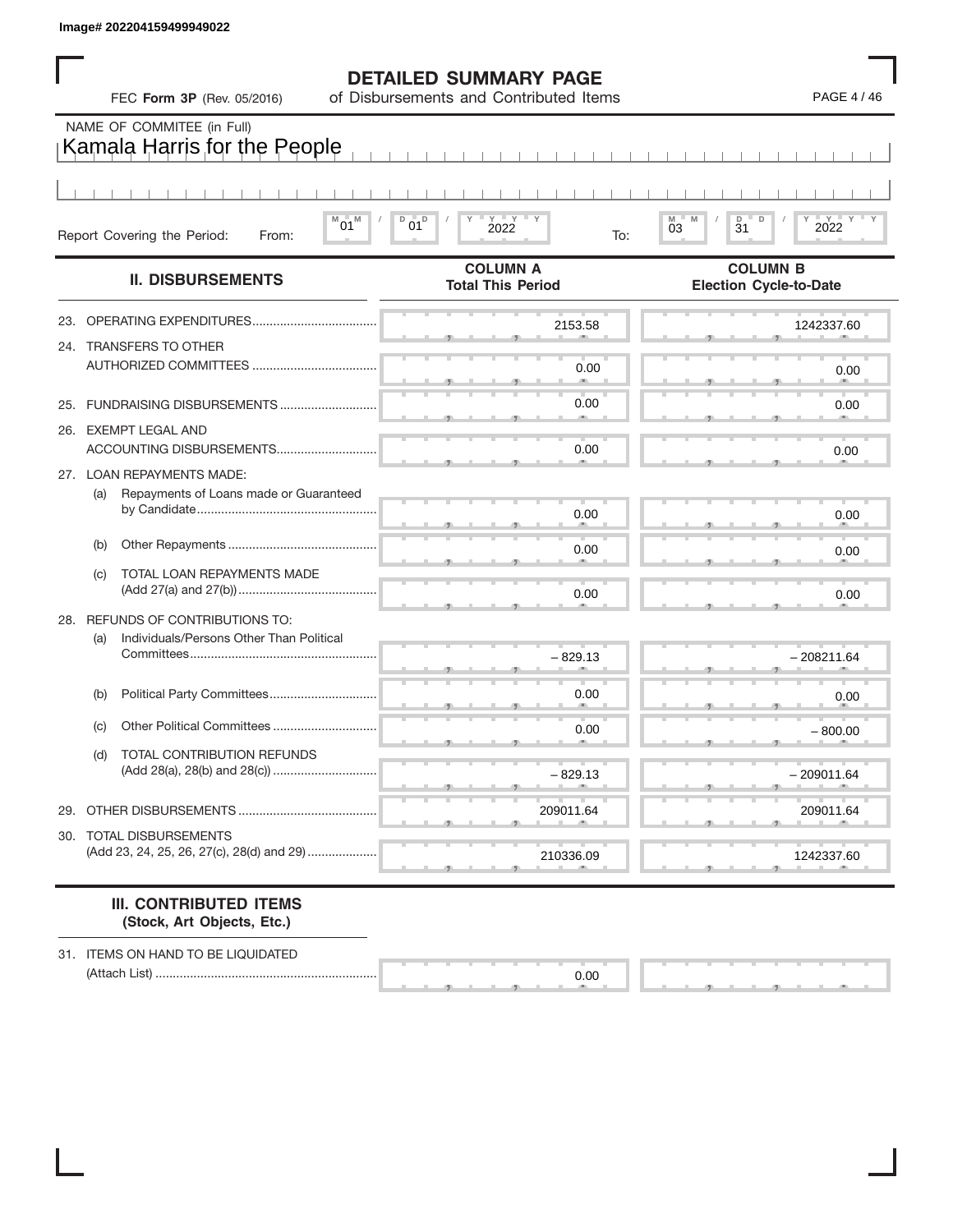Image# 202204159499949022

# DETAILED SUMMARY PAGE
of Disbursements and Contributed Items

FEC **Form 3P** (Rev. 05/2016)

NAME OF COMMITEE (in Full)
Kamala Harris for the People

Report Covering the Period: From: 01 / 01 / 2022 To: 03 / 31 / 2022

| II. DISBURSEMENTS | COLUMN A Total This Period | COLUMN B Election Cycle-to-Date |
|---|---|---|
| 23. OPERATING EXPENDITURES | 2153.58 | 1242337.60 |
| 24. TRANSFERS TO OTHER AUTHORIZED COMMITTEES | 0.00 | 0.00 |
| 25. FUNDRAISING DISBURSEMENTS | 0.00 | 0.00 |
| 26. EXEMPT LEGAL AND ACCOUNTING DISBURSEMENTS | 0.00 | 0.00 |
| 27. LOAN REPAYMENTS MADE: | | |
| (a) Repayments of Loans made or Guaranteed by Candidate | 0.00 | 0.00 |
| (b) Other Repayments | 0.00 | 0.00 |
| (c) TOTAL LOAN REPAYMENTS MADE (Add 27(a) and 27(b)) | 0.00 | 0.00 |
| 28. REFUNDS OF CONTRIBUTIONS TO: | | |
| (a) Individuals/Persons Other Than Political Committees | – 829.13 | – 208211.64 |
| (b) Political Party Committees | 0.00 | 0.00 |
| (c) Other Political Committees | 0.00 | – 800.00 |
| (d) TOTAL CONTRIBUTION REFUNDS (Add 28(a), 28(b) and 28(c)) | – 829.13 | – 209011.64 |
| 29. OTHER DISBURSEMENTS | 209011.64 | 209011.64 |
| 30. TOTAL DISBURSEMENTS (Add 23, 24, 25, 26, 27(c), 28(d) and 29) | 210336.09 | 1242337.60 |

| III. CONTRIBUTED ITEMS (Stock, Art Objects, Etc.) | | |
|---|---|---|
| 31. ITEMS ON HAND TO BE LIQUIDATED (Attach List) | 0.00 | |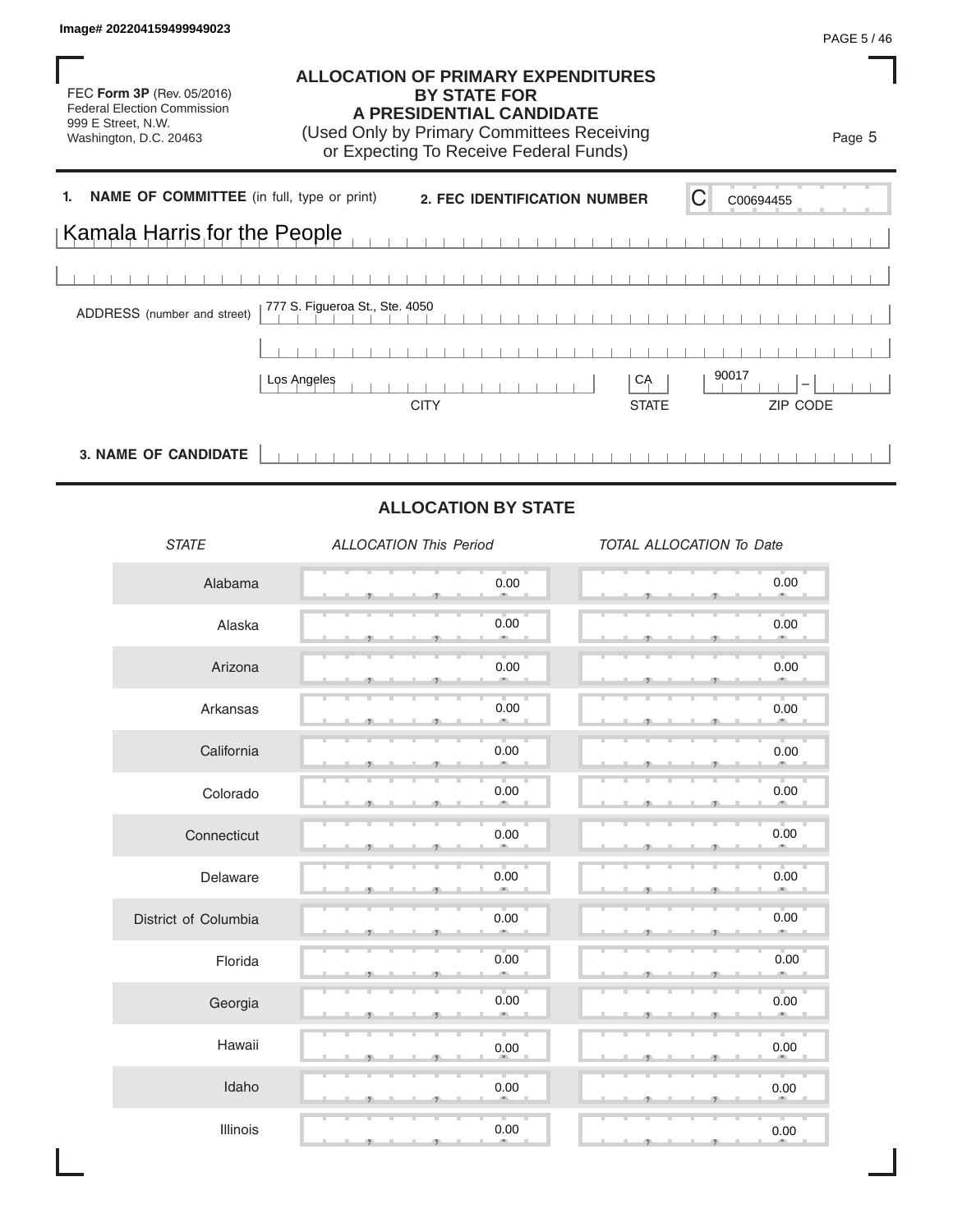Image# 202204159499949023

FEC **Form 3P** (Rev. 05/2016)
Federal Election Commission
999 E Street, N.W.
Washington, D.C. 20463

# ALLOCATION OF PRIMARY EXPENDITURES BY STATE FOR A PRESIDENTIAL CANDIDATE

(Used Only by Primary Committees Receiving or Expecting To Receive Federal Funds)

Page 5

**1. NAME OF COMMITTEE** (in full, type or print)

Kamala Harris for the People

**2. FEC IDENTIFICATION NUMBER** C00694455

ADDRESS (number and street) 777 S. Figueroa St., Ste. 4050

Los Angeles, CA 90017

CITY STATE ZIP CODE

**3. NAME OF CANDIDATE**

## ALLOCATION BY STATE

| *STATE* | *ALLOCATION This Period* | *TOTAL ALLOCATION To Date* |
|---|---|---|
| Alabama | 0.00 | 0.00 |
| Alaska | 0.00 | 0.00 |
| Arizona | 0.00 | 0.00 |
| Arkansas | 0.00 | 0.00 |
| California | 0.00 | 0.00 |
| Colorado | 0.00 | 0.00 |
| Connecticut | 0.00 | 0.00 |
| Delaware | 0.00 | 0.00 |
| District of Columbia | 0.00 | 0.00 |
| Florida | 0.00 | 0.00 |
| Georgia | 0.00 | 0.00 |
| Hawaii | 0.00 | 0.00 |
| Idaho | 0.00 | 0.00 |
| Illinois | 0.00 | 0.00 |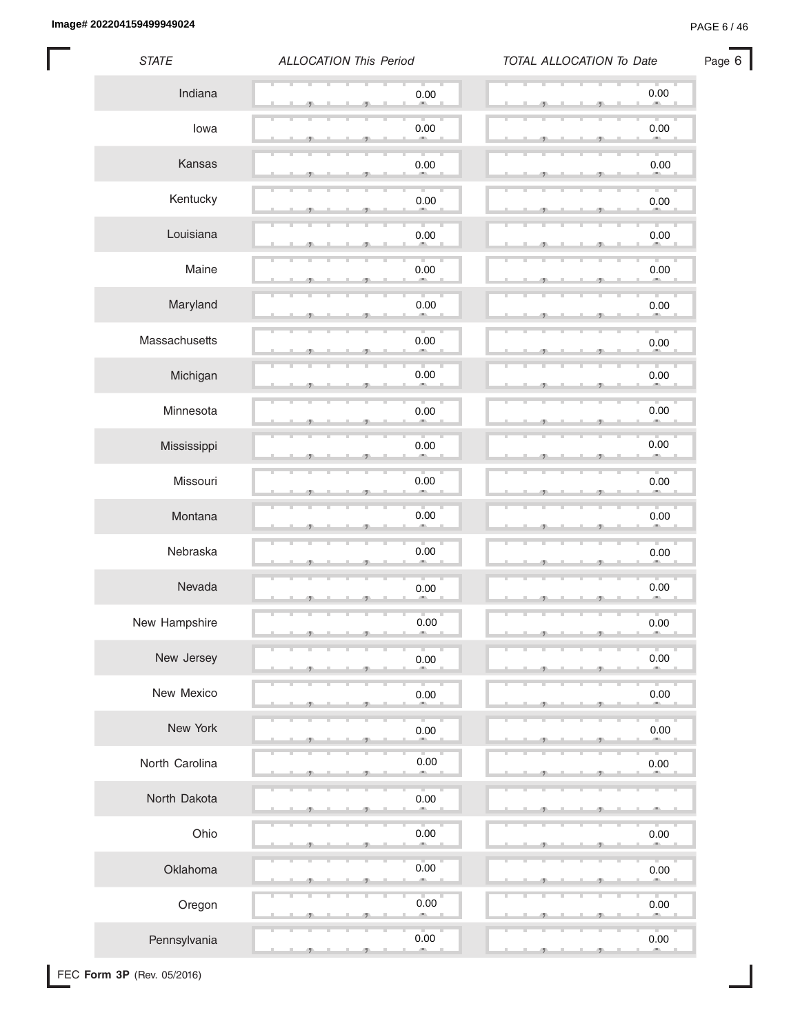| STATE | ALLOCATION This Period | TOTAL ALLOCATION To Date |
| --- | --- | --- |
| Indiana | 0.00 | 0.00 |
| Iowa | 0.00 | 0.00 |
| Kansas | 0.00 | 0.00 |
| Kentucky | 0.00 | 0.00 |
| Louisiana | 0.00 | 0.00 |
| Maine | 0.00 | 0.00 |
| Maryland | 0.00 | 0.00 |
| Massachusetts | 0.00 | 0.00 |
| Michigan | 0.00 | 0.00 |
| Minnesota | 0.00 | 0.00 |
| Mississippi | 0.00 | 0.00 |
| Missouri | 0.00 | 0.00 |
| Montana | 0.00 | 0.00 |
| Nebraska | 0.00 | 0.00 |
| Nevada | 0.00 | 0.00 |
| New Hampshire | 0.00 | 0.00 |
| New Jersey | 0.00 | 0.00 |
| New Mexico | 0.00 | 0.00 |
| New York | 0.00 | 0.00 |
| North Carolina | 0.00 | 0.00 |
| North Dakota | 0.00 | |
| Ohio | 0.00 | 0.00 |
| Oklahoma | 0.00 | 0.00 |
| Oregon | 0.00 | 0.00 |
| Pennsylvania | 0.00 | 0.00 |

FEC **Form 3P** (Rev. 05/2016)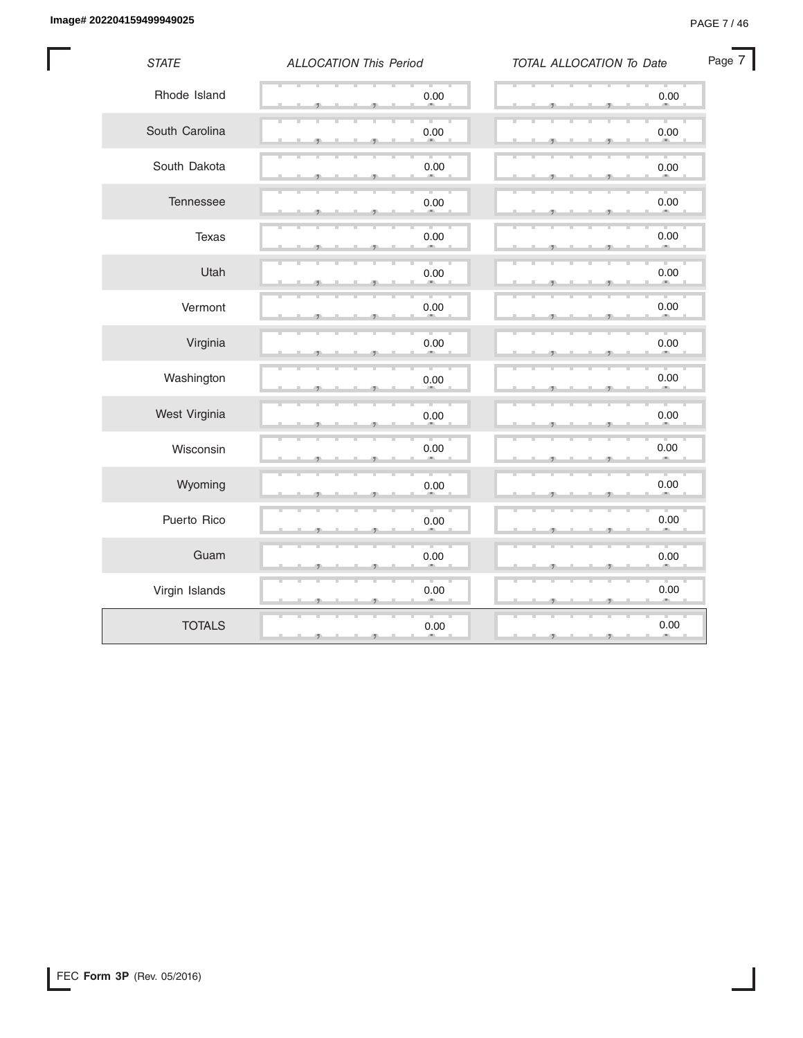| STATE | ALLOCATION This Period | TOTAL ALLOCATION To Date |
|---|---|---|
| Rhode Island | 0.00 | 0.00 |
| South Carolina | 0.00 | 0.00 |
| South Dakota | 0.00 | 0.00 |
| Tennessee | 0.00 | 0.00 |
| Texas | 0.00 | 0.00 |
| Utah | 0.00 | 0.00 |
| Vermont | 0.00 | 0.00 |
| Virginia | 0.00 | 0.00 |
| Washington | 0.00 | 0.00 |
| West Virginia | 0.00 | 0.00 |
| Wisconsin | 0.00 | 0.00 |
| Wyoming | 0.00 | 0.00 |
| Puerto Rico | 0.00 | 0.00 |
| Guam | 0.00 | 0.00 |
| Virgin Islands | 0.00 | 0.00 |
| TOTALS | 0.00 | 0.00 |

FEC **Form 3P** (Rev. 05/2016)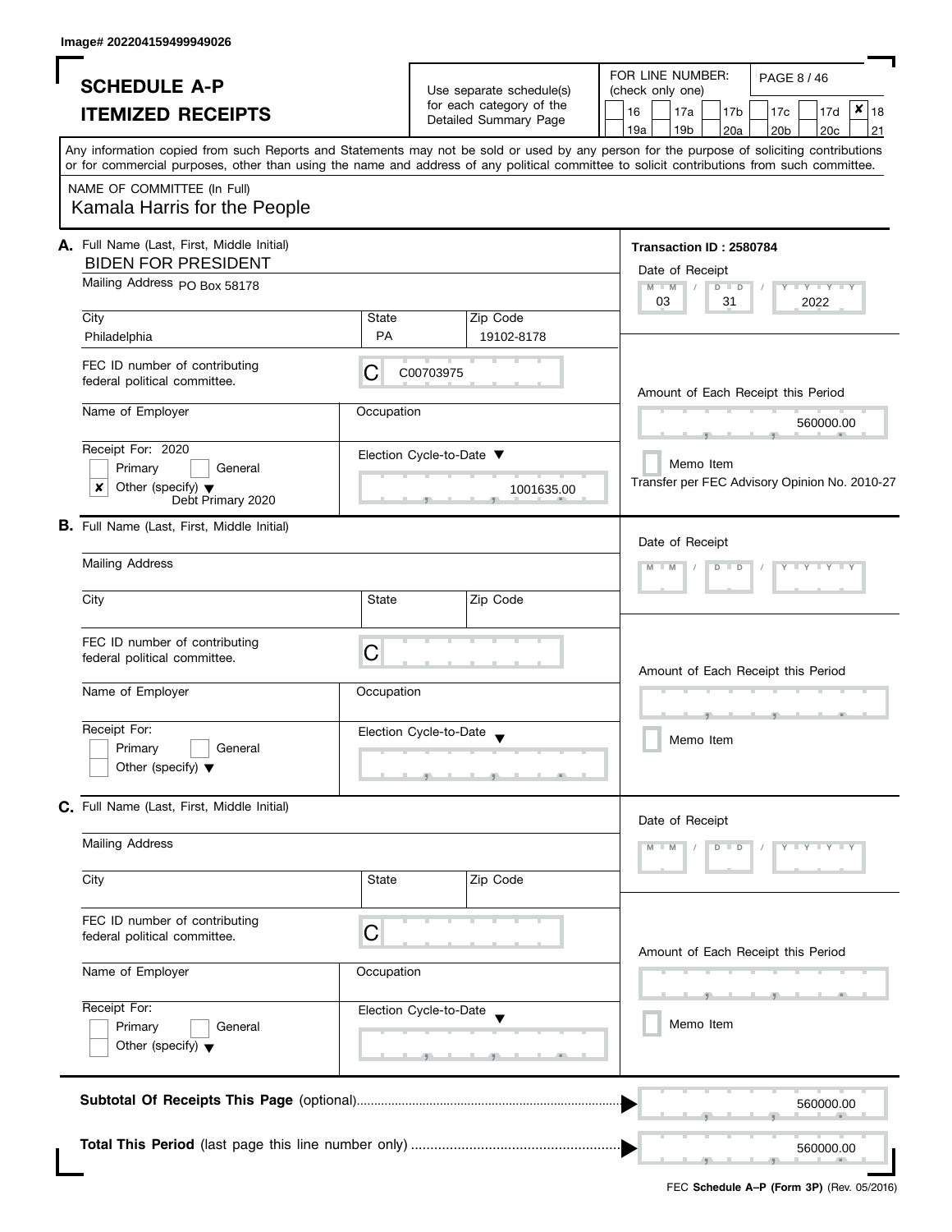Image# 202204159499949026

# SCHEDULE A-P

## ITEMIZED RECEIPTS

Use separate schedule(s) for each category of the Detailed Summary Page

FOR LINE NUMBER: (check only one)

16 | 17a | 17b | 17c | 17d | **x** 18
19a | 19b | 20a | 20b | 20c | 21

Any information copied from such Reports and Statements may not be sold or used by any person for the purpose of soliciting contributions or for commercial purposes, other than using the name and address of any political committee to solicit contributions from such committee.

NAME OF COMMITTEE (In Full)
Kamala Harris for the People

**A.** Full Name (Last, First, Middle Initial)
BIDEN FOR PRESIDENT

Mailing Address PO Box 58178

| City | State | Zip Code |
|---|---|---|
| Philadelphia | PA | 19102-8178 |

FEC ID number of contributing federal political committee. C00703975

Name of Employer | Occupation

Receipt For: 2020
Primary / General
**x** Other (specify) Debt Primary 2020

Election Cycle-to-Date: 1001635.00

**Transaction ID : 2580784**

Date of Receipt: 03 / 31 / 2022

Amount of Each Receipt this Period: 560000.00

Memo Item
Transfer per FEC Advisory Opinion No. 2010-27

**B.** Full Name (Last, First, Middle Initial)

Mailing Address

City | State | Zip Code

FEC ID number of contributing federal political committee. C

Name of Employer | Occupation

Receipt For: Primary / General / Other (specify)

Election Cycle-to-Date

Date of Receipt

Amount of Each Receipt this Period

Memo Item

**C.** Full Name (Last, First, Middle Initial)

Mailing Address

City | State | Zip Code

FEC ID number of contributing federal political committee. C

Name of Employer | Occupation

Receipt For: Primary / General / Other (specify)

Election Cycle-to-Date

Date of Receipt

Amount of Each Receipt this Period

Memo Item

**Subtotal Of Receipts This Page** (optional): 560000.00

**Total This Period** (last page this line number only): 560000.00

FEC **Schedule A–P (Form 3P)** (Rev. 05/2016)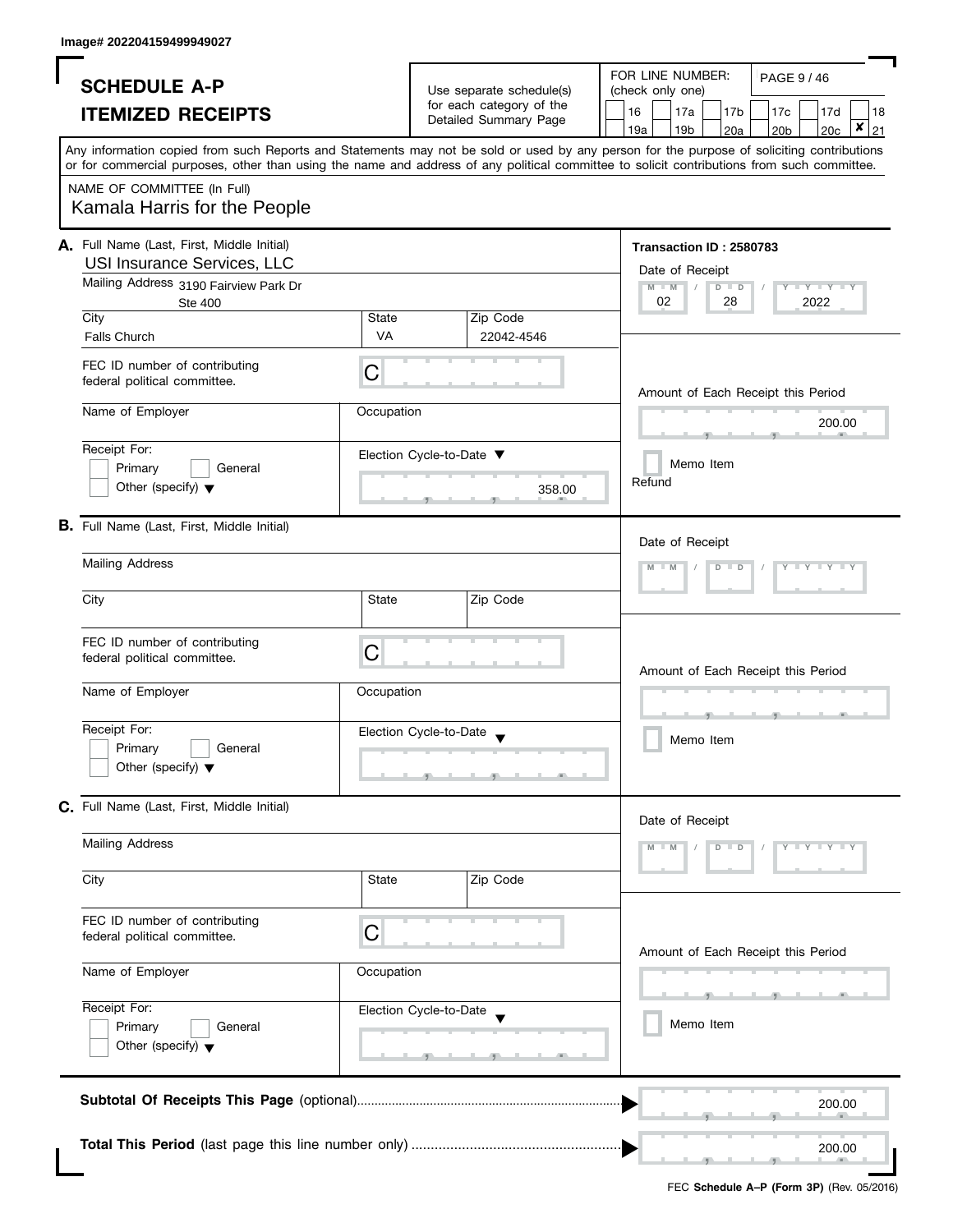Image# 202204159499949027

# SCHEDULE A-P

## ITEMIZED RECEIPTS

Use separate schedule(s) for each category of the Detailed Summary Page

FOR LINE NUMBER: (check only one)

16 | 17a | 17b | 17c | 17d | 18 | 19a | 19b | 20a | 20b | 20c | **x** 21

Any information copied from such Reports and Statements may not be sold or used by any person for the purpose of soliciting contributions or for commercial purposes, other than using the name and address of any political committee to solicit contributions from such committee.

NAME OF COMMITTEE (In Full)
Kamala Harris for the People

**A.** Full Name (Last, First, Middle Initial)
USI Insurance Services, LLC

Transaction ID : 2580783

Mailing Address 3190 Fairview Park Dr
Ste 400

| City | State | Zip Code |
|---|---|---|
| Falls Church | VA | 22042-4546 |

Date of Receipt: 02 / 28 / 2022

FEC ID number of contributing federal political committee. C

Name of Employer | Occupation

Amount of Each Receipt this Period: 200.00

Receipt For: Primary | General | Other (specify)

Election Cycle-to-Date: 358.00

Memo Item

Refund

**B.** Full Name (Last, First, Middle Initial)

Mailing Address

City | State | Zip Code

Date of Receipt

FEC ID number of contributing federal political committee. C

Name of Employer | Occupation

Amount of Each Receipt this Period

Receipt For: Primary | General | Other (specify)

Election Cycle-to-Date

Memo Item

**C.** Full Name (Last, First, Middle Initial)

Mailing Address

City | State | Zip Code

Date of Receipt

FEC ID number of contributing federal political committee. C

Name of Employer | Occupation

Amount of Each Receipt this Period

Receipt For: Primary | General | Other (specify)

Election Cycle-to-Date

Memo Item

**Subtotal Of Receipts This Page** (optional): 200.00

**Total This Period** (last page this line number only): 200.00

FEC **Schedule A–P (Form 3P)** (Rev. 05/2016)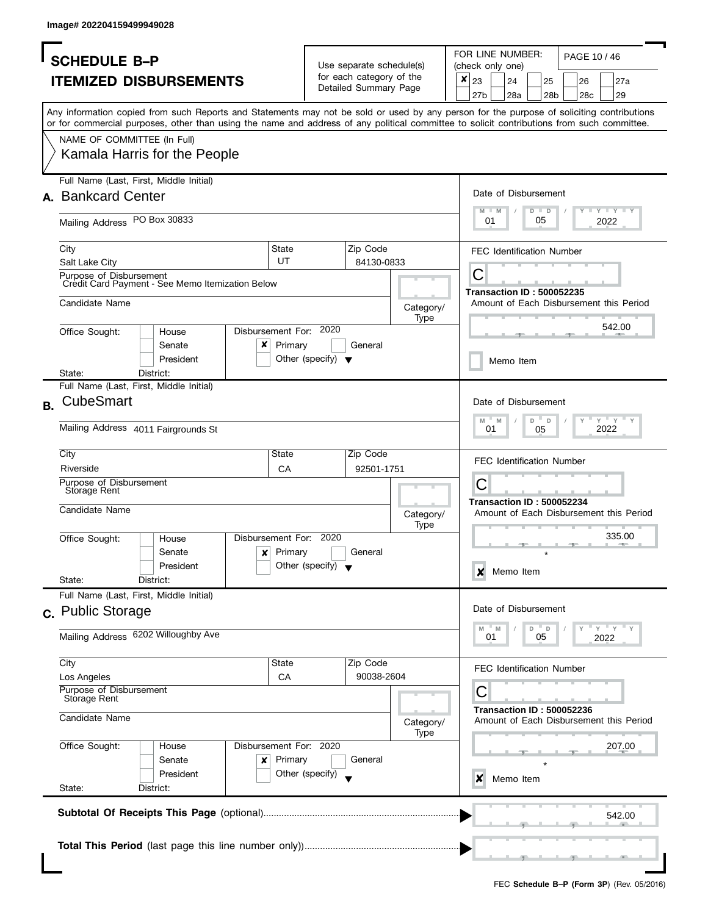Image# 202204159499949028

# SCHEDULE B–P
## ITEMIZED DISBURSEMENTS

Use separate schedule(s) for each category of the Detailed Summary Page

FOR LINE NUMBER: (check only one)

- [x] 23
- [ ] 24
- [ ] 25
- [ ] 26
- [ ] 27a
- [ ] 27b
- [ ] 28a
- [ ] 28b
- [ ] 28c
- [ ] 29

Any information copied from such Reports and Statements may not be sold or used by any person for the purpose of soliciting contributions or for commercial purposes, other than using the name and address of any political committee to solicit contributions from such committee.

NAME OF COMMITTEE (In Full)
Kamala Harris for the People

---

**A.** Full Name (Last, First, Middle Initial): Bankcard Center

Mailing Address: PO Box 30833

City: Salt Lake City | State: UT | Zip Code: 84130-0833

Purpose of Disbursement: Credit Card Payment - See Memo Itemization Below

Candidate Name:

Category/Type:

Office Sought: [ ] House [ ] Senate [ ] President

State: District:

Disbursement For: 2020 — [x] Primary [ ] General [ ] Other (specify)

Date of Disbursement: 01 / 05 / 2022

FEC Identification Number: C

Transaction ID : 500052235

Amount of Each Disbursement this Period: 542.00

[ ] Memo Item

---

**B.** Full Name (Last, First, Middle Initial): CubeSmart

Mailing Address: 4011 Fairgrounds St

City: Riverside | State: CA | Zip Code: 92501-1751

Purpose of Disbursement: Storage Rent

Candidate Name:

Category/Type:

Office Sought: [ ] House [ ] Senate [ ] President

State: District:

Disbursement For: 2020 — [x] Primary [ ] General [ ] Other (specify)

Date of Disbursement: 01 / 05 / 2022

FEC Identification Number: C

Transaction ID : 500052234

Amount of Each Disbursement this Period: 335.00 *

[x] Memo Item

---

**C.** Full Name (Last, First, Middle Initial): Public Storage

Mailing Address: 6202 Willoughby Ave

City: Los Angeles | State: CA | Zip Code: 90038-2604

Purpose of Disbursement: Storage Rent

Candidate Name:

Category/Type:

Office Sought: [ ] House [ ] Senate [ ] President

State: District:

Disbursement For: 2020 — [x] Primary [ ] General [ ] Other (specify)

Date of Disbursement: 01 / 05 / 2022

FEC Identification Number: C

Transaction ID : 500052236

Amount of Each Disbursement this Period: 207.00 *

[x] Memo Item

---

**Subtotal Of Receipts This Page** (optional): 542.00

**Total This Period** (last page this line number only):

FEC **Schedule B–P (Form 3P)** (Rev. 05/2016)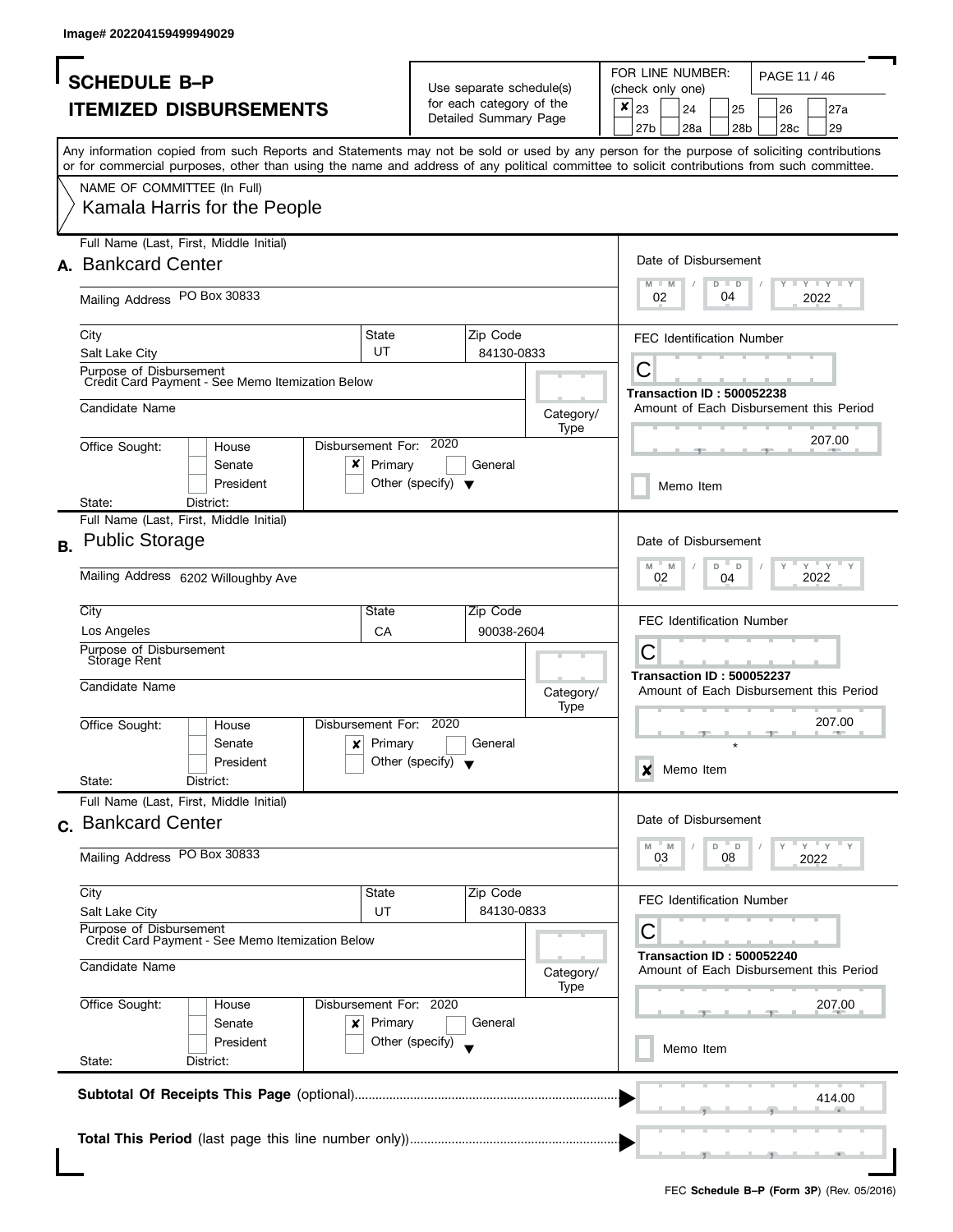Image# 202204159499949029

# SCHEDULE B–P
## ITEMIZED DISBURSEMENTS

Use separate schedule(s) for each category of the Detailed Summary Page

FOR LINE NUMBER: (check only one)

- [x] 23
- [ ] 24
- [ ] 25
- [ ] 26
- [ ] 27a
- [ ] 27b
- [ ] 28a
- [ ] 28b
- [ ] 28c
- [ ] 29

Any information copied from such Reports and Statements may not be sold or used by any person for the purpose of soliciting contributions or for commercial purposes, other than using the name and address of any political committee to solicit contributions from such committee.

NAME OF COMMITTEE (In Full)

Kamala Harris for the People

---

**A.** Full Name (Last, First, Middle Initial): Bankcard Center

Mailing Address: PO Box 30833

City: Salt Lake City | State: UT | Zip Code: 84130-0833

Purpose of Disbursement: Credit Card Payment - See Memo Itemization Below

Candidate Name:

Category/Type:

Office Sought: [ ] House [ ] Senate [ ] President

State: District:

Disbursement For: 2020 [x] Primary [ ] General [ ] Other (specify)

Date of Disbursement: 02 / 04 / 2022

FEC Identification Number: C

Transaction ID : 500052238

Amount of Each Disbursement this Period: 207.00

[ ] Memo Item

---

**B.** Full Name (Last, First, Middle Initial): Public Storage

Mailing Address: 6202 Willoughby Ave

City: Los Angeles | State: CA | Zip Code: 90038-2604

Purpose of Disbursement: Storage Rent

Candidate Name:

Category/Type:

Office Sought: [ ] House [ ] Senate [ ] President

State: District:

Disbursement For: 2020 [x] Primary [ ] General [ ] Other (specify)

Date of Disbursement: 02 / 04 / 2022

FEC Identification Number: C

Transaction ID : 500052237

Amount of Each Disbursement this Period: 207.00 *

[x] Memo Item

---

**C.** Full Name (Last, First, Middle Initial): Bankcard Center

Mailing Address: PO Box 30833

City: Salt Lake City | State: UT | Zip Code: 84130-0833

Purpose of Disbursement: Credit Card Payment - See Memo Itemization Below

Candidate Name:

Category/Type:

Office Sought: [ ] House [ ] Senate [ ] President

State: District:

Disbursement For: 2020 [x] Primary [ ] General [ ] Other (specify)

Date of Disbursement: 03 / 08 / 2022

FEC Identification Number: C

Transaction ID : 500052240

Amount of Each Disbursement this Period: 207.00

[ ] Memo Item

---

**Subtotal Of Receipts This Page** (optional): 414.00

**Total This Period** (last page this line number only)):

FEC **Schedule B–P (Form 3P)** (Rev. 05/2016)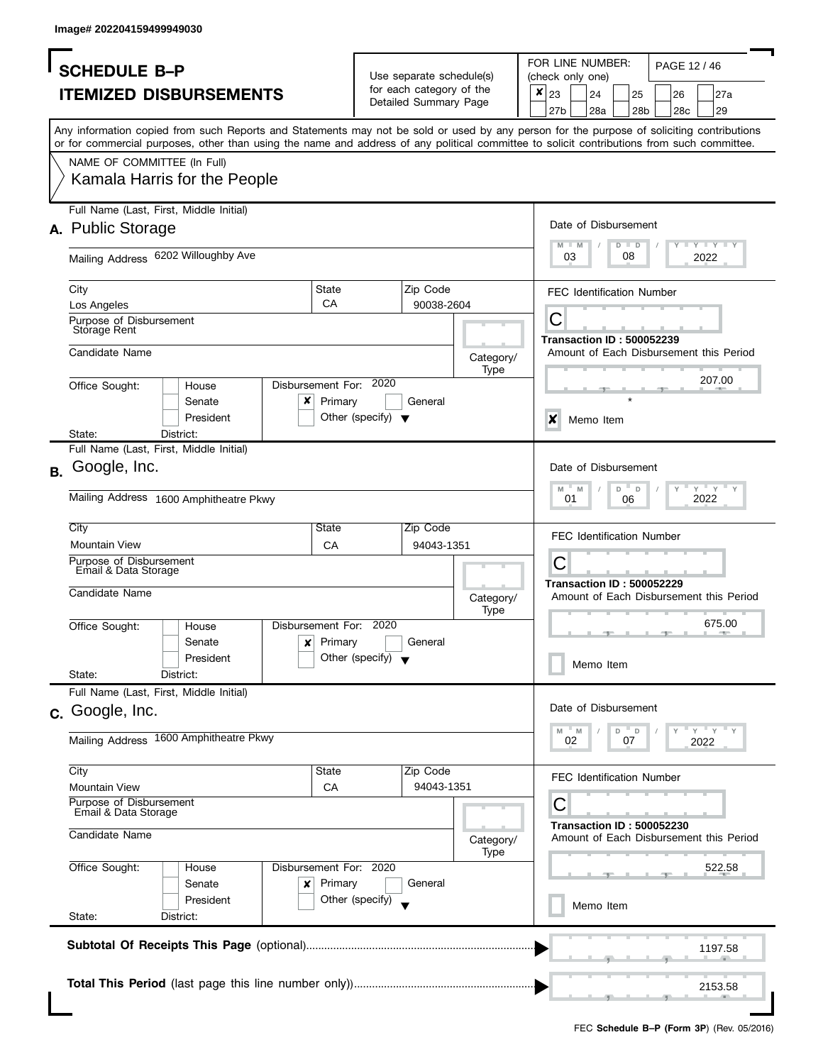Image# 202204159499949030

# SCHEDULE B–P
## ITEMIZED DISBURSEMENTS

Use separate schedule(s) for each category of the Detailed Summary Page

FOR LINE NUMBER: (check only one)

- [x] 23
- [ ] 24
- [ ] 25
- [ ] 26
- [ ] 27a
- [ ] 27b
- [ ] 28a
- [ ] 28b
- [ ] 28c
- [ ] 29

Any information copied from such Reports and Statements may not be sold or used by any person for the purpose of soliciting contributions or for commercial purposes, other than using the name and address of any political committee to solicit contributions from such committee.

NAME OF COMMITTEE (In Full)
Kamala Harris for the People

---

**A.** Full Name (Last, First, Middle Initial): Public Storage

Mailing Address: 6202 Willoughby Ave

City: Los Angeles | State: CA | Zip Code: 90038-2604

Purpose of Disbursement: Storage Rent

Candidate Name:

Category/Type:

Office Sought: [ ] House [ ] Senate [ ] President

State: District:

Disbursement For: 2020 [x] Primary [ ] General [ ] Other (specify)

Date of Disbursement: 03 / 08 / 2022

FEC Identification Number: C

Transaction ID : 500052239

Amount of Each Disbursement this Period: 207.00 *

[x] Memo Item

---

**B.** Full Name (Last, First, Middle Initial): Google, Inc.

Mailing Address: 1600 Amphitheatre Pkwy

City: Mountain View | State: CA | Zip Code: 94043-1351

Purpose of Disbursement: Email & Data Storage

Candidate Name:

Category/Type:

Office Sought: [ ] House [ ] Senate [ ] President

State: District:

Disbursement For: 2020 [x] Primary [ ] General [ ] Other (specify)

Date of Disbursement: 01 / 06 / 2022

FEC Identification Number: C

Transaction ID : 500052229

Amount of Each Disbursement this Period: 675.00

[ ] Memo Item

---

**C.** Full Name (Last, First, Middle Initial): Google, Inc.

Mailing Address: 1600 Amphitheatre Pkwy

City: Mountain View | State: CA | Zip Code: 94043-1351

Purpose of Disbursement: Email & Data Storage

Candidate Name:

Category/Type:

Office Sought: [ ] House [ ] Senate [ ] President

State: District:

Disbursement For: 2020 [x] Primary [ ] General [ ] Other (specify)

Date of Disbursement: 02 / 07 / 2022

FEC Identification Number: C

Transaction ID : 500052230

Amount of Each Disbursement this Period: 522.58

[ ] Memo Item

---

**Subtotal Of Receipts This Page** (optional): 1197.58

**Total This Period** (last page this line number only): 2153.58

FEC **Schedule B–P (Form 3P)** (Rev. 05/2016)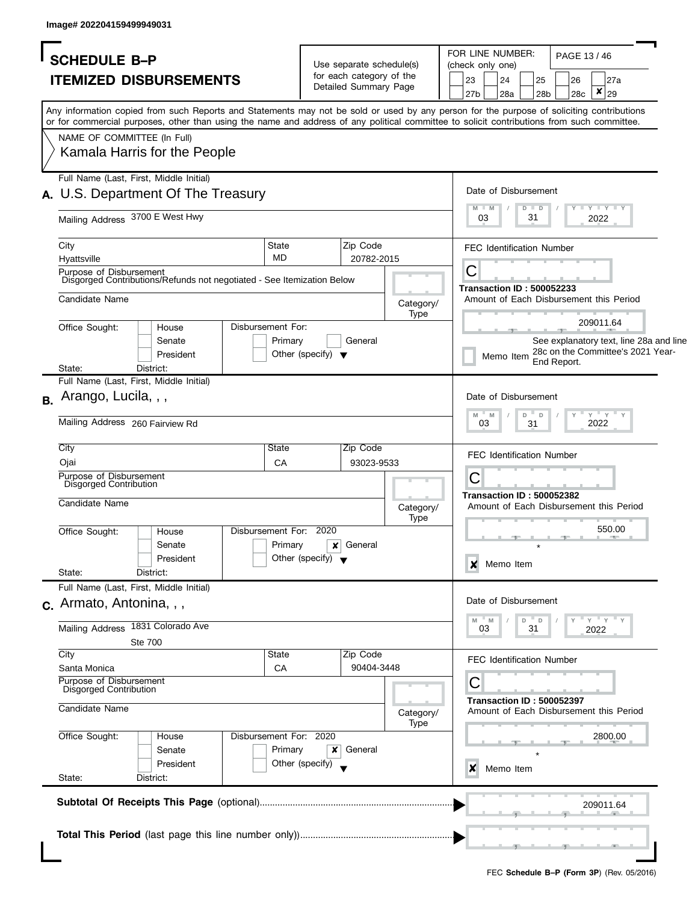Image# 202204159499949031

# SCHEDULE B–P

## ITEMIZED DISBURSEMENTS

Use separate schedule(s) for each category of the Detailed Summary Page

FOR LINE NUMBER: (check only one)

23 | 24 | 25 | 26 | 27a | 27b | 28a | 28b | 28c | ✘ 29

Any information copied from such Reports and Statements may not be sold or used by any person for the purpose of soliciting contributions or for commercial purposes, other than using the name and address of any political committee to solicit contributions from such committee.

NAME OF COMMITTEE (In Full)

Kamala Harris for the People

---

**A.** Full Name (Last, First, Middle Initial): U.S. Department Of The Treasury

Mailing Address: 3700 E West Hwy

City: Hyattsville | State: MD | Zip Code: 20782-2015

Purpose of Disbursement: Disgorged Contributions/Refunds not negotiated - See Itemization Below

Candidate Name:

Category/Type:

Office Sought: House / Senate / President

State: District:

Disbursement For: Primary / General / Other (specify)

Date of Disbursement: 03 / 31 / 2022

FEC Identification Number: C

Transaction ID : 500052233

Amount of Each Disbursement this Period: 209011.64

See explanatory text, line 28a and line 28c on the Committee's 2021 Year-End Report.

Memo Item

---

**B.** Full Name (Last, First, Middle Initial): Arango, Lucila, , ,

Mailing Address: 260 Fairview Rd

City: Ojai | State: CA | Zip Code: 93023-9533

Purpose of Disbursement: Disgorged Contribution

Candidate Name:

Category/Type:

Office Sought: House / Senate / President

State: District:

Disbursement For: 2020 — Primary / ✘ General / Other (specify)

Date of Disbursement: 03 / 31 / 2022

FEC Identification Number: C

Transaction ID : 500052382

Amount of Each Disbursement this Period: 550.00

✘ Memo Item

---

**C.** Full Name (Last, First, Middle Initial): Armato, Antonina, , ,

Mailing Address: 1831 Colorado Ave, Ste 700

City: Santa Monica | State: CA | Zip Code: 90404-3448

Purpose of Disbursement: Disgorged Contribution

Candidate Name:

Category/Type:

Office Sought: House / Senate / President

State: District:

Disbursement For: 2020 — Primary / ✘ General / Other (specify)

Date of Disbursement: 03 / 31 / 2022

FEC Identification Number: C

Transaction ID : 500052397

Amount of Each Disbursement this Period: 2800.00

✘ Memo Item

---

**Subtotal Of Receipts This Page** (optional): 209011.64

**Total This Period** (last page this line number only):

FEC **Schedule B–P (Form 3P)** (Rev. 05/2016)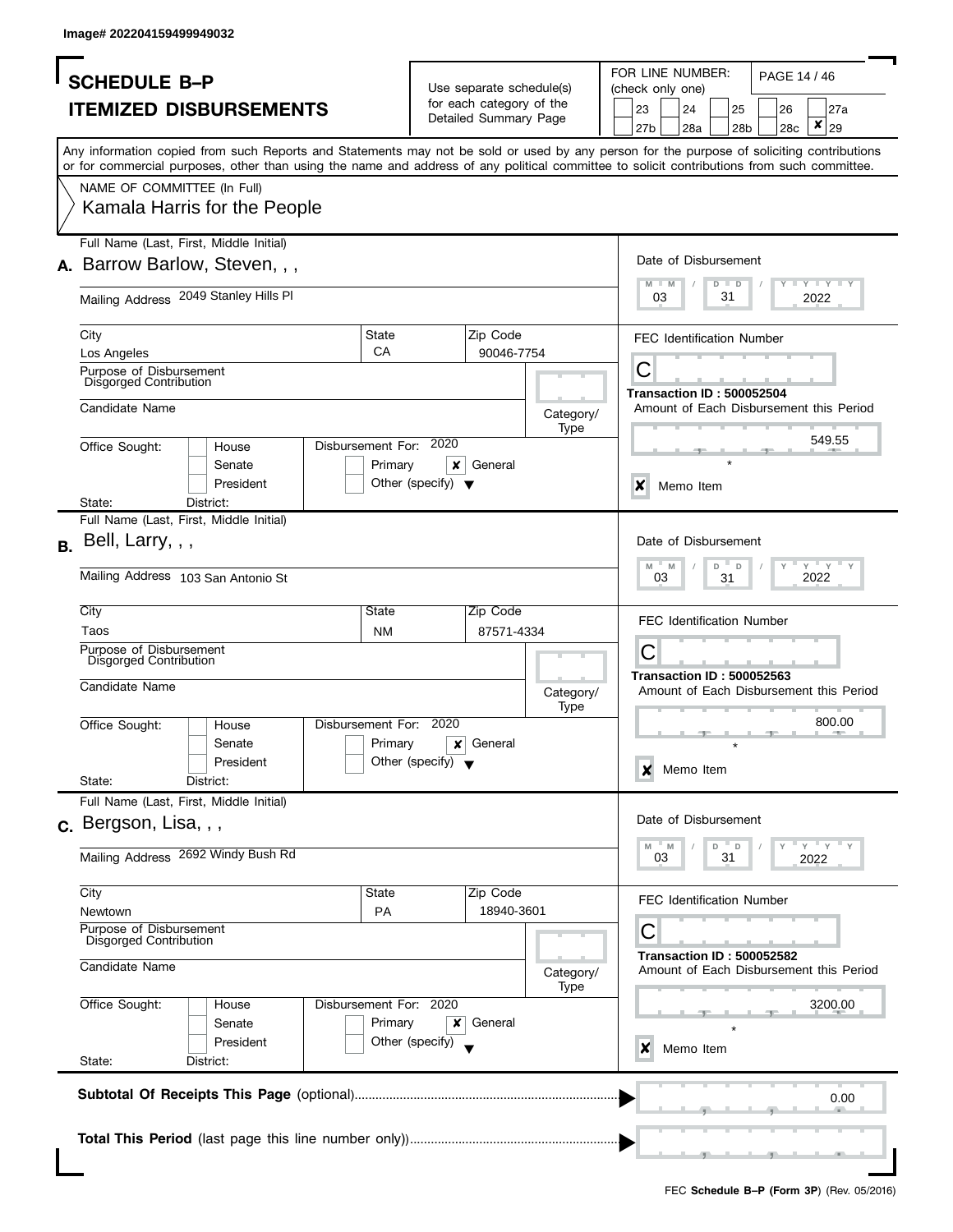Image# 202204159499949032

# SCHEDULE B–P
## ITEMIZED DISBURSEMENTS

Use separate schedule(s) for each category of the Detailed Summary Page

FOR LINE NUMBER: (check only one)

23 | 24 | 25 | 26 | 27a | 27b | 28a | 28b | 28c | [X] 29

Any information copied from such Reports and Statements may not be sold or used by any person for the purpose of soliciting contributions or for commercial purposes, other than using the name and address of any political committee to solicit contributions from such committee.

NAME OF COMMITTEE (In Full)
Kamala Harris for the People

---

**A.** Full Name (Last, First, Middle Initial): Barrow Barlow, Steven, , ,

Mailing Address: 2049 Stanley Hills Pl

City: Los Angeles | State: CA | Zip Code: 90046-7754

Purpose of Disbursement: Disgorged Contribution

Candidate Name:

Category/Type:

Office Sought: House / Senate / President

State: | District:

Disbursement For: 2020 | Primary | [X] General | Other (specify)

Date of Disbursement: 03 / 31 / 2022

FEC Identification Number: C

Transaction ID : 500052504

Amount of Each Disbursement this Period: 549.55

[X] Memo Item

---

**B.** Full Name (Last, First, Middle Initial): Bell, Larry, , ,

Mailing Address: 103 San Antonio St

City: Taos | State: NM | Zip Code: 87571-4334

Purpose of Disbursement: Disgorged Contribution

Candidate Name:

Category/Type:

Office Sought: House / Senate / President

State: | District:

Disbursement For: 2020 | Primary | [X] General | Other (specify)

Date of Disbursement: 03 / 31 / 2022

FEC Identification Number: C

Transaction ID : 500052563

Amount of Each Disbursement this Period: 800.00

[X] Memo Item

---

**C.** Full Name (Last, First, Middle Initial): Bergson, Lisa, , ,

Mailing Address: 2692 Windy Bush Rd

City: Newtown | State: PA | Zip Code: 18940-3601

Purpose of Disbursement: Disgorged Contribution

Candidate Name:

Category/Type:

Office Sought: House / Senate / President

State: | District:

Disbursement For: 2020 | Primary | [X] General | Other (specify)

Date of Disbursement: 03 / 31 / 2022

FEC Identification Number: C

Transaction ID : 500052582

Amount of Each Disbursement this Period: 3200.00

[X] Memo Item

---

**Subtotal Of Receipts This Page** (optional): 0.00

**Total This Period** (last page this line number only):

FEC **Schedule B–P (Form 3P)** (Rev. 05/2016)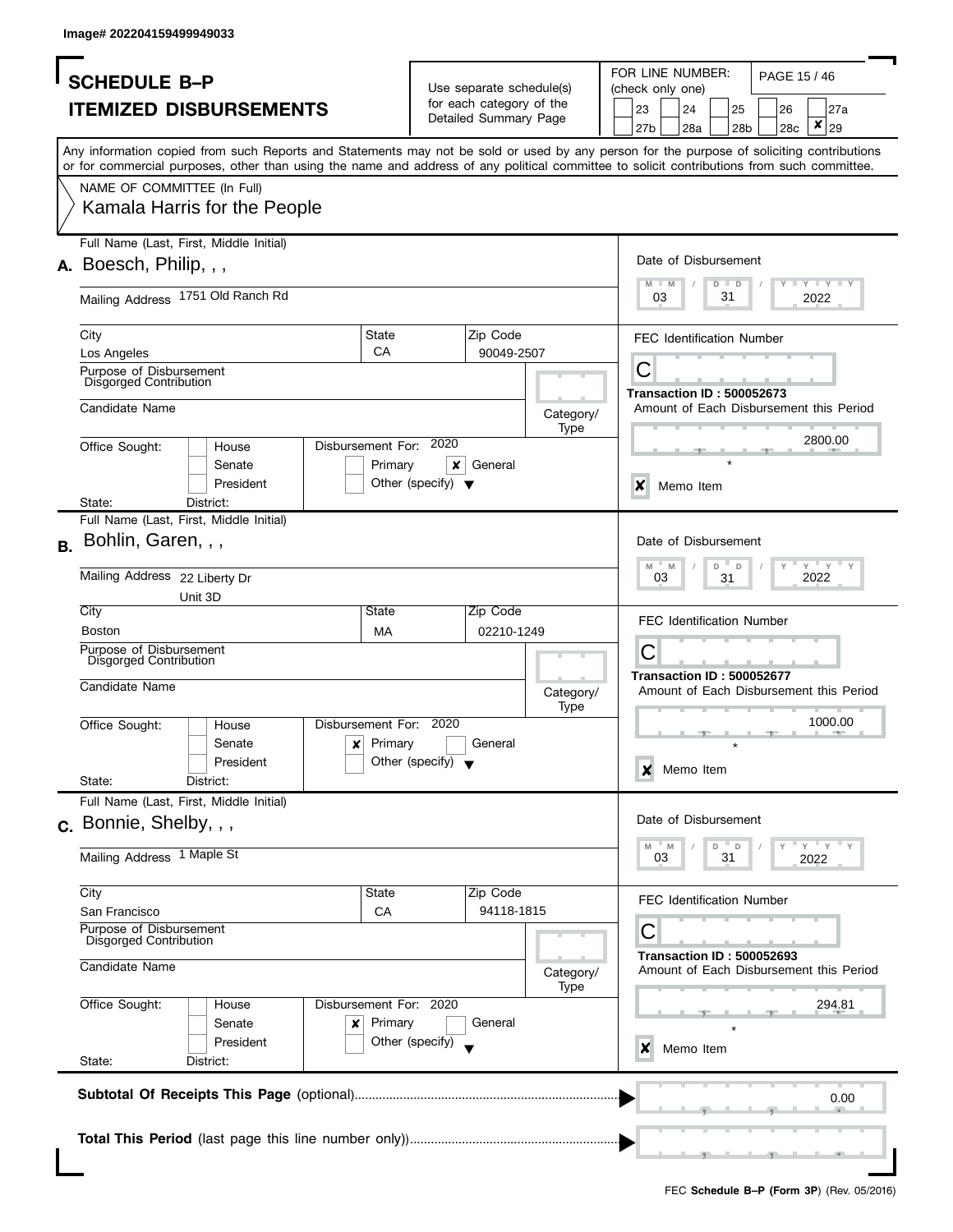Image# 202204159499949033

# SCHEDULE B–P
## ITEMIZED DISBURSEMENTS

Use separate schedule(s) for each category of the Detailed Summary Page

FOR LINE NUMBER: (check only one)

23 | 24 | 25 | 26 | 27a | 27b | 28a | 28b | 28c | ✘ 29

Any information copied from such Reports and Statements may not be sold or used by any person for the purpose of soliciting contributions or for commercial purposes, other than using the name and address of any political committee to solicit contributions from such committee.

NAME OF COMMITTEE (In Full)
Kamala Harris for the People

---

**A.** Full Name (Last, First, Middle Initial): Boesch, Philip, , ,

Mailing Address: 1751 Old Ranch Rd

City: Los Angeles | State: CA | Zip Code: 90049-2507

Purpose of Disbursement: Disgorged Contribution

Candidate Name:

Category/Type:

Office Sought: House / Senate / President

State: District:

Disbursement For: 2020 — Primary / ✘ General / Other (specify)

Date of Disbursement: 03 / 31 / 2022

FEC Identification Number: C

Transaction ID : 500052673

Amount of Each Disbursement this Period: 2800.00

✘ Memo Item

---

**B.** Full Name (Last, First, Middle Initial): Bohlin, Garen, , ,

Mailing Address: 22 Liberty Dr, Unit 3D

City: Boston | State: MA | Zip Code: 02210-1249

Purpose of Disbursement: Disgorged Contribution

Candidate Name:

Category/Type:

Office Sought: House / Senate / President

State: District:

Disbursement For: 2020 — ✘ Primary / General / Other (specify)

Date of Disbursement: 03 / 31 / 2022

FEC Identification Number: C

Transaction ID : 500052677

Amount of Each Disbursement this Period: 1000.00

✘ Memo Item

---

**C.** Full Name (Last, First, Middle Initial): Bonnie, Shelby, , ,

Mailing Address: 1 Maple St

City: San Francisco | State: CA | Zip Code: 94118-1815

Purpose of Disbursement: Disgorged Contribution

Candidate Name:

Category/Type:

Office Sought: House / Senate / President

State: District:

Disbursement For: 2020 — ✘ Primary / General / Other (specify)

Date of Disbursement: 03 / 31 / 2022

FEC Identification Number: C

Transaction ID : 500052693

Amount of Each Disbursement this Period: 294.81

✘ Memo Item

---

**Subtotal Of Receipts This Page** (optional): 0.00

**Total This Period** (last page this line number only):

FEC **Schedule B–P (Form 3P)** (Rev. 05/2016)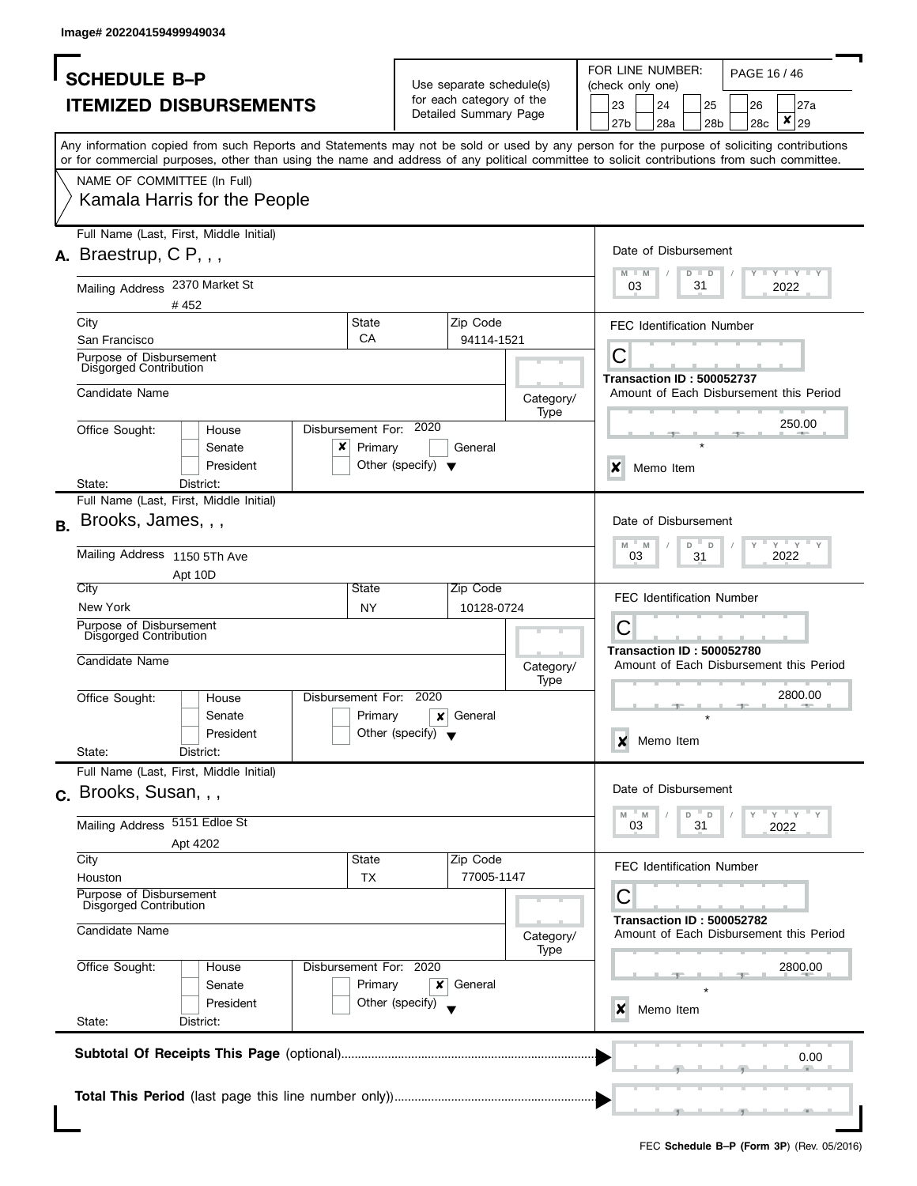Image# 202204159499949034

# SCHEDULE B–P
## ITEMIZED DISBURSEMENTS

Use separate schedule(s) for each category of the Detailed Summary Page

FOR LINE NUMBER: (check only one)

23 | 24 | 25 | 26 | 27a | 27b | 28a | 28b | 28c | ☒ 29

Any information copied from such Reports and Statements may not be sold or used by any person for the purpose of soliciting contributions or for commercial purposes, other than using the name and address of any political committee to solicit contributions from such committee.

NAME OF COMMITTEE (In Full)
Kamala Harris for the People

---

**A.** Full Name (Last, First, Middle Initial): Braestrup, C P, , ,

Mailing Address: 2370 Market St
# 452

City: San Francisco | State: CA | Zip Code: 94114-1521

Purpose of Disbursement: Disgorged Contribution

Candidate Name:

Category/Type:

Office Sought: House / Senate / President
State: District:

Disbursement For: 2020 ☒ Primary ☐ General ☐ Other (specify)

Date of Disbursement: 03/31/2022

FEC Identification Number: C

Transaction ID : 500052737

Amount of Each Disbursement this Period: 250.00

☒ Memo Item

---

**B.** Full Name (Last, First, Middle Initial): Brooks, James, , ,

Mailing Address: 1150 5Th Ave
Apt 10D

City: New York | State: NY | Zip Code: 10128-0724

Purpose of Disbursement: Disgorged Contribution

Candidate Name:

Category/Type:

Office Sought: House / Senate / President
State: District:

Disbursement For: 2020 ☐ Primary ☒ General ☐ Other (specify)

Date of Disbursement: 03/31/2022

FEC Identification Number: C

Transaction ID : 500052780

Amount of Each Disbursement this Period: 2800.00

☒ Memo Item

---

**C.** Full Name (Last, First, Middle Initial): Brooks, Susan, , ,

Mailing Address: 5151 Edloe St
Apt 4202

City: Houston | State: TX | Zip Code: 77005-1147

Purpose of Disbursement: Disgorged Contribution

Candidate Name:

Category/Type:

Office Sought: House / Senate / President
State: District:

Disbursement For: 2020 ☐ Primary ☒ General ☐ Other (specify)

Date of Disbursement: 03/31/2022

FEC Identification Number: C

Transaction ID : 500052782

Amount of Each Disbursement this Period: 2800.00

☒ Memo Item

---

**Subtotal Of Receipts This Page** (optional): 0.00

**Total This Period** (last page this line number only):

FEC **Schedule B–P (Form 3P)** (Rev. 05/2016)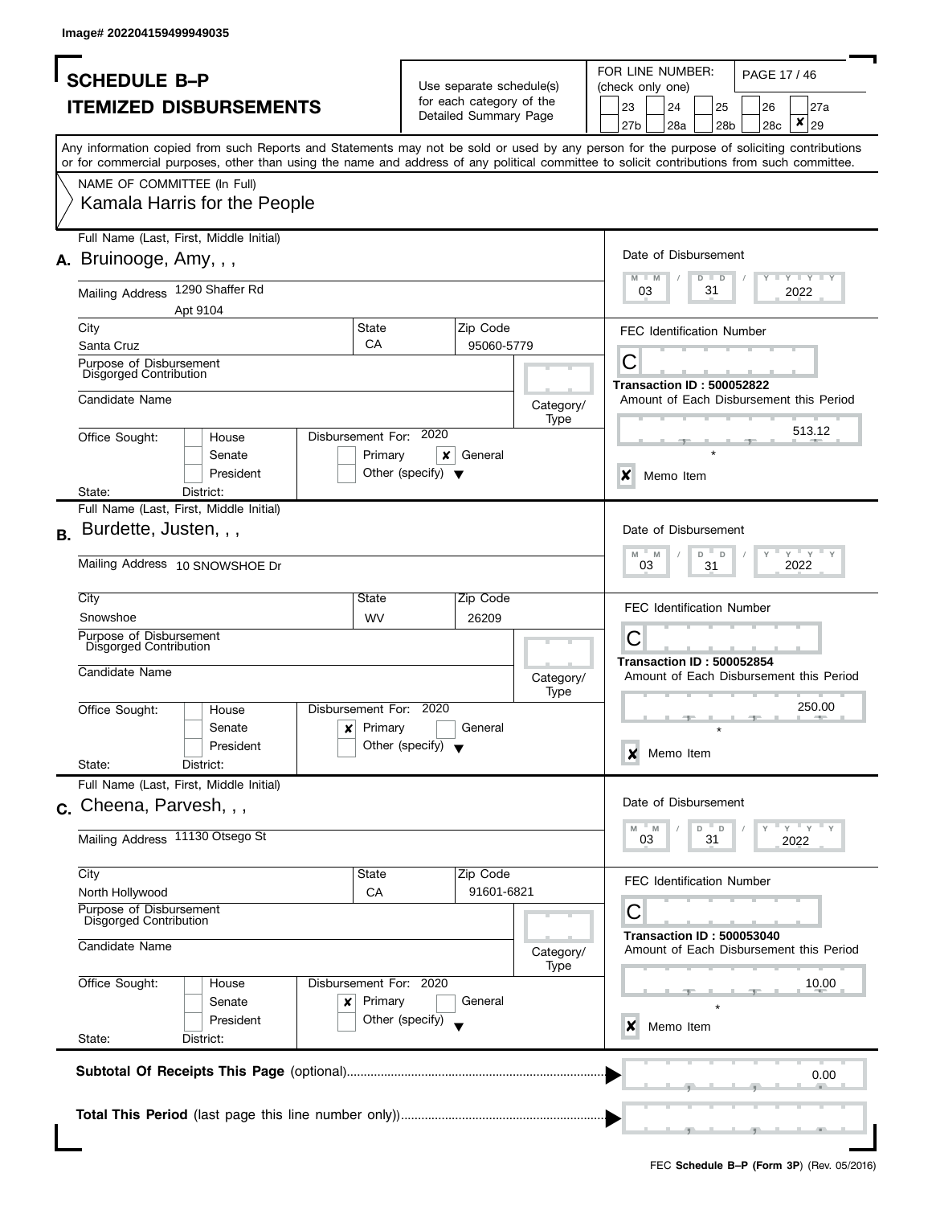Image# 202204159499949035

# SCHEDULE B–P
## ITEMIZED DISBURSEMENTS

Use separate schedule(s) for each category of the Detailed Summary Page

FOR LINE NUMBER: (check only one)

23 | 24 | 25 | 26 | 27a | 27b | 28a | 28b | 28c | [X] 29

Any information copied from such Reports and Statements may not be sold or used by any person for the purpose of soliciting contributions or for commercial purposes, other than using the name and address of any political committee to solicit contributions from such committee.

NAME OF COMMITTEE (In Full)

Kamala Harris for the People

---

**A.** Full Name (Last, First, Middle Initial): Bruinooge, Amy, , ,

Mailing Address: 1290 Shaffer Rd, Apt 9104

City: Santa Cruz | State: CA | Zip Code: 95060-5779

Purpose of Disbursement: Disgorged Contribution

Candidate Name:

Category/Type:

Office Sought: House / Senate / President

State: District:

Disbursement For: 2020 — Primary / [X] General / Other (specify)

Date of Disbursement: 03/31/2022

FEC Identification Number: C

**Transaction ID : 500052822**

Amount of Each Disbursement this Period: 513.12

[X] Memo Item

---

**B.** Full Name (Last, First, Middle Initial): Burdette, Justen, , ,

Mailing Address: 10 SNOWSHOE Dr

City: Snowshoe | State: WV | Zip Code: 26209

Purpose of Disbursement: Disgorged Contribution

Candidate Name:

Category/Type:

Office Sought: House / Senate / President

State: District:

Disbursement For: 2020 — [X] Primary / General / Other (specify)

Date of Disbursement: 03/31/2022

FEC Identification Number: C

**Transaction ID : 500052854**

Amount of Each Disbursement this Period: 250.00

[X] Memo Item

---

**C.** Full Name (Last, First, Middle Initial): Cheena, Parvesh, , ,

Mailing Address: 11130 Otsego St

City: North Hollywood | State: CA | Zip Code: 91601-6821

Purpose of Disbursement: Disgorged Contribution

Candidate Name:

Category/Type:

Office Sought: House / Senate / President

State: District:

Disbursement For: 2020 — [X] Primary / General / Other (specify)

Date of Disbursement: 03/31/2022

FEC Identification Number: C

**Transaction ID : 500053040**

Amount of Each Disbursement this Period: 10.00

[X] Memo Item

---

**Subtotal Of Receipts This Page** (optional): 0.00

**Total This Period** (last page this line number only):

FEC **Schedule B–P (Form 3P)** (Rev. 05/2016)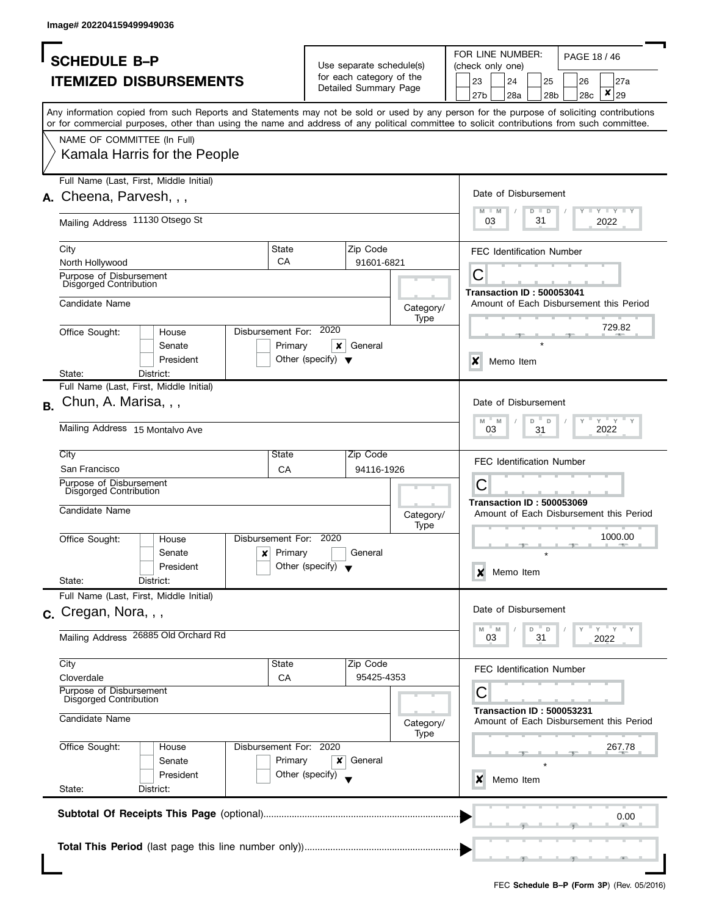Image# 202204159499949036

# SCHEDULE B–P
## ITEMIZED DISBURSEMENTS

Use separate schedule(s) for each category of the Detailed Summary Page

FOR LINE NUMBER: (check only one)

23 | 24 | 25 | 26 | 27a | 27b | 28a | 28b | 28c | ✘ 29

Any information copied from such Reports and Statements may not be sold or used by any person for the purpose of soliciting contributions or for commercial purposes, other than using the name and address of any political committee to solicit contributions from such committee.

NAME OF COMMITTEE (In Full)
Kamala Harris for the People

---

**A.** Full Name (Last, First, Middle Initial): Cheena, Parvesh, , ,

Mailing Address: 11130 Otsego St

City: North Hollywood | State: CA | Zip Code: 91601-6821

Purpose of Disbursement: Disgorged Contribution

Candidate Name:

Category/Type:

Office Sought: House / Senate / President

State: | District:

Disbursement For: 2020 — Primary | ✘ General | Other (specify)

Date of Disbursement: 03 / 31 / 2022

FEC Identification Number: C

Transaction ID : 500053041

Amount of Each Disbursement this Period: 729.82

✘ Memo Item

---

**B.** Full Name (Last, First, Middle Initial): Chun, A. Marisa, , ,

Mailing Address: 15 Montalvo Ave

City: San Francisco | State: CA | Zip Code: 94116-1926

Purpose of Disbursement: Disgorged Contribution

Candidate Name:

Category/Type:

Office Sought: House / Senate / President

State: | District:

Disbursement For: 2020 — ✘ Primary | General | Other (specify)

Date of Disbursement: 03 / 31 / 2022

FEC Identification Number: C

Transaction ID : 500053069

Amount of Each Disbursement this Period: 1000.00

✘ Memo Item

---

**C.** Full Name (Last, First, Middle Initial): Cregan, Nora, , ,

Mailing Address: 26885 Old Orchard Rd

City: Cloverdale | State: CA | Zip Code: 95425-4353

Purpose of Disbursement: Disgorged Contribution

Candidate Name:

Category/Type:

Office Sought: House / Senate / President

State: | District:

Disbursement For: 2020 — Primary | ✘ General | Other (specify)

Date of Disbursement: 03 / 31 / 2022

FEC Identification Number: C

Transaction ID : 500053231

Amount of Each Disbursement this Period: 267.78

✘ Memo Item

---

**Subtotal Of Receipts This Page** (optional): 0.00

**Total This Period** (last page this line number only):

FEC **Schedule B–P (Form 3P)** (Rev. 05/2016)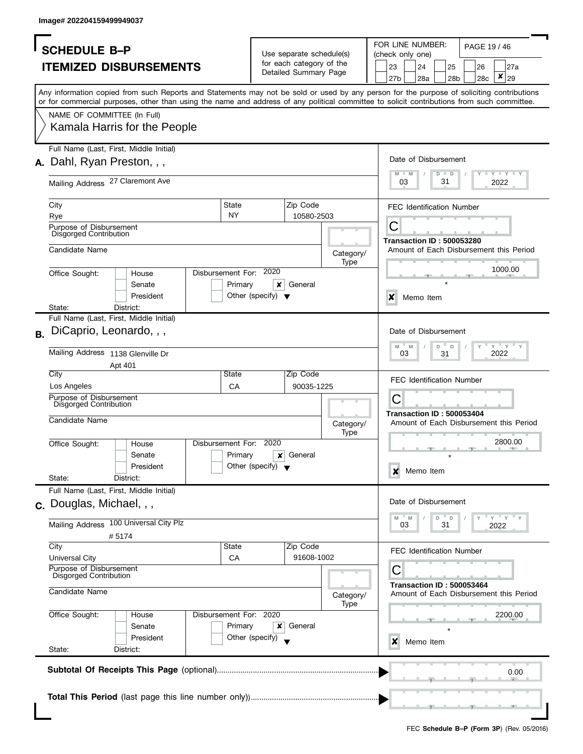Image# 202204159499949037

# SCHEDULE B–P
# ITEMIZED DISBURSEMENTS

Use separate schedule(s) for each category of the Detailed Summary Page

FOR LINE NUMBER: (check only one)

23 | 24 | 25 | 26 | 27a | 27b | 28a | 28b | 28c | X 29

Any information copied from such Reports and Statements may not be sold or used by any person for the purpose of soliciting contributions or for commercial purposes, other than using the name and address of any political committee to solicit contributions from such committee.

NAME OF COMMITTEE (In Full)
Kamala Harris for the People

---

**A.** Full Name (Last, First, Middle Initial): Dahl, Ryan Preston, , ,

Mailing Address: 27 Claremont Ave

City: Rye | State: NY | Zip Code: 10580-2503

Purpose of Disbursement: Disgorged Contribution

Candidate Name:

Category/Type:

Office Sought: House / Senate / President

State: District:

Disbursement For: 2020 — Primary / X General / Other (specify)

Date of Disbursement: 03 / 31 / 2022

FEC Identification Number: C

Transaction ID : 500053280

Amount of Each Disbursement this Period: 1000.00

X Memo Item

---

**B.** Full Name (Last, First, Middle Initial): DiCaprio, Leonardo, , ,

Mailing Address: 1138 Glenville Dr, Apt 401

City: Los Angeles | State: CA | Zip Code: 90035-1225

Purpose of Disbursement: Disgorged Contribution

Candidate Name:

Category/Type:

Office Sought: House / Senate / President

State: District:

Disbursement For: 2020 — Primary / X General / Other (specify)

Date of Disbursement: 03 / 31 / 2022

FEC Identification Number: C

Transaction ID : 500053404

Amount of Each Disbursement this Period: 2800.00

X Memo Item

---

**C.** Full Name (Last, First, Middle Initial): Douglas, Michael, , ,

Mailing Address: 100 Universal City Plz, # 5174

City: Universal City | State: CA | Zip Code: 91608-1002

Purpose of Disbursement: Disgorged Contribution

Candidate Name:

Category/Type:

Office Sought: House / Senate / President

State: District:

Disbursement For: 2020 — Primary / X General / Other (specify)

Date of Disbursement: 03 / 31 / 2022

FEC Identification Number: C

Transaction ID : 500053464

Amount of Each Disbursement this Period: 2200.00

X Memo Item

---

**Subtotal Of Receipts This Page** (optional): 0.00

**Total This Period** (last page this line number only)):

FEC **Schedule B–P (Form 3P)** (Rev. 05/2016)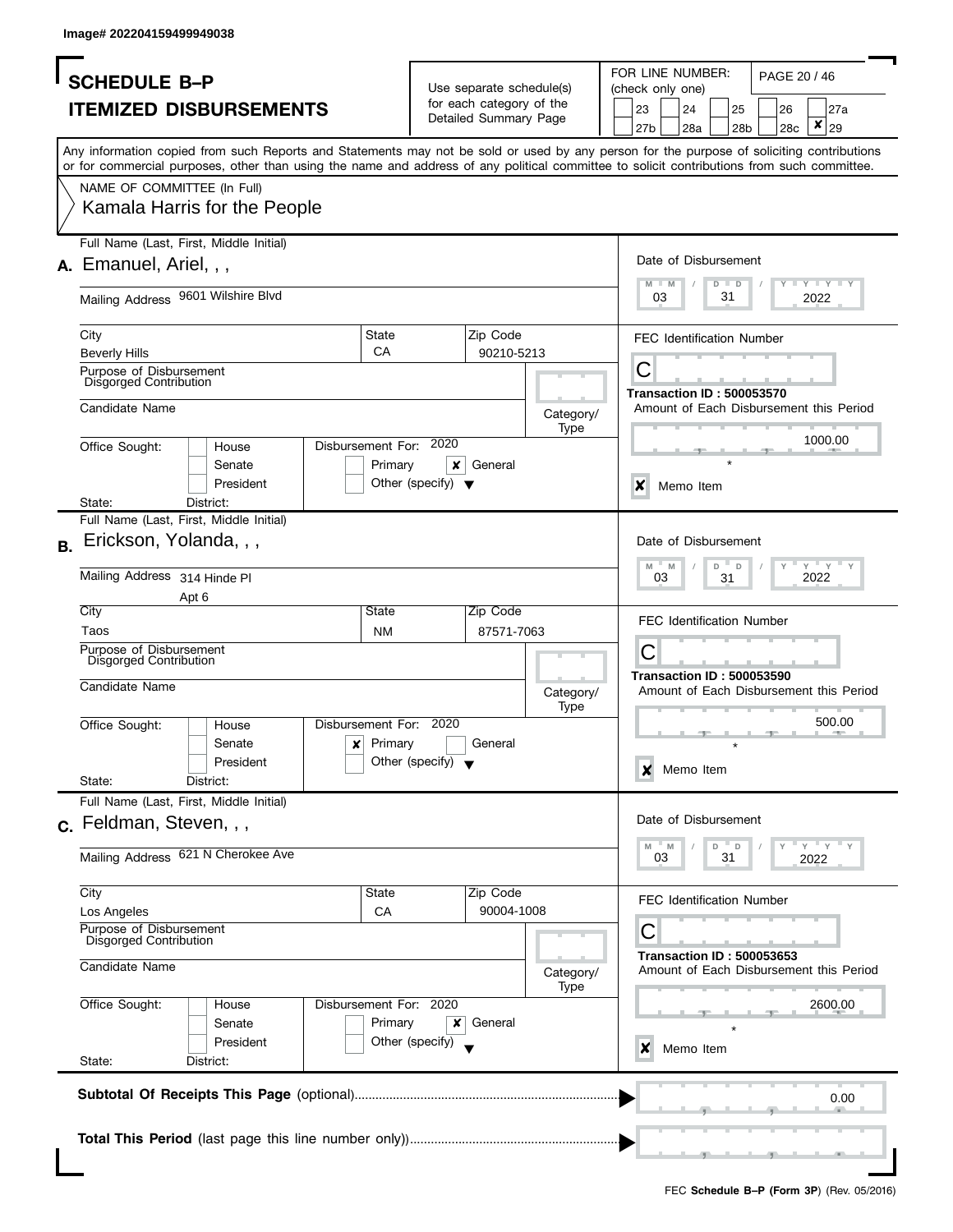Image# 202204159499949038

# SCHEDULE B–P
# ITEMIZED DISBURSEMENTS

Use separate schedule(s) for each category of the Detailed Summary Page

FOR LINE NUMBER: (check only one)

23 | 24 | 25 | 26 | 27a | 27b | 28a | 28b | 28c | ✘ 29

Any information copied from such Reports and Statements may not be sold or used by any person for the purpose of soliciting contributions or for commercial purposes, other than using the name and address of any political committee to solicit contributions from such committee.

NAME OF COMMITTEE (In Full)
Kamala Harris for the People

---

**A.** Full Name (Last, First, Middle Initial): Emanuel, Ariel, , ,

Mailing Address: 9601 Wilshire Blvd

City: Beverly Hills | State: CA | Zip Code: 90210-5213

Purpose of Disbursement: Disgorged Contribution

Candidate Name:

Category/Type:

Office Sought: House / Senate / President

State: District:

Disbursement For: 2020 — Primary / ✘ General / Other (specify)

Date of Disbursement: 03 / 31 / 2022

FEC Identification Number: C

Transaction ID : 500053570

Amount of Each Disbursement this Period: 1000.00

✘ Memo Item

---

**B.** Full Name (Last, First, Middle Initial): Erickson, Yolanda, , ,

Mailing Address: 314 Hinde Pl, Apt 6

City: Taos | State: NM | Zip Code: 87571-7063

Purpose of Disbursement: Disgorged Contribution

Candidate Name:

Category/Type:

Office Sought: House / Senate / President

State: District:

Disbursement For: 2020 — ✘ Primary / General / Other (specify)

Date of Disbursement: 03 / 31 / 2022

FEC Identification Number: C

Transaction ID : 500053590

Amount of Each Disbursement this Period: 500.00

✘ Memo Item

---

**C.** Full Name (Last, First, Middle Initial): Feldman, Steven, , ,

Mailing Address: 621 N Cherokee Ave

City: Los Angeles | State: CA | Zip Code: 90004-1008

Purpose of Disbursement: Disgorged Contribution

Candidate Name:

Category/Type:

Office Sought: House / Senate / President

State: District:

Disbursement For: 2020 — Primary / ✘ General / Other (specify)

Date of Disbursement: 03 / 31 / 2022

FEC Identification Number: C

Transaction ID : 500053653

Amount of Each Disbursement this Period: 2600.00

✘ Memo Item

---

**Subtotal Of Receipts This Page** (optional): 0.00

**Total This Period** (last page this line number only):

FEC **Schedule B–P (Form 3P)** (Rev. 05/2016)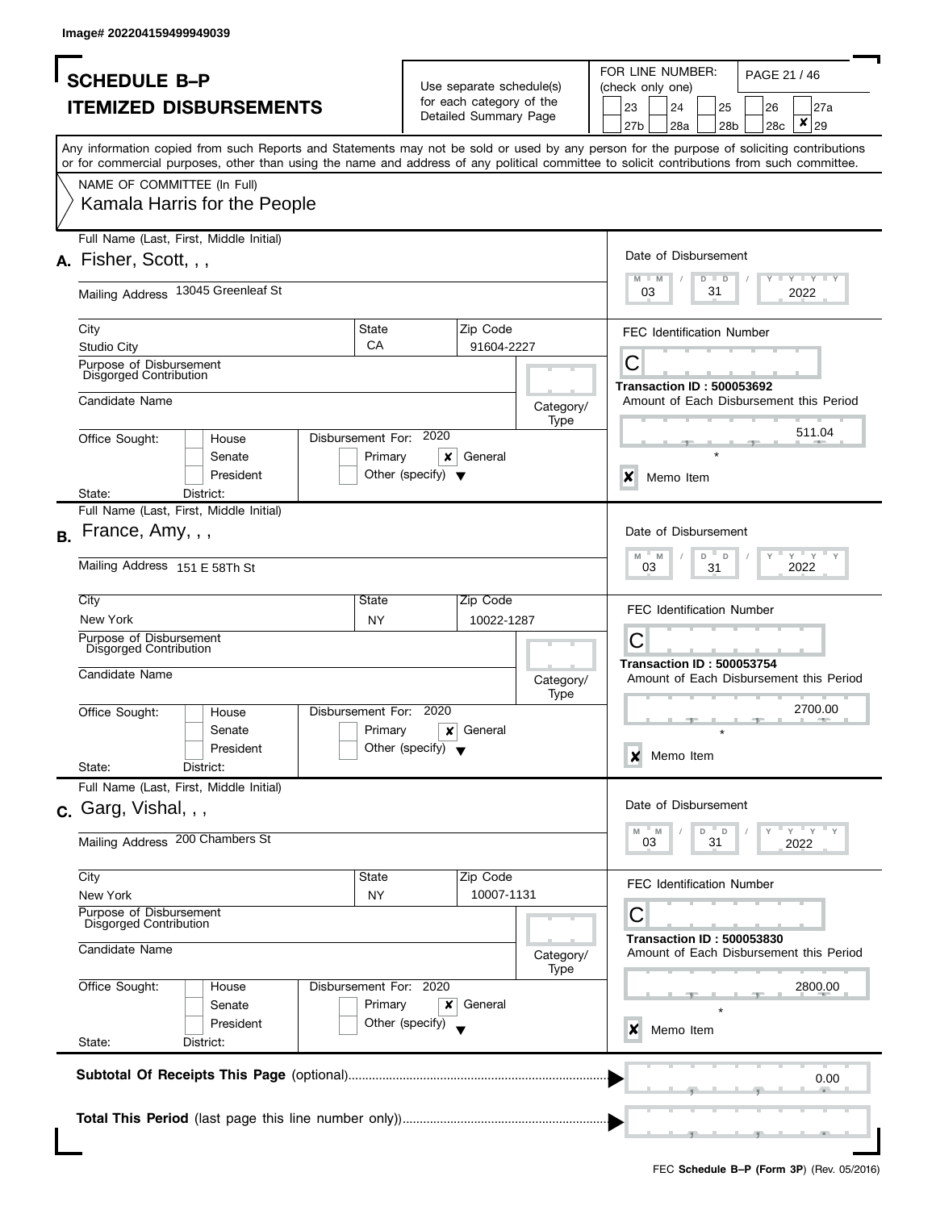Image# 202204159499949039

# SCHEDULE B–P
## ITEMIZED DISBURSEMENTS

Use separate schedule(s) for each category of the Detailed Summary Page

FOR LINE NUMBER: (check only one)

23 | 24 | 25 | 26 | 27a | 27b | 28a | 28b | 28c | ✘ 29

Any information copied from such Reports and Statements may not be sold or used by any person for the purpose of soliciting contributions or for commercial purposes, other than using the name and address of any political committee to solicit contributions from such committee.

NAME OF COMMITTEE (In Full)
Kamala Harris for the People

---

**A.** Full Name (Last, First, Middle Initial): Fisher, Scott, , ,

Mailing Address: 13045 Greenleaf St

City: Studio City | State: CA | Zip Code: 91604-2227

Purpose of Disbursement: Disgorged Contribution

Candidate Name:

Category/Type:

Office Sought: House / Senate / President

State: District:

Disbursement For: 2020 — Primary / ✘ General / Other (specify)

Date of Disbursement: 03 / 31 / 2022

FEC Identification Number: C

Transaction ID : 500053692

Amount of Each Disbursement this Period: 511.04

✘ Memo Item

---

**B.** Full Name (Last, First, Middle Initial): France, Amy, , ,

Mailing Address: 151 E 58Th St

City: New York | State: NY | Zip Code: 10022-1287

Purpose of Disbursement: Disgorged Contribution

Candidate Name:

Category/Type:

Office Sought: House / Senate / President

State: District:

Disbursement For: 2020 — Primary / ✘ General / Other (specify)

Date of Disbursement: 03 / 31 / 2022

FEC Identification Number: C

Transaction ID : 500053754

Amount of Each Disbursement this Period: 2700.00

✘ Memo Item

---

**C.** Full Name (Last, First, Middle Initial): Garg, Vishal, , ,

Mailing Address: 200 Chambers St

City: New York | State: NY | Zip Code: 10007-1131

Purpose of Disbursement: Disgorged Contribution

Candidate Name:

Category/Type:

Office Sought: House / Senate / President

State: District:

Disbursement For: 2020 — Primary / ✘ General / Other (specify)

Date of Disbursement: 03 / 31 / 2022

FEC Identification Number: C

Transaction ID : 500053830

Amount of Each Disbursement this Period: 2800.00

✘ Memo Item

---

**Subtotal Of Receipts This Page** (optional): 0.00

**Total This Period** (last page this line number only):

FEC **Schedule B–P (Form 3P)** (Rev. 05/2016)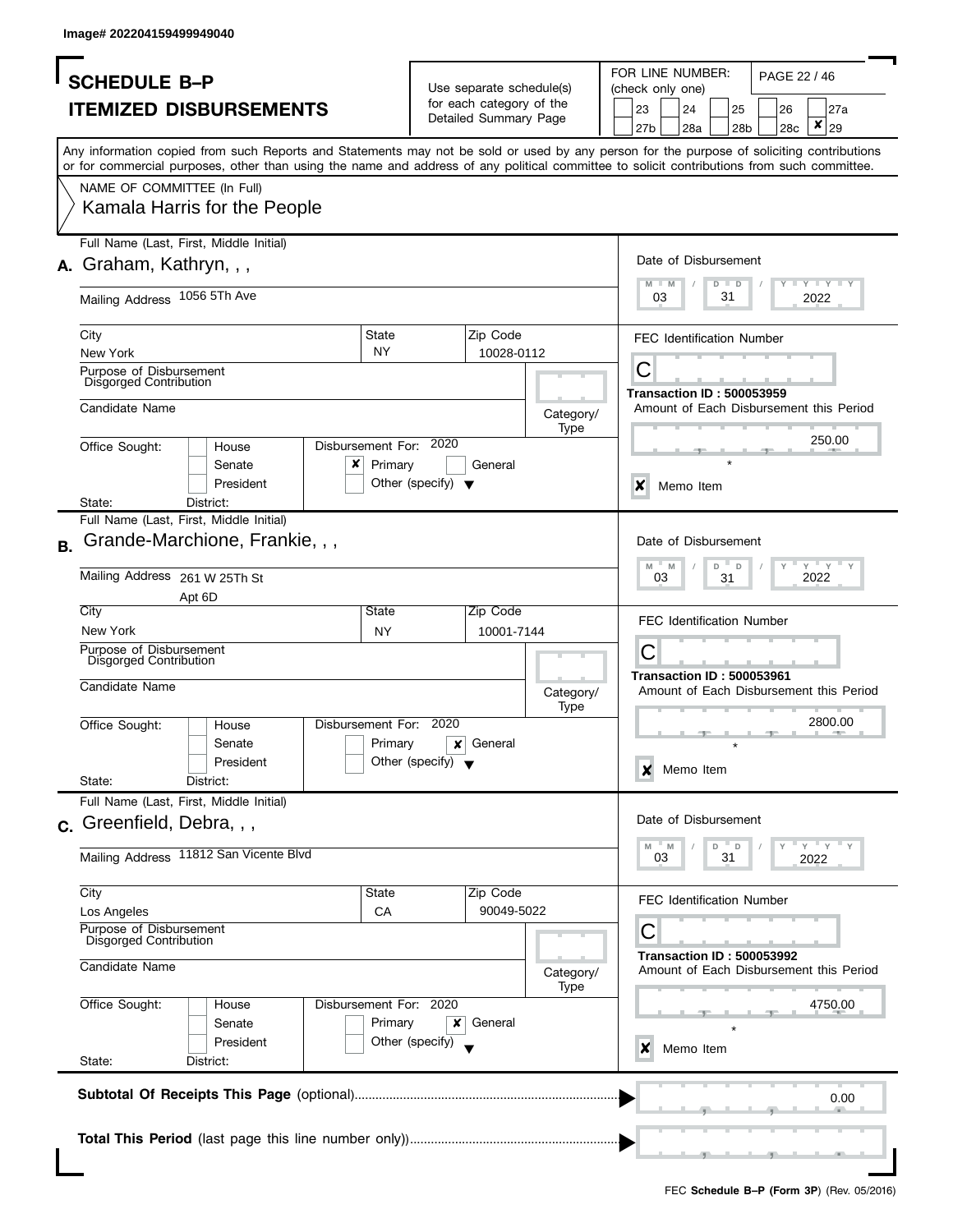Image# 202204159499949040

# SCHEDULE B–P
## ITEMIZED DISBURSEMENTS

Use separate schedule(s) for each category of the Detailed Summary Page

FOR LINE NUMBER: (check only one)

23 | 24 | 25 | 26 | 27a | 27b | 28a | 28b | 28c | ✘ 29

Any information copied from such Reports and Statements may not be sold or used by any person for the purpose of soliciting contributions or for commercial purposes, other than using the name and address of any political committee to solicit contributions from such committee.

NAME OF COMMITTEE (In Full)
Kamala Harris for the People

---

**A.** Full Name (Last, First, Middle Initial): Graham, Kathryn, , ,

Mailing Address: 1056 5Th Ave

City: New York | State: NY | Zip Code: 10028-0112

Purpose of Disbursement: Disgorged Contribution

Candidate Name:

Category/Type:

Office Sought: House / Senate / President

State: District:

Disbursement For: 2020 ✘ Primary General Other (specify)

Date of Disbursement: 03 / 31 / 2022

FEC Identification Number: C

Transaction ID : 500053959

Amount of Each Disbursement this Period: 250.00

✘ Memo Item

---

**B.** Full Name (Last, First, Middle Initial): Grande-Marchione, Frankie, , ,

Mailing Address: 261 W 25Th St
Apt 6D

City: New York | State: NY | Zip Code: 10001-7144

Purpose of Disbursement: Disgorged Contribution

Candidate Name:

Category/Type:

Office Sought: House / Senate / President

State: District:

Disbursement For: 2020 Primary ✘ General Other (specify)

Date of Disbursement: 03 / 31 / 2022

FEC Identification Number: C

Transaction ID : 500053961

Amount of Each Disbursement this Period: 2800.00

✘ Memo Item

---

**C.** Full Name (Last, First, Middle Initial): Greenfield, Debra, , ,

Mailing Address: 11812 San Vicente Blvd

City: Los Angeles | State: CA | Zip Code: 90049-5022

Purpose of Disbursement: Disgorged Contribution

Candidate Name:

Category/Type:

Office Sought: House / Senate / President

State: District:

Disbursement For: 2020 Primary ✘ General Other (specify)

Date of Disbursement: 03 / 31 / 2022

FEC Identification Number: C

Transaction ID : 500053992

Amount of Each Disbursement this Period: 4750.00

✘ Memo Item

---

**Subtotal Of Receipts This Page** (optional): 0.00

**Total This Period** (last page this line number only)):

FEC **Schedule B–P (Form 3P)** (Rev. 05/2016)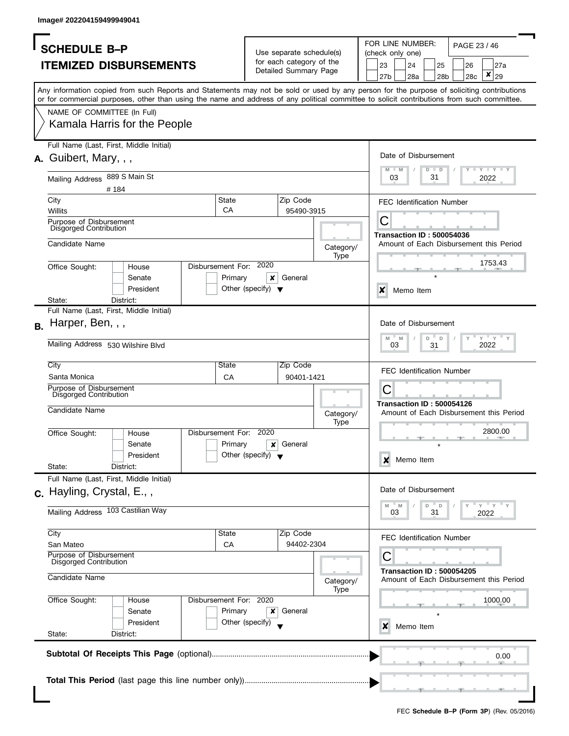Image# 202204159499949041

# SCHEDULE B–P
## ITEMIZED DISBURSEMENTS

Use separate schedule(s) for each category of the Detailed Summary Page

FOR LINE NUMBER: (check only one)

23 | 24 | 25 | 26 | 27a | 27b | 28a | 28b | 28c | **X** 29

Any information copied from such Reports and Statements may not be sold or used by any person for the purpose of soliciting contributions or for commercial purposes, other than using the name and address of any political committee to solicit contributions from such committee.

NAME OF COMMITTEE (In Full)
Kamala Harris for the People

---

**A.** Full Name (Last, First, Middle Initial): Guibert, Mary, , ,

Mailing Address: 889 S Main St, # 184

City: Willits | State: CA | Zip Code: 95490-3915

Purpose of Disbursement: Disgorged Contribution

Candidate Name:

Category/Type:

Office Sought: House / Senate / President

State: District:

Disbursement For: 2020 — Primary **[X] General** Other (specify)

Date of Disbursement: 03 / 31 / 2022

FEC Identification Number: C

**Transaction ID : 500054036**

Amount of Each Disbursement this Period: 1753.43

[X] Memo Item

---

**B.** Full Name (Last, First, Middle Initial): Harper, Ben, , ,

Mailing Address: 530 Wilshire Blvd

City: Santa Monica | State: CA | Zip Code: 90401-1421

Purpose of Disbursement: Disgorged Contribution

Candidate Name:

Category/Type:

Office Sought: House / Senate / President

State: District:

Disbursement For: 2020 — Primary **[X] General** Other (specify)

Date of Disbursement: 03 / 31 / 2022

FEC Identification Number: C

**Transaction ID : 500054126**

Amount of Each Disbursement this Period: 2800.00

[X] Memo Item

---

**C.** Full Name (Last, First, Middle Initial): Hayling, Crystal, E., ,

Mailing Address: 103 Castilian Way

City: San Mateo | State: CA | Zip Code: 94402-2304

Purpose of Disbursement: Disgorged Contribution

Candidate Name:

Category/Type:

Office Sought: House / Senate / President

State: District:

Disbursement For: 2020 — Primary **[X] General** Other (specify)

Date of Disbursement: 03 / 31 / 2022

FEC Identification Number: C

**Transaction ID : 500054205**

Amount of Each Disbursement this Period: 1000.00

[X] Memo Item

---

**Subtotal Of Receipts This Page** (optional): 0.00

**Total This Period** (last page this line number only)):

FEC **Schedule B–P (Form 3P)** (Rev. 05/2016)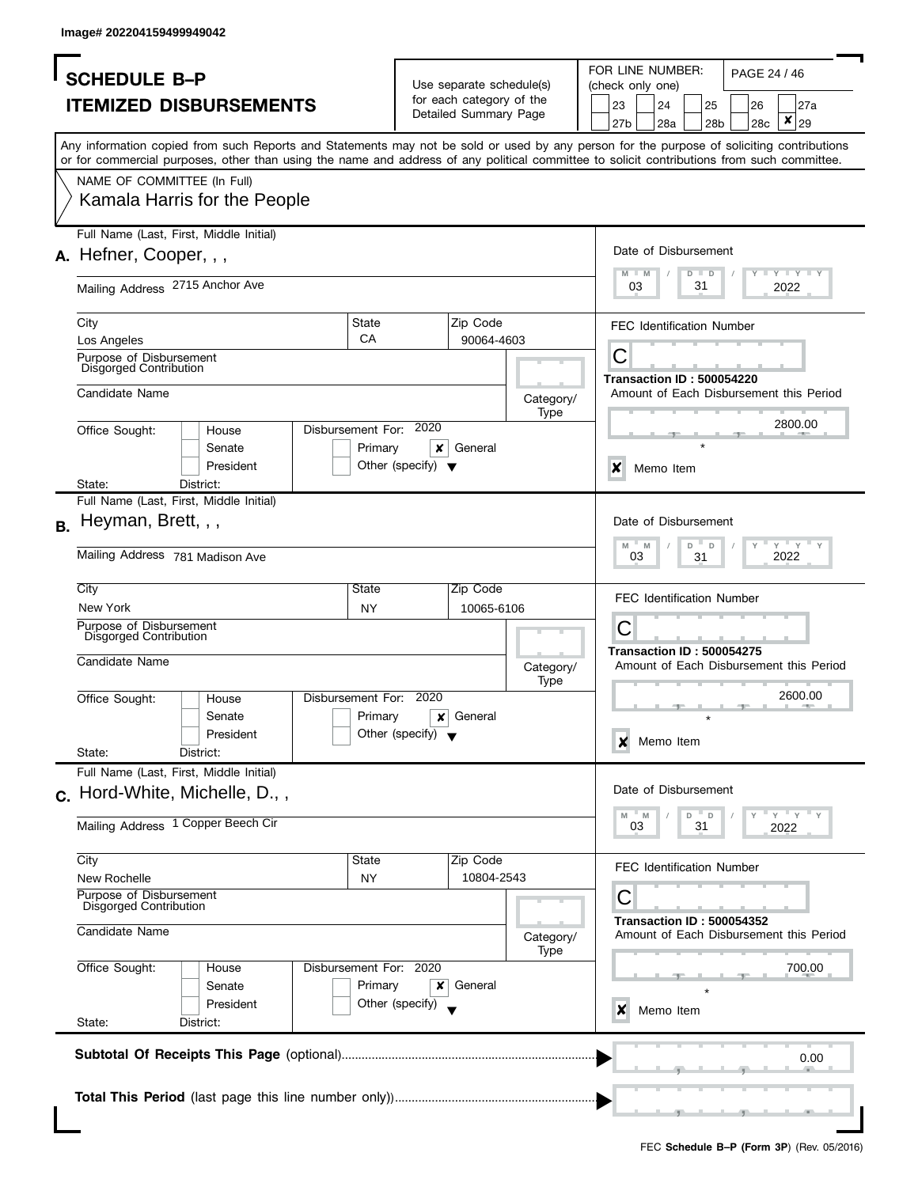Image# 202204159499949042

# SCHEDULE B–P
## ITEMIZED DISBURSEMENTS

Use separate schedule(s) for each category of the Detailed Summary Page

FOR LINE NUMBER: (check only one)

23 | 24 | 25 | 26 | 27a | 27b | 28a | 28b | 28c | X 29

Any information copied from such Reports and Statements may not be sold or used by any person for the purpose of soliciting contributions or for commercial purposes, other than using the name and address of any political committee to solicit contributions from such committee.

NAME OF COMMITTEE (In Full)
Kamala Harris for the People

---

**A.** Full Name (Last, First, Middle Initial): Hefner, Cooper, , ,

Mailing Address: 2715 Anchor Ave

City: Los Angeles | State: CA | Zip Code: 90064-4603

Purpose of Disbursement: Disgorged Contribution

Candidate Name:

Category/Type:

Office Sought: House / Senate / President

State: | District:

Disbursement For: 2020 — Primary / [X] General / Other (specify)

Date of Disbursement: 03 / 31 / 2022

FEC Identification Number: C

Transaction ID : 500054220

Amount of Each Disbursement this Period: 2800.00

[X] Memo Item

---

**B.** Full Name (Last, First, Middle Initial): Heyman, Brett, , ,

Mailing Address: 781 Madison Ave

City: New York | State: NY | Zip Code: 10065-6106

Purpose of Disbursement: Disgorged Contribution

Candidate Name:

Category/Type:

Office Sought: House / Senate / President

State: | District:

Disbursement For: 2020 — Primary / [X] General / Other (specify)

Date of Disbursement: 03 / 31 / 2022

FEC Identification Number: C

Transaction ID : 500054275

Amount of Each Disbursement this Period: 2600.00

[X] Memo Item

---

**C.** Full Name (Last, First, Middle Initial): Hord-White, Michelle, D., ,

Mailing Address: 1 Copper Beech Cir

City: New Rochelle | State: NY | Zip Code: 10804-2543

Purpose of Disbursement: Disgorged Contribution

Candidate Name:

Category/Type:

Office Sought: House / Senate / President

State: | District:

Disbursement For: 2020 — Primary / [X] General / Other (specify)

Date of Disbursement: 03 / 31 / 2022

FEC Identification Number: C

Transaction ID : 500054352

Amount of Each Disbursement this Period: 700.00

[X] Memo Item

---

**Subtotal Of Receipts This Page** (optional): 0.00

**Total This Period** (last page this line number only):

FEC **Schedule B–P (Form 3P)** (Rev. 05/2016)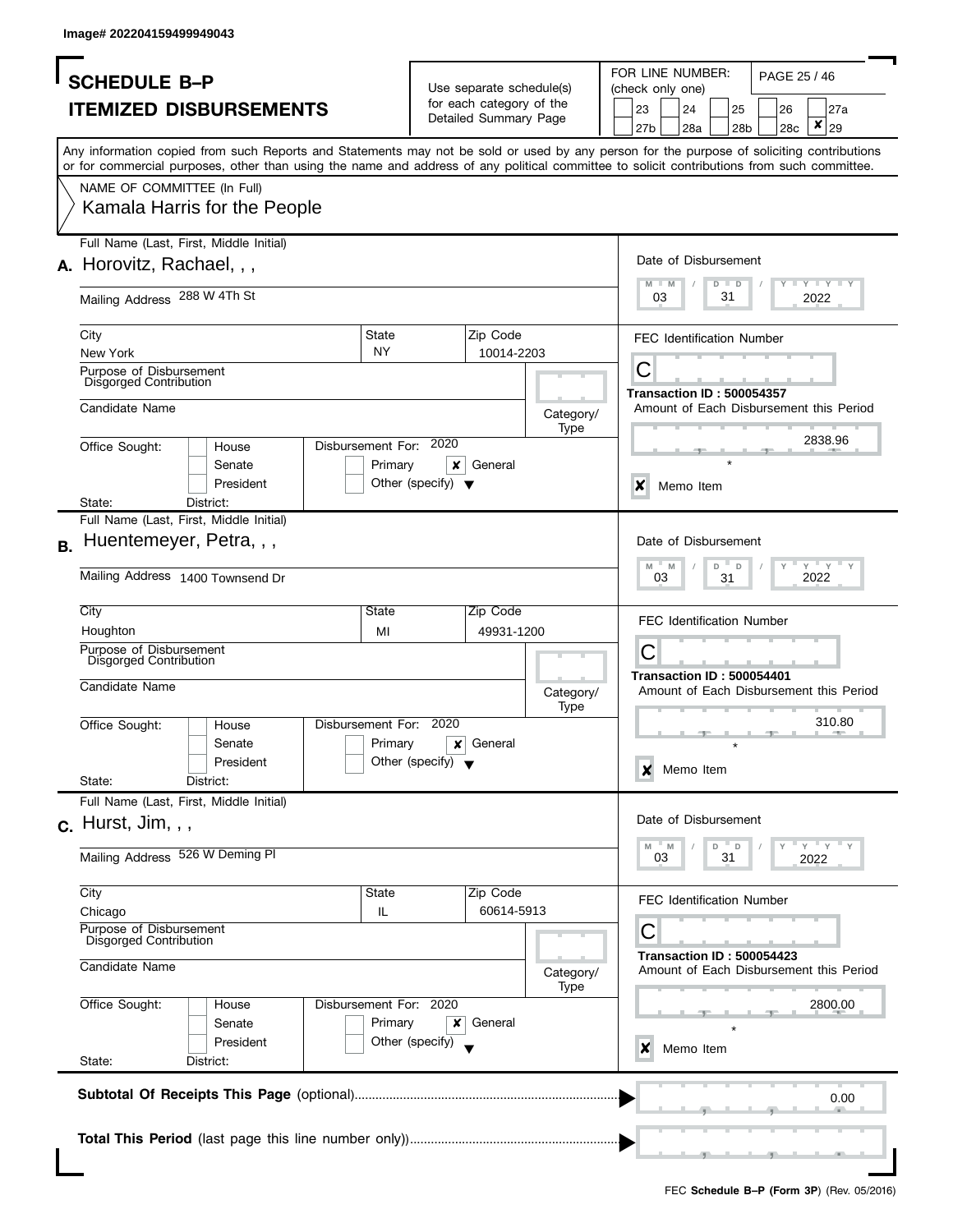Image# 202204159499949043

# SCHEDULE B–P
## ITEMIZED DISBURSEMENTS

Use separate schedule(s) for each category of the Detailed Summary Page

FOR LINE NUMBER: (check only one)

23 | 24 | 25 | 26 | 27a | 27b | 28a | 28b | 28c | ✘ 29

Any information copied from such Reports and Statements may not be sold or used by any person for the purpose of soliciting contributions or for commercial purposes, other than using the name and address of any political committee to solicit contributions from such committee.

NAME OF COMMITTEE (In Full)

Kamala Harris for the People

---

**A.** Full Name (Last, First, Middle Initial): Horovitz, Rachael, , ,

Mailing Address: 288 W 4Th St

City: New York | State: NY | Zip Code: 10014-2203

Purpose of Disbursement: Disgorged Contribution

Candidate Name:

Category/Type:

Office Sought: House / Senate / President

State: | District:

Disbursement For: 2020 | Primary | ✘ General | Other (specify)

Date of Disbursement: 03 / 31 / 2022

FEC Identification Number: C

Transaction ID : 500054357

Amount of Each Disbursement this Period: 2838.96

✘ Memo Item

---

**B.** Full Name (Last, First, Middle Initial): Huentemeyer, Petra, , ,

Mailing Address: 1400 Townsend Dr

City: Houghton | State: MI | Zip Code: 49931-1200

Purpose of Disbursement: Disgorged Contribution

Candidate Name:

Category/Type:

Office Sought: House / Senate / President

State: | District:

Disbursement For: 2020 | Primary | ✘ General | Other (specify)

Date of Disbursement: 03 / 31 / 2022

FEC Identification Number: C

Transaction ID : 500054401

Amount of Each Disbursement this Period: 310.80

✘ Memo Item

---

**C.** Full Name (Last, First, Middle Initial): Hurst, Jim, , ,

Mailing Address: 526 W Deming Pl

City: Chicago | State: IL | Zip Code: 60614-5913

Purpose of Disbursement: Disgorged Contribution

Candidate Name:

Category/Type:

Office Sought: House / Senate / President

State: | District:

Disbursement For: 2020 | Primary | ✘ General | Other (specify)

Date of Disbursement: 03 / 31 / 2022

FEC Identification Number: C

Transaction ID : 500054423

Amount of Each Disbursement this Period: 2800.00

✘ Memo Item

---

**Subtotal Of Receipts This Page** (optional): 0.00

**Total This Period** (last page this line number only):

FEC **Schedule B–P (Form 3P)** (Rev. 05/2016)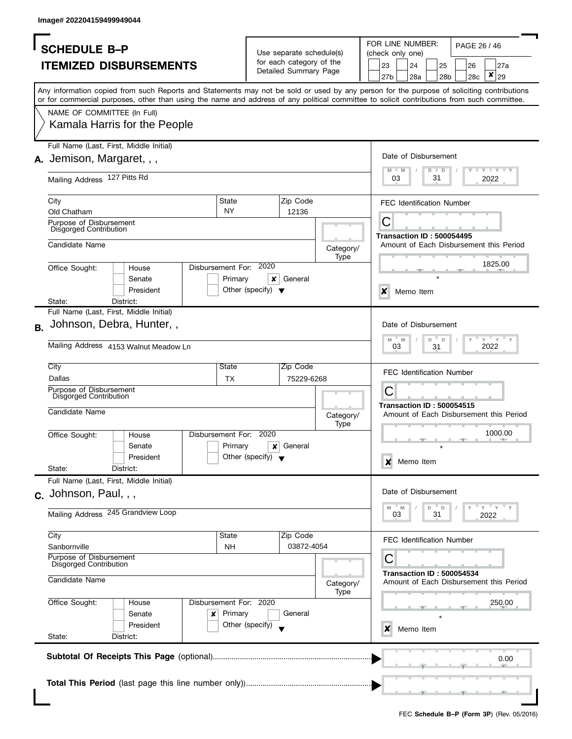Image# 202204159499949044

# SCHEDULE B–P
## ITEMIZED DISBURSEMENTS

Use separate schedule(s) for each category of the Detailed Summary Page

FOR LINE NUMBER: (check only one)

23 | 24 | 25 | 26 | 27a | 27b | 28a | 28b | 28c | ✘ 29

Any information copied from such Reports and Statements may not be sold or used by any person for the purpose of soliciting contributions or for commercial purposes, other than using the name and address of any political committee to solicit contributions from such committee.

NAME OF COMMITTEE (In Full)
Kamala Harris for the People

---

**A.** Full Name (Last, First, Middle Initial): Jemison, Margaret, , ,

Mailing Address: 127 Pitts Rd

City: Old Chatham | State: NY | Zip Code: 12136

Purpose of Disbursement: Disgorged Contribution

Candidate Name:

Category/Type:

Office Sought: House / Senate / President

State: District:

Disbursement For: 2020 — Primary / ✘ General / Other (specify)

Date of Disbursement: 03 / 31 / 2022

FEC Identification Number: C

Transaction ID : 500054495

Amount of Each Disbursement this Period: 1825.00

✘ Memo Item

---

**B.** Full Name (Last, First, Middle Initial): Johnson, Debra, Hunter, ,

Mailing Address: 4153 Walnut Meadow Ln

City: Dallas | State: TX | Zip Code: 75229-6268

Purpose of Disbursement: Disgorged Contribution

Candidate Name:

Category/Type:

Office Sought: House / Senate / President

State: District:

Disbursement For: 2020 — Primary / ✘ General / Other (specify)

Date of Disbursement: 03 / 31 / 2022

FEC Identification Number: C

Transaction ID : 500054515

Amount of Each Disbursement this Period: 1000.00

✘ Memo Item

---

**C.** Full Name (Last, First, Middle Initial): Johnson, Paul, , ,

Mailing Address: 245 Grandview Loop

City: Sanbornville | State: NH | Zip Code: 03872-4054

Purpose of Disbursement: Disgorged Contribution

Candidate Name:

Category/Type:

Office Sought: House / Senate / President

State: District:

Disbursement For: 2020 — ✘ Primary / General / Other (specify)

Date of Disbursement: 03 / 31 / 2022

FEC Identification Number: C

Transaction ID : 500054534

Amount of Each Disbursement this Period: 250.00

✘ Memo Item

---

**Subtotal Of Receipts This Page** (optional): 0.00

**Total This Period** (last page this line number only)):

FEC **Schedule B–P (Form 3P)** (Rev. 05/2016)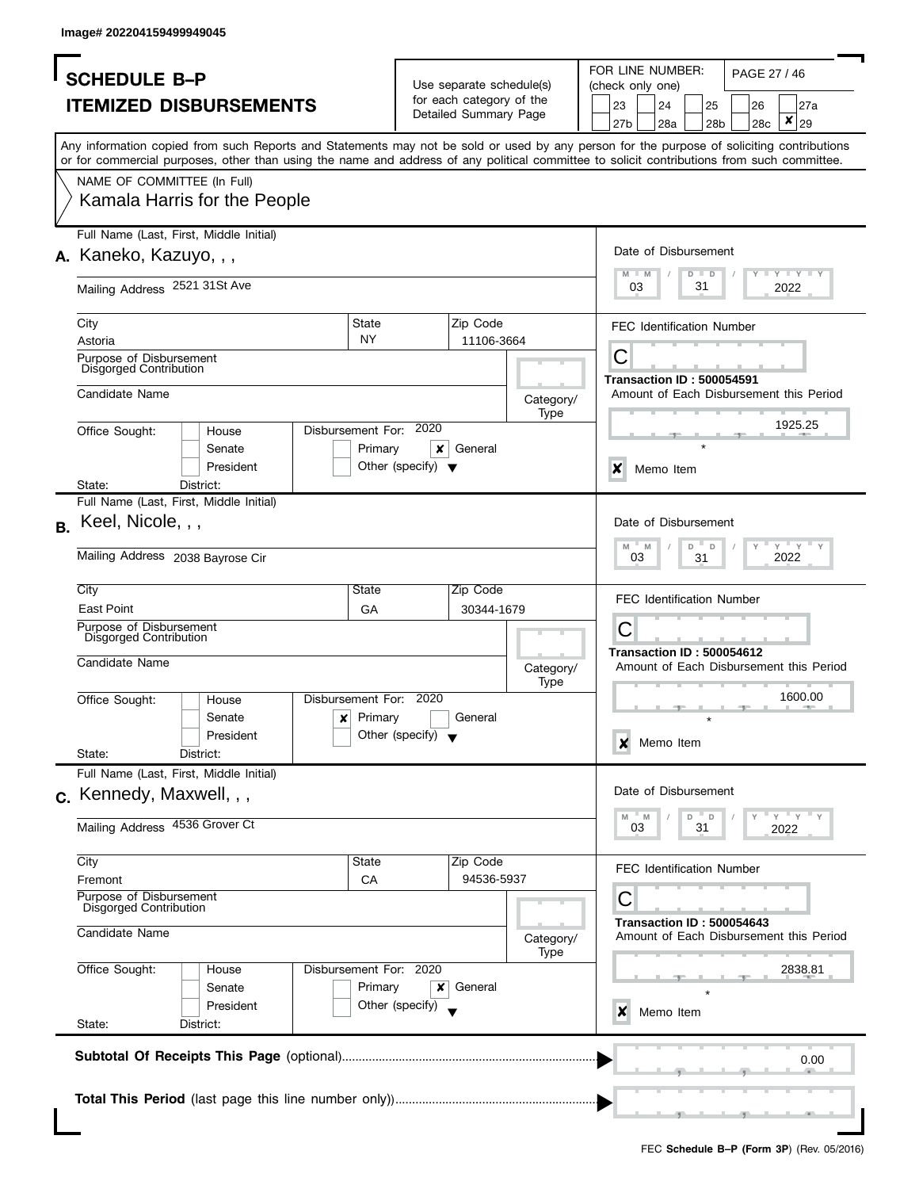Image# 202204159499949045

# SCHEDULE B–P
## ITEMIZED DISBURSEMENTS

Use separate schedule(s) for each category of the Detailed Summary Page

FOR LINE NUMBER: (check only one)

23 | 24 | 25 | 26 | 27a | 27b | 28a | 28b | 28c | ☒ 29

Any information copied from such Reports and Statements may not be sold or used by any person for the purpose of soliciting contributions or for commercial purposes, other than using the name and address of any political committee to solicit contributions from such committee.

NAME OF COMMITTEE (In Full)
Kamala Harris for the People

---

**A.** Full Name (Last, First, Middle Initial): Kaneko, Kazuyo, , ,

Mailing Address: 2521 31St Ave

City: Astoria | State: NY | Zip Code: 11106-3664

Purpose of Disbursement: Disgorged Contribution

Candidate Name:

Category/Type:

Office Sought: House / Senate / President

State: District:

Disbursement For: 2020 — Primary ☐ General ☒ Other (specify)

Date of Disbursement: 03/31/2022

FEC Identification Number: C

Transaction ID : 500054591

Amount of Each Disbursement this Period: 1925.25

☒ Memo Item

---

**B.** Full Name (Last, First, Middle Initial): Keel, Nicole, , ,

Mailing Address: 2038 Bayrose Cir

City: East Point | State: GA | Zip Code: 30344-1679

Purpose of Disbursement: Disgorged Contribution

Candidate Name:

Category/Type:

Office Sought: House / Senate / President

State: District:

Disbursement For: 2020 — Primary ☒ General ☐ Other (specify)

Date of Disbursement: 03/31/2022

FEC Identification Number: C

Transaction ID : 500054612

Amount of Each Disbursement this Period: 1600.00

☒ Memo Item

---

**C.** Full Name (Last, First, Middle Initial): Kennedy, Maxwell, , ,

Mailing Address: 4536 Grover Ct

City: Fremont | State: CA | Zip Code: 94536-5937

Purpose of Disbursement: Disgorged Contribution

Candidate Name:

Category/Type:

Office Sought: House / Senate / President

State: District:

Disbursement For: 2020 — Primary ☐ General ☒ Other (specify)

Date of Disbursement: 03/31/2022

FEC Identification Number: C

Transaction ID : 500054643

Amount of Each Disbursement this Period: 2838.81

☒ Memo Item

---

**Subtotal Of Receipts This Page** (optional): 0.00

**Total This Period** (last page this line number only):

FEC **Schedule B–P (Form 3P)** (Rev. 05/2016)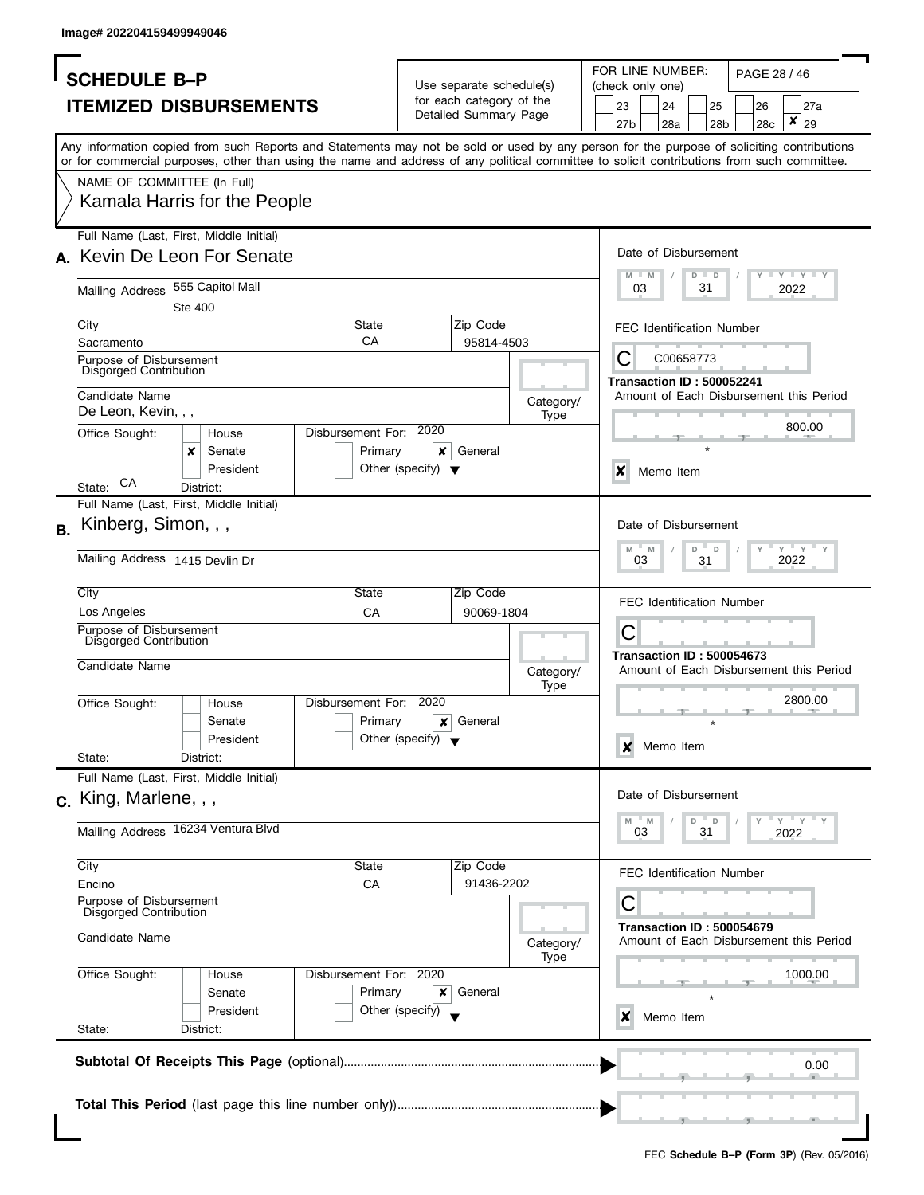Image# 202204159499949046

# SCHEDULE B–P
## ITEMIZED DISBURSEMENTS

Use separate schedule(s) for each category of the Detailed Summary Page

FOR LINE NUMBER: (check only one)

23 | 24 | 25 | 26 | 27a | 27b | 28a | 28b | 28c | ☒ 29

Any information copied from such Reports and Statements may not be sold or used by any person for the purpose of soliciting contributions or for commercial purposes, other than using the name and address of any political committee to solicit contributions from such committee.

NAME OF COMMITTEE (In Full)
Kamala Harris for the People

---

**A.** Full Name (Last, First, Middle Initial): Kevin De Leon For Senate

Mailing Address: 555 Capitol Mall, Ste 400

City: Sacramento | State: CA | Zip Code: 95814-4503

Purpose of Disbursement: Disgorged Contribution

Candidate Name: De Leon, Kevin, , ,

Office Sought: ☒ Senate

State: CA | District:

Disbursement For: 2020 ☒ General

Date of Disbursement: 03/31/2022

FEC Identification Number: C00658773

Transaction ID : 500052241

Amount of Each Disbursement this Period: 800.00

☒ Memo Item

---

**B.** Full Name (Last, First, Middle Initial): Kinberg, Simon, , ,

Mailing Address: 1415 Devlin Dr

City: Los Angeles | State: CA | Zip Code: 90069-1804

Purpose of Disbursement: Disgorged Contribution

Candidate Name:

Office Sought:

State: | District:

Disbursement For: 2020 ☒ General

Date of Disbursement: 03/31/2022

FEC Identification Number: C

Transaction ID : 500054673

Amount of Each Disbursement this Period: 2800.00

☒ Memo Item

---

**C.** Full Name (Last, First, Middle Initial): King, Marlene, , ,

Mailing Address: 16234 Ventura Blvd

City: Encino | State: CA | Zip Code: 91436-2202

Purpose of Disbursement: Disgorged Contribution

Candidate Name:

Office Sought:

State: | District:

Disbursement For: 2020 ☒ General

Date of Disbursement: 03/31/2022

FEC Identification Number: C

Transaction ID : 500054679

Amount of Each Disbursement this Period: 1000.00

☒ Memo Item

---

**Subtotal Of Receipts This Page** (optional): 0.00

**Total This Period** (last page this line number only):

FEC **Schedule B–P (Form 3P)** (Rev. 05/2016)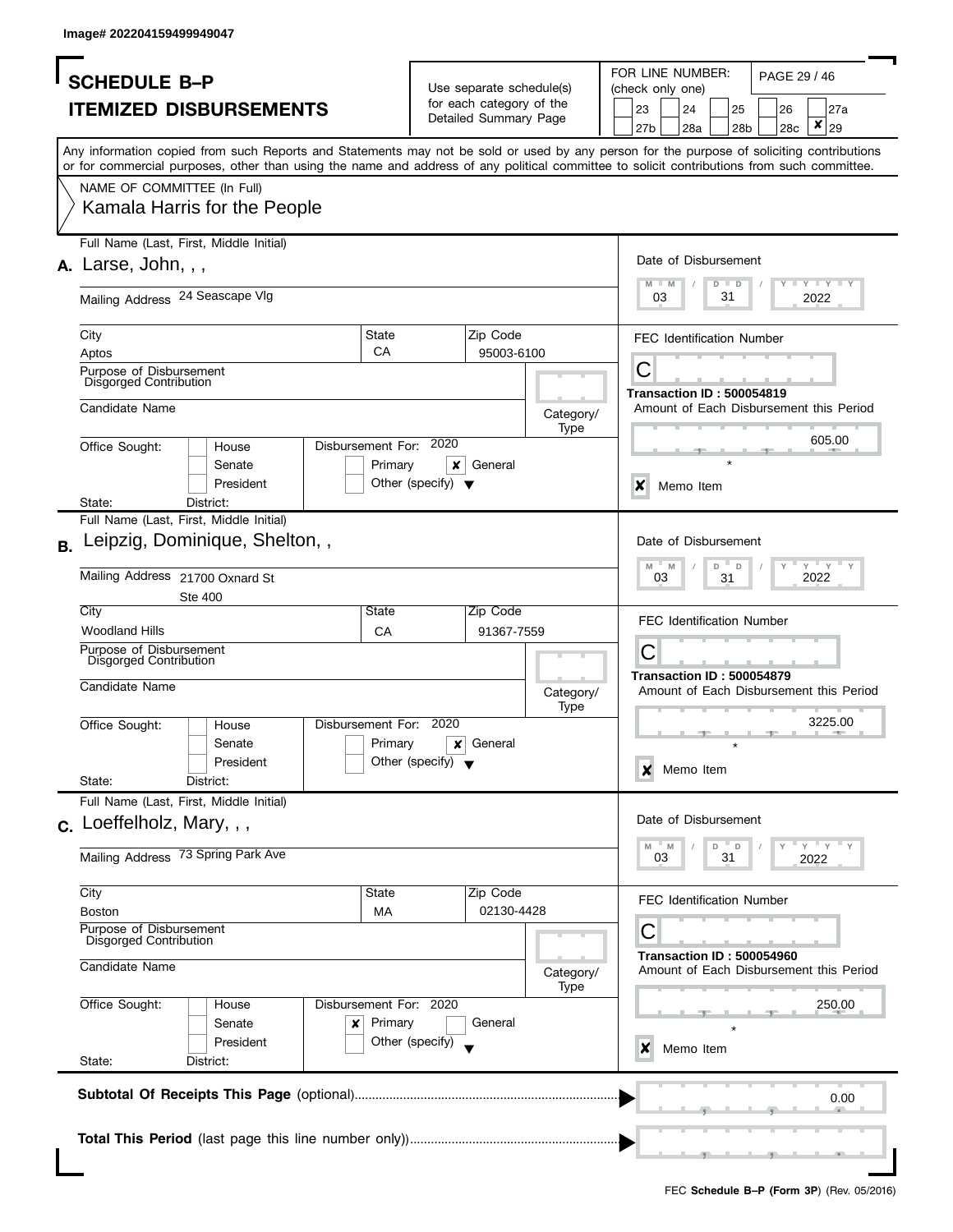Image# 202204159499949047

# SCHEDULE B–P
# ITEMIZED DISBURSEMENTS

Use separate schedule(s) for each category of the Detailed Summary Page

FOR LINE NUMBER: (check only one)

23 | 24 | 25 | 26 | 27a | 27b | 28a | 28b | 28c | ✘ 29

Any information copied from such Reports and Statements may not be sold or used by any person for the purpose of soliciting contributions or for commercial purposes, other than using the name and address of any political committee to solicit contributions from such committee.

NAME OF COMMITTEE (In Full)
Kamala Harris for the People

---

**A.** Full Name (Last, First, Middle Initial): Larse, John, , ,

Mailing Address: 24 Seascape Vlg

City: Aptos | State: CA | Zip Code: 95003-6100

Purpose of Disbursement: Disgorged Contribution

Candidate Name:

Category/Type:

Office Sought: House / Senate / President

State: District:

Disbursement For: 2020 — General ✘

Date of Disbursement: 03/31/2022

FEC Identification Number: C

Transaction ID : 500054819

Amount of Each Disbursement this Period: 605.00

✘ Memo Item

---

**B.** Full Name (Last, First, Middle Initial): Leipzig, Dominique, Shelton, ,

Mailing Address: 21700 Oxnard St, Ste 400

City: Woodland Hills | State: CA | Zip Code: 91367-7559

Purpose of Disbursement: Disgorged Contribution

Candidate Name:

Category/Type:

Office Sought: House / Senate / President

State: District:

Disbursement For: 2020 — General ✘

Date of Disbursement: 03/31/2022

FEC Identification Number: C

Transaction ID : 500054879

Amount of Each Disbursement this Period: 3225.00

✘ Memo Item

---

**C.** Full Name (Last, First, Middle Initial): Loeffelholz, Mary, , ,

Mailing Address: 73 Spring Park Ave

City: Boston | State: MA | Zip Code: 02130-4428

Purpose of Disbursement: Disgorged Contribution

Candidate Name:

Category/Type:

Office Sought: House / Senate / President

State: District:

Disbursement For: 2020 — Primary ✘

Date of Disbursement: 03/31/2022

FEC Identification Number: C

Transaction ID : 500054960

Amount of Each Disbursement this Period: 250.00

✘ Memo Item

---

**Subtotal Of Receipts This Page** (optional): 0.00

**Total This Period** (last page this line number only):

FEC **Schedule B–P (Form 3P)** (Rev. 05/2016)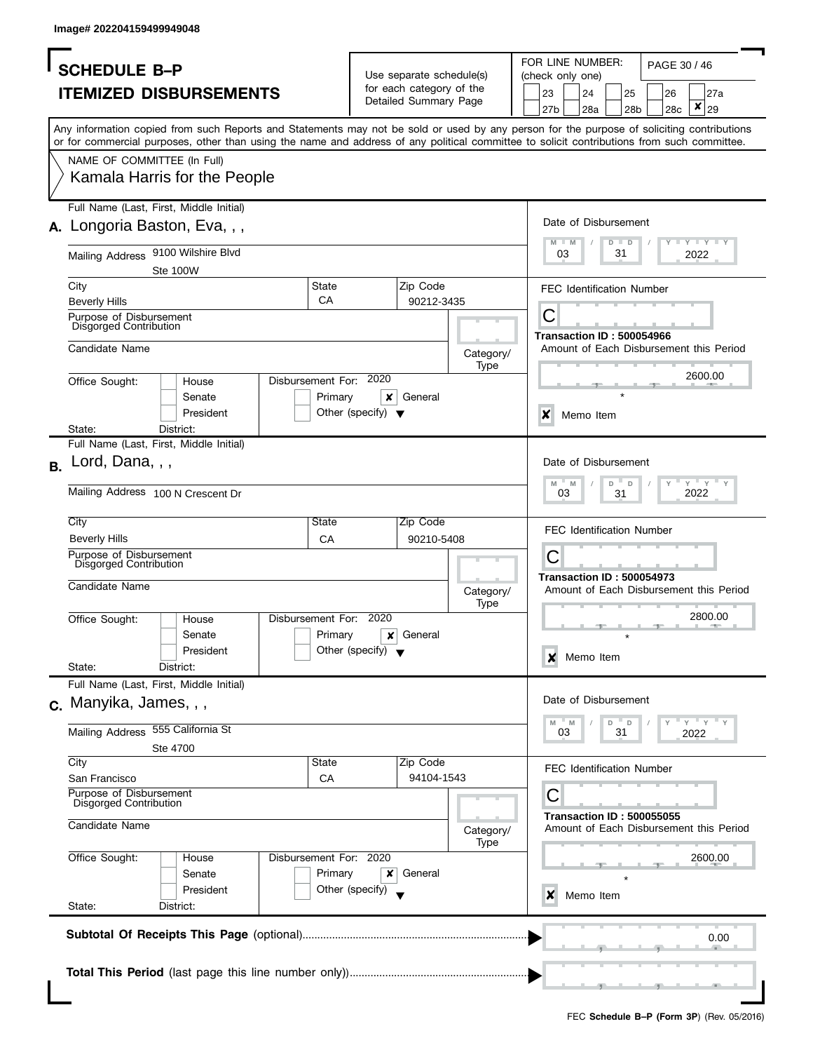Image# 202204159499949048

# SCHEDULE B–P
## ITEMIZED DISBURSEMENTS

Use separate schedule(s) for each category of the Detailed Summary Page

FOR LINE NUMBER: (check only one)
23 | 24 | 25 | 26 | 27a | 27b | 28a | 28b | 28c | [X] 29

Any information copied from such Reports and Statements may not be sold or used by any person for the purpose of soliciting contributions or for commercial purposes, other than using the name and address of any political committee to solicit contributions from such committee.

NAME OF COMMITTEE (In Full)
Kamala Harris for the People

---

**A.** Full Name (Last, First, Middle Initial): Longoria Baston, Eva, , ,

Mailing Address: 9100 Wilshire Blvd, Ste 100W

City: Beverly Hills | State: CA | Zip Code: 90212-3435

Purpose of Disbursement: Disgorged Contribution

Candidate Name:

Category/Type:

Office Sought: House / Senate / President

State: | District:

Disbursement For: 2020 | Primary | [X] General | Other (specify)

Date of Disbursement: 03 / 31 / 2022

FEC Identification Number: C

Transaction ID : 500054966

Amount of Each Disbursement this Period: 2600.00

[X] Memo Item

---

**B.** Full Name (Last, First, Middle Initial): Lord, Dana, , ,

Mailing Address: 100 N Crescent Dr

City: Beverly Hills | State: CA | Zip Code: 90210-5408

Purpose of Disbursement: Disgorged Contribution

Candidate Name:

Category/Type:

Office Sought: House / Senate / President

State: | District:

Disbursement For: 2020 | Primary | [X] General | Other (specify)

Date of Disbursement: 03 / 31 / 2022

FEC Identification Number: C

Transaction ID : 500054973

Amount of Each Disbursement this Period: 2800.00

[X] Memo Item

---

**C.** Full Name (Last, First, Middle Initial): Manyika, James, , ,

Mailing Address: 555 California St, Ste 4700

City: San Francisco | State: CA | Zip Code: 94104-1543

Purpose of Disbursement: Disgorged Contribution

Candidate Name:

Category/Type:

Office Sought: House / Senate / President

State: | District:

Disbursement For: 2020 | Primary | [X] General | Other (specify)

Date of Disbursement: 03 / 31 / 2022

FEC Identification Number: C

Transaction ID : 500055055

Amount of Each Disbursement this Period: 2600.00

[X] Memo Item

---

**Subtotal Of Receipts This Page** (optional): 0.00

**Total This Period** (last page this line number only):

FEC **Schedule B–P (Form 3P)** (Rev. 05/2016)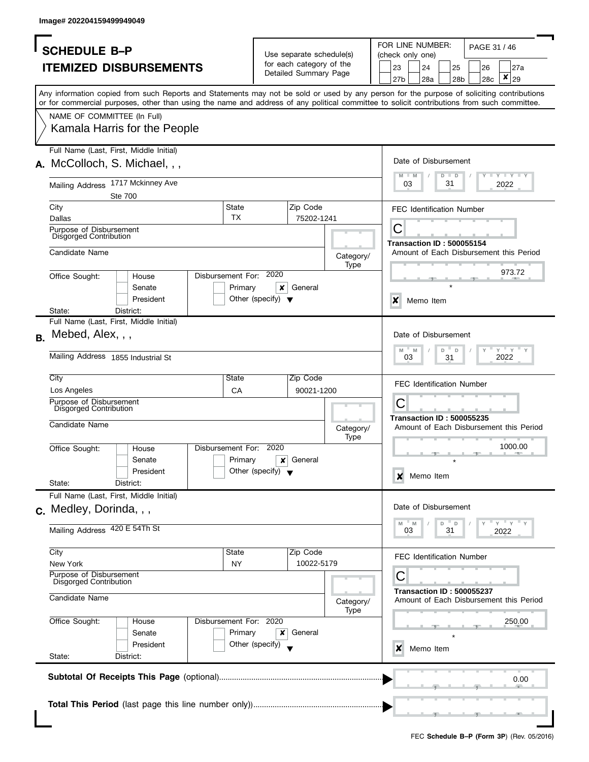Image# 202204159499949049

# SCHEDULE B–P
## ITEMIZED DISBURSEMENTS

Use separate schedule(s) for each category of the Detailed Summary Page

FOR LINE NUMBER: (check only one)

23 | 24 | 25 | 26 | 27a | 27b | 28a | 28b | 28c | **X** 29

Any information copied from such Reports and Statements may not be sold or used by any person for the purpose of soliciting contributions or for commercial purposes, other than using the name and address of any political committee to solicit contributions from such committee.

NAME OF COMMITTEE (In Full)
Kamala Harris for the People

---

**A.** Full Name (Last, First, Middle Initial): McColloch, S. Michael, , ,

Mailing Address: 1717 Mckinney Ave, Ste 700

City: Dallas | State: TX | Zip Code: 75202-1241

Purpose of Disbursement: Disgorged Contribution

Candidate Name:

Category/Type:

Office Sought: House / Senate / President

State: | District:

Disbursement For: 2020 — Primary / **X** General / Other (specify)

Date of Disbursement: 03/31/2022

FEC Identification Number: C

Transaction ID : 500055154

Amount of Each Disbursement this Period: 973.72

**X** Memo Item

---

**B.** Full Name (Last, First, Middle Initial): Mebed, Alex, , ,

Mailing Address: 1855 Industrial St

City: Los Angeles | State: CA | Zip Code: 90021-1200

Purpose of Disbursement: Disgorged Contribution

Candidate Name:

Category/Type:

Office Sought: House / Senate / President

State: | District:

Disbursement For: 2020 — Primary / **X** General / Other (specify)

Date of Disbursement: 03/31/2022

FEC Identification Number: C

Transaction ID : 500055235

Amount of Each Disbursement this Period: 1000.00

**X** Memo Item

---

**C.** Full Name (Last, First, Middle Initial): Medley, Dorinda, , ,

Mailing Address: 420 E 54Th St

City: New York | State: NY | Zip Code: 10022-5179

Purpose of Disbursement: Disgorged Contribution

Candidate Name:

Category/Type:

Office Sought: House / Senate / President

State: | District:

Disbursement For: 2020 — Primary / **X** General / Other (specify)

Date of Disbursement: 03/31/2022

FEC Identification Number: C

Transaction ID : 500055237

Amount of Each Disbursement this Period: 250.00

**X** Memo Item

---

**Subtotal Of Receipts This Page** (optional): 0.00

**Total This Period** (last page this line number only):

FEC **Schedule B–P (Form 3P)** (Rev. 05/2016)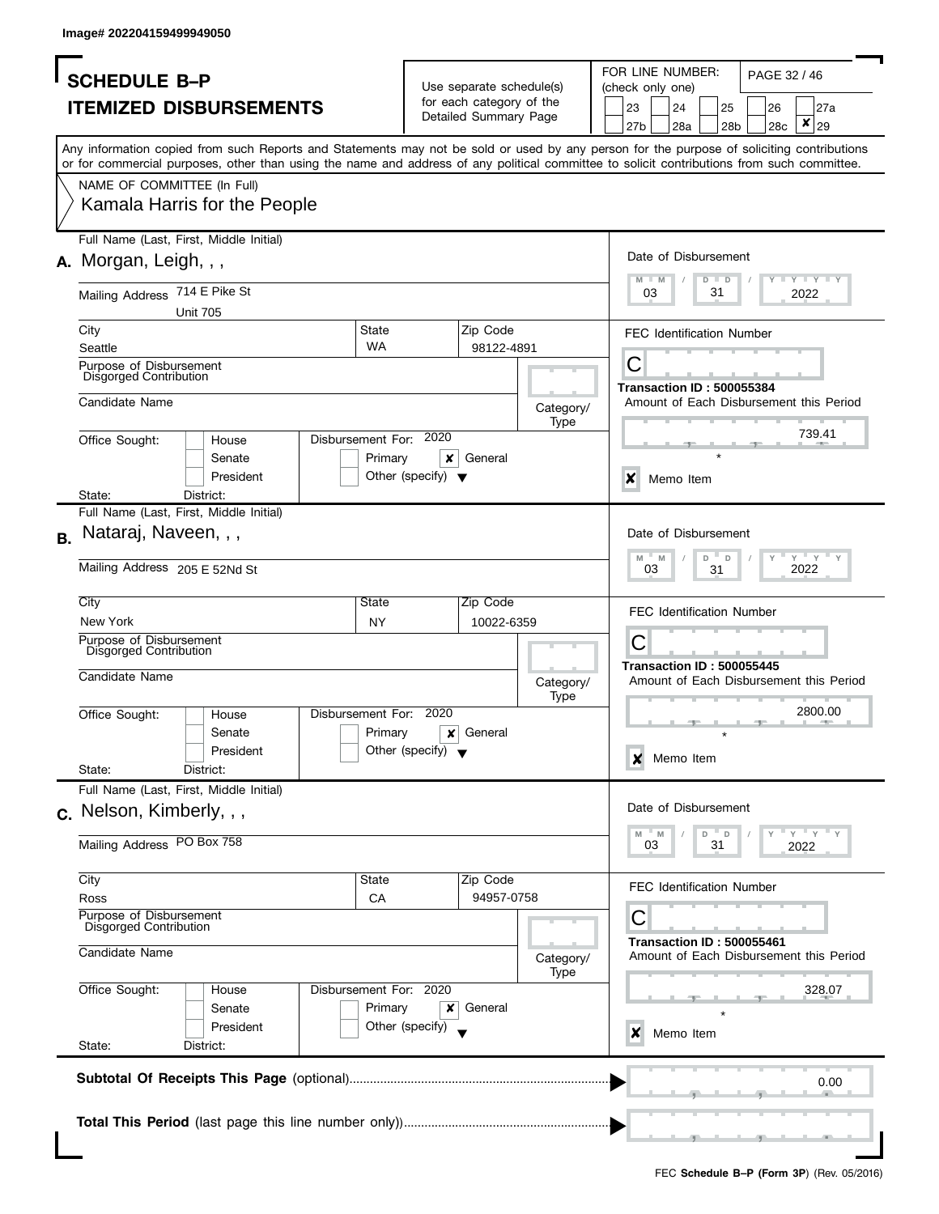Image# 202204159499949050

# SCHEDULE B–P
## ITEMIZED DISBURSEMENTS

Use separate schedule(s) for each category of the Detailed Summary Page

FOR LINE NUMBER: (check only one)

23 | 24 | 25 | 26 | 27a | 27b | 28a | 28b | 28c | ✘ 29

Any information copied from such Reports and Statements may not be sold or used by any person for the purpose of soliciting contributions or for commercial purposes, other than using the name and address of any political committee to solicit contributions from such committee.

NAME OF COMMITTEE (In Full)
Kamala Harris for the People

---

**A.** Full Name (Last, First, Middle Initial): Morgan, Leigh, , ,

Mailing Address: 714 E Pike St, Unit 705

City: Seattle | State: WA | Zip Code: 98122-4891

Purpose of Disbursement: Disgorged Contribution

Candidate Name:

Category/Type:

Office Sought: House / Senate / President

State: District:

Disbursement For: 2020 — Primary / ✘ General / Other (specify)

Date of Disbursement: 03 / 31 / 2022

FEC Identification Number: C

Transaction ID : 500055384

Amount of Each Disbursement this Period: 739.41

✘ Memo Item

---

**B.** Full Name (Last, First, Middle Initial): Nataraj, Naveen, , ,

Mailing Address: 205 E 52Nd St

City: New York | State: NY | Zip Code: 10022-6359

Purpose of Disbursement: Disgorged Contribution

Candidate Name:

Category/Type:

Office Sought: House / Senate / President

State: District:

Disbursement For: 2020 — Primary / ✘ General / Other (specify)

Date of Disbursement: 03 / 31 / 2022

FEC Identification Number: C

Transaction ID : 500055445

Amount of Each Disbursement this Period: 2800.00

✘ Memo Item

---

**C.** Full Name (Last, First, Middle Initial): Nelson, Kimberly, , ,

Mailing Address: PO Box 758

City: Ross | State: CA | Zip Code: 94957-0758

Purpose of Disbursement: Disgorged Contribution

Candidate Name:

Category/Type:

Office Sought: House / Senate / President

State: District:

Disbursement For: 2020 — Primary / ✘ General / Other (specify)

Date of Disbursement: 03 / 31 / 2022

FEC Identification Number: C

Transaction ID : 500055461

Amount of Each Disbursement this Period: 328.07

✘ Memo Item

---

**Subtotal Of Receipts This Page** (optional): 0.00

**Total This Period** (last page this line number only)):

FEC **Schedule B–P (Form 3P)** (Rev. 05/2016)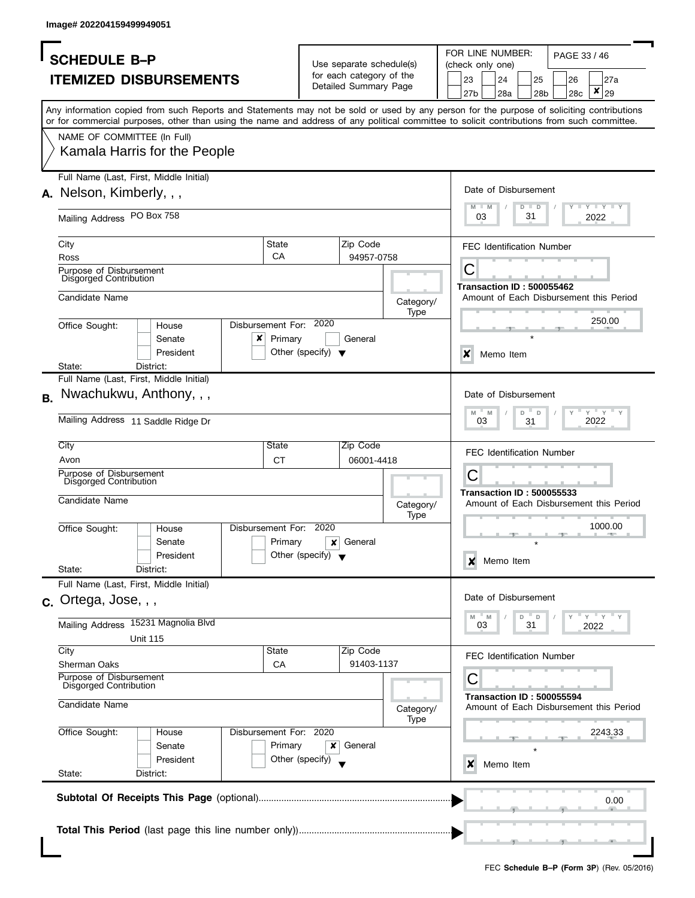Image# 202204159499949051

# SCHEDULE B–P
## ITEMIZED DISBURSEMENTS

Use separate schedule(s) for each category of the Detailed Summary Page

FOR LINE NUMBER: (check only one)
23 | 24 | 25 | 26 | 27a | 27b | 28a | 28b | 28c | ✘ 29

Any information copied from such Reports and Statements may not be sold or used by any person for the purpose of soliciting contributions or for commercial purposes, other than using the name and address of any political committee to solicit contributions from such committee.

NAME OF COMMITTEE (In Full)
Kamala Harris for the People

---

**A.** Full Name (Last, First, Middle Initial): Nelson, Kimberly, , ,

Mailing Address: PO Box 758

City: Ross | State: CA | Zip Code: 94957-0758

Purpose of Disbursement: Disgorged Contribution

Candidate Name:

Category/Type:

Office Sought: House / Senate / President

State: | District:

Disbursement For: 2020 — ✘ Primary | General | Other (specify)

Date of Disbursement: 03 / 31 / 2022

FEC Identification Number: C

Transaction ID : 500055462

Amount of Each Disbursement this Period: 250.00

✘ Memo Item

---

**B.** Full Name (Last, First, Middle Initial): Nwachukwu, Anthony, , ,

Mailing Address: 11 Saddle Ridge Dr

City: Avon | State: CT | Zip Code: 06001-4418

Purpose of Disbursement: Disgorged Contribution

Candidate Name:

Category/Type:

Office Sought: House / Senate / President

State: | District:

Disbursement For: 2020 — Primary | ✘ General | Other (specify)

Date of Disbursement: 03 / 31 / 2022

FEC Identification Number: C

Transaction ID : 500055533

Amount of Each Disbursement this Period: 1000.00

✘ Memo Item

---

**C.** Full Name (Last, First, Middle Initial): Ortega, Jose, , ,

Mailing Address: 15231 Magnolia Blvd, Unit 115

City: Sherman Oaks | State: CA | Zip Code: 91403-1137

Purpose of Disbursement: Disgorged Contribution

Candidate Name:

Category/Type:

Office Sought: House / Senate / President

State: | District:

Disbursement For: 2020 — Primary | ✘ General | Other (specify)

Date of Disbursement: 03 / 31 / 2022

FEC Identification Number: C

Transaction ID : 500055594

Amount of Each Disbursement this Period: 2243.33

✘ Memo Item

---

**Subtotal Of Receipts This Page** (optional): 0.00

**Total This Period** (last page this line number only):

FEC **Schedule B–P (Form 3P)** (Rev. 05/2016)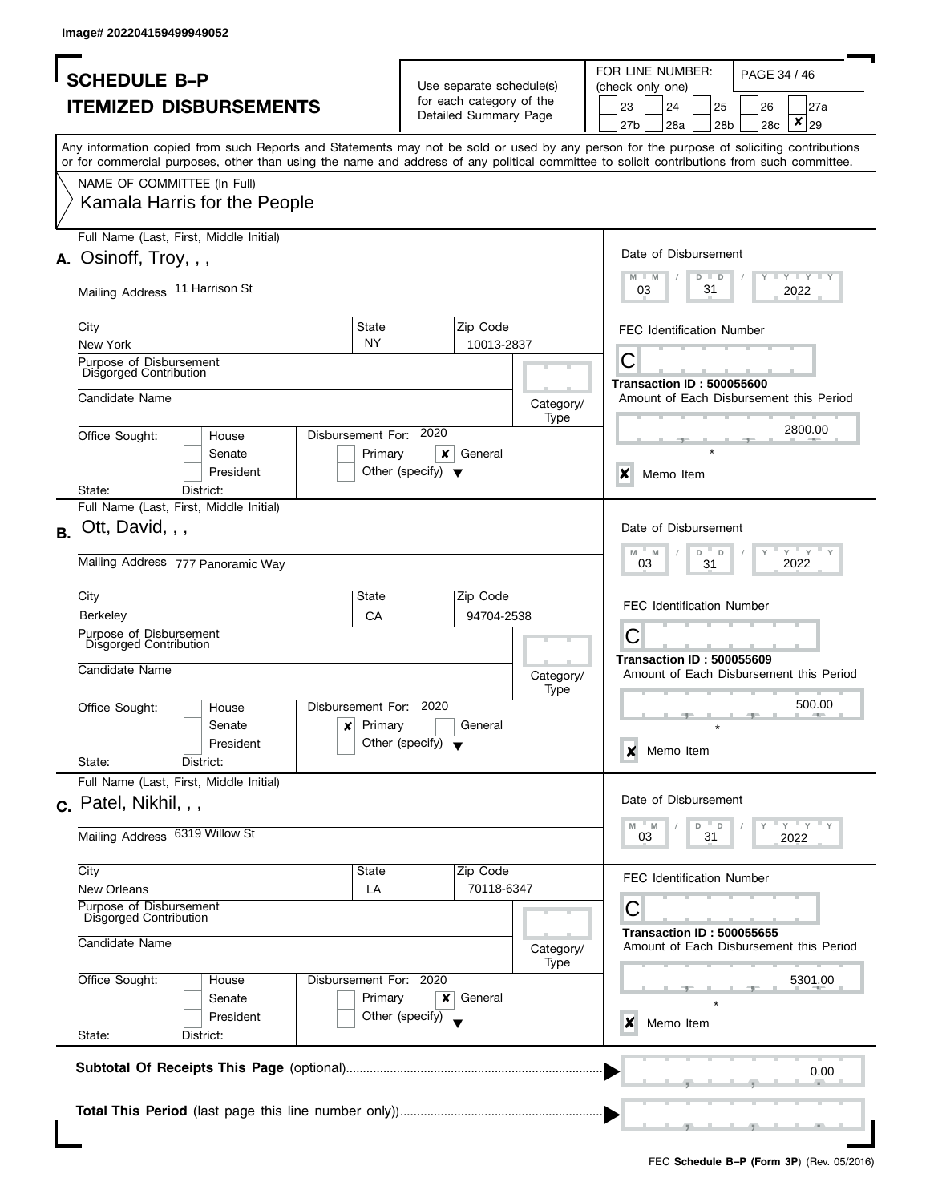Image# 202204159499949052

# SCHEDULE B–P
# ITEMIZED DISBURSEMENTS

Use separate schedule(s) for each category of the Detailed Summary Page

FOR LINE NUMBER: (check only one)

23 | 24 | 25 | 26 | 27a | 27b | 28a | 28b | 28c | [X] 29

Any information copied from such Reports and Statements may not be sold or used by any person for the purpose of soliciting contributions or for commercial purposes, other than using the name and address of any political committee to solicit contributions from such committee.

NAME OF COMMITTEE (In Full)
Kamala Harris for the People

---

**A.** Full Name (Last, First, Middle Initial): Osinoff, Troy, , ,

Mailing Address: 11 Harrison St

City: New York | State: NY | Zip Code: 10013-2837

Purpose of Disbursement: Disgorged Contribution

Candidate Name:

Category/Type:

Office Sought: House / Senate / President

State: District:

Disbursement For: 2020 — Primary / [X] General / Other (specify)

Date of Disbursement: 03 / 31 / 2022

FEC Identification Number: C

Transaction ID : 500055600

Amount of Each Disbursement this Period: 2800.00

[X] Memo Item

---

**B.** Full Name (Last, First, Middle Initial): Ott, David, , ,

Mailing Address: 777 Panoramic Way

City: Berkeley | State: CA | Zip Code: 94704-2538

Purpose of Disbursement: Disgorged Contribution

Candidate Name:

Category/Type:

Office Sought: House / Senate / President

State: District:

Disbursement For: 2020 — [X] Primary / General / Other (specify)

Date of Disbursement: 03 / 31 / 2022

FEC Identification Number: C

Transaction ID : 500055609

Amount of Each Disbursement this Period: 500.00

[X] Memo Item

---

**C.** Full Name (Last, First, Middle Initial): Patel, Nikhil, , ,

Mailing Address: 6319 Willow St

City: New Orleans | State: LA | Zip Code: 70118-6347

Purpose of Disbursement: Disgorged Contribution

Candidate Name:

Category/Type:

Office Sought: House / Senate / President

State: District:

Disbursement For: 2020 — Primary / [X] General / Other (specify)

Date of Disbursement: 03 / 31 / 2022

FEC Identification Number: C

Transaction ID : 500055655

Amount of Each Disbursement this Period: 5301.00

[X] Memo Item

---

**Subtotal Of Receipts This Page** (optional): 0.00

**Total This Period** (last page this line number only):

FEC **Schedule B–P (Form 3P)** (Rev. 05/2016)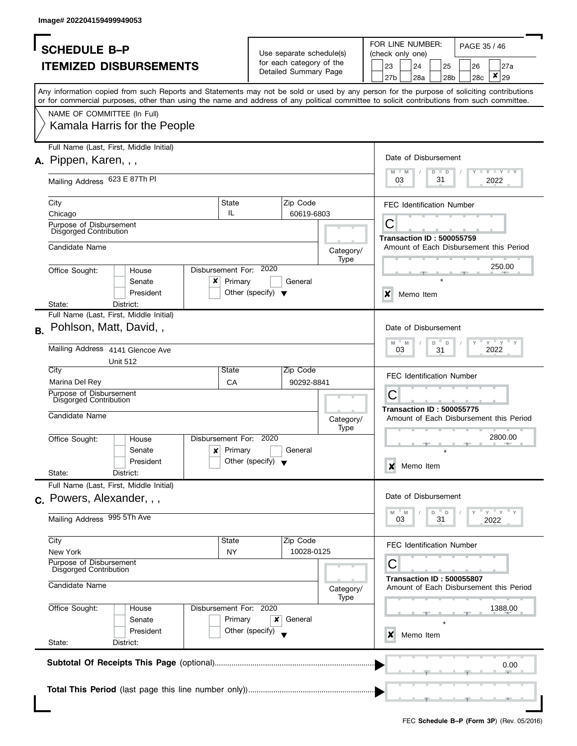Image# 202204159499949053

# SCHEDULE B–P
## ITEMIZED DISBURSEMENTS

Use separate schedule(s) for each category of the Detailed Summary Page

FOR LINE NUMBER: (check only one)

23 | 24 | 25 | 26 | 27a | 27b | 28a | 28b | 28c | [X] 29

Any information copied from such Reports and Statements may not be sold or used by any person for the purpose of soliciting contributions or for commercial purposes, other than using the name and address of any political committee to solicit contributions from such committee.

NAME OF COMMITTEE (In Full)
Kamala Harris for the People

---

**A.** Full Name (Last, First, Middle Initial): Pippen, Karen, , ,

Mailing Address: 623 E 87Th Pl

City: Chicago | State: IL | Zip Code: 60619-6803

Purpose of Disbursement: Disgorged Contribution

Candidate Name:

Category/Type:

Office Sought: House / Senate / President

State: | District:

Disbursement For: 2020 — [X] Primary | General | Other (specify)

Date of Disbursement: 03 / 31 / 2022

FEC Identification Number: C

Transaction ID : 500055759

Amount of Each Disbursement this Period: 250.00

[X] Memo Item

---

**B.** Full Name (Last, First, Middle Initial): Pohlson, Matt, David, ,

Mailing Address: 4141 Glencoe Ave, Unit 512

City: Marina Del Rey | State: CA | Zip Code: 90292-8841

Purpose of Disbursement: Disgorged Contribution

Candidate Name:

Category/Type:

Office Sought: House / Senate / President

State: | District:

Disbursement For: 2020 — [X] Primary | General | Other (specify)

Date of Disbursement: 03 / 31 / 2022

FEC Identification Number: C

Transaction ID : 500055775

Amount of Each Disbursement this Period: 2800.00

[X] Memo Item

---

**C.** Full Name (Last, First, Middle Initial): Powers, Alexander, , ,

Mailing Address: 995 5Th Ave

City: New York | State: NY | Zip Code: 10028-0125

Purpose of Disbursement: Disgorged Contribution

Candidate Name:

Category/Type:

Office Sought: House / Senate / President

State: | District:

Disbursement For: 2020 — Primary | [X] General | Other (specify)

Date of Disbursement: 03 / 31 / 2022

FEC Identification Number: C

Transaction ID : 500055807

Amount of Each Disbursement this Period: 1388.00

[X] Memo Item

---

**Subtotal Of Receipts This Page** (optional): 0.00

**Total This Period** (last page this line number only)):

FEC **Schedule B–P (Form 3P)** (Rev. 05/2016)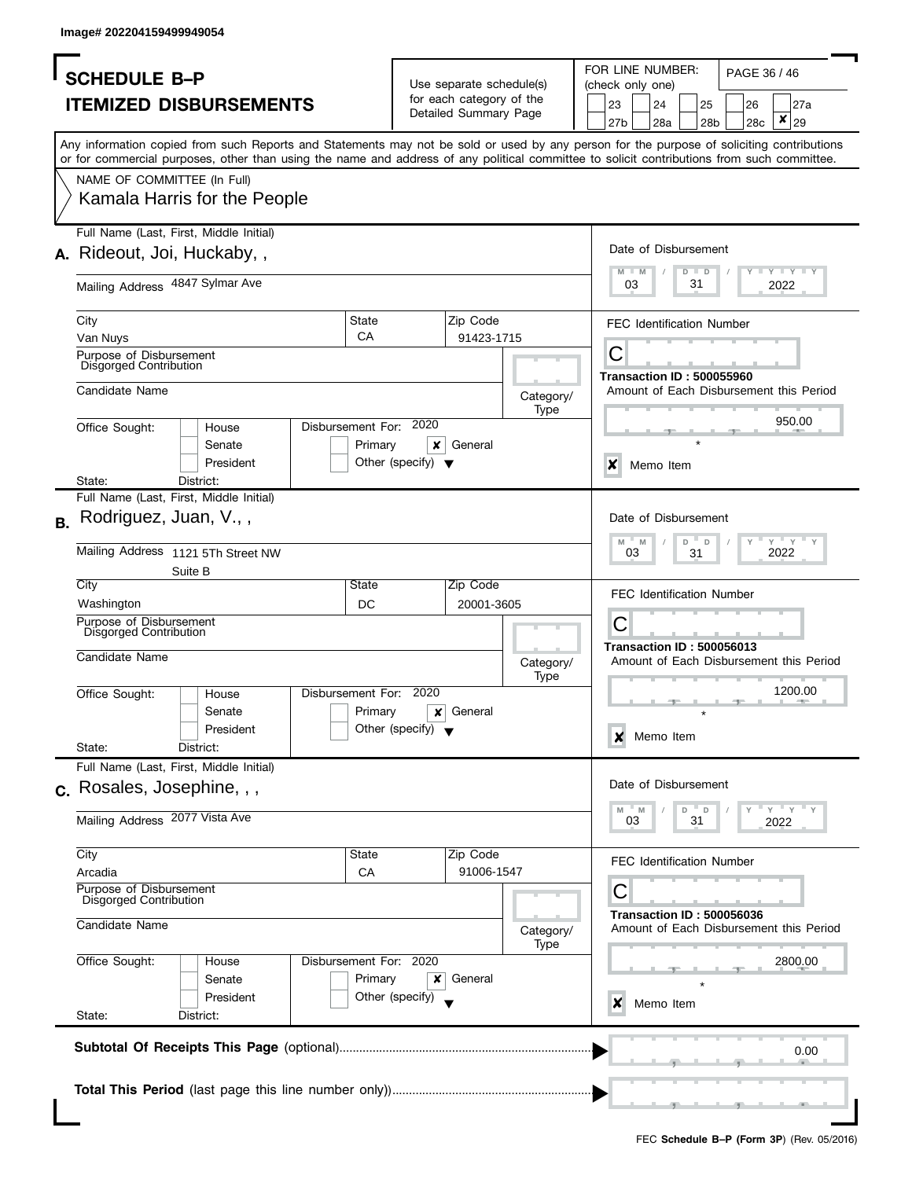Image# 202204159499949054

# SCHEDULE B–P
## ITEMIZED DISBURSEMENTS

Use separate schedule(s) for each category of the Detailed Summary Page

FOR LINE NUMBER: (check only one)

23 | 24 | 25 | 26 | 27a | 27b | 28a | 28b | 28c | [X] 29

Any information copied from such Reports and Statements may not be sold or used by any person for the purpose of soliciting contributions or for commercial purposes, other than using the name and address of any political committee to solicit contributions from such committee.

NAME OF COMMITTEE (In Full)
Kamala Harris for the People

---

**A.** Full Name (Last, First, Middle Initial): Rideout, Joi, Huckaby, ,

Mailing Address: 4847 Sylmar Ave

City: Van Nuys | State: CA | Zip Code: 91423-1715

Purpose of Disbursement: Disgorged Contribution

Candidate Name:

Category/Type:

Office Sought: House / Senate / President

State: | District:

Disbursement For: 2020 — Primary / [X] General / Other (specify)

Date of Disbursement: 03/31/2022

FEC Identification Number: C

Transaction ID : 500055960

Amount of Each Disbursement this Period: 950.00

[X] Memo Item

---

**B.** Full Name (Last, First, Middle Initial): Rodriguez, Juan, V., ,

Mailing Address: 1121 5Th Street NW, Suite B

City: Washington | State: DC | Zip Code: 20001-3605

Purpose of Disbursement: Disgorged Contribution

Candidate Name:

Category/Type:

Office Sought: House / Senate / President

State: | District:

Disbursement For: 2020 — Primary / [X] General / Other (specify)

Date of Disbursement: 03/31/2022

FEC Identification Number: C

Transaction ID : 500056013

Amount of Each Disbursement this Period: 1200.00

[X] Memo Item

---

**C.** Full Name (Last, First, Middle Initial): Rosales, Josephine, , ,

Mailing Address: 2077 Vista Ave

City: Arcadia | State: CA | Zip Code: 91006-1547

Purpose of Disbursement: Disgorged Contribution

Candidate Name:

Category/Type:

Office Sought: House / Senate / President

State: | District:

Disbursement For: 2020 — Primary / [X] General / Other (specify)

Date of Disbursement: 03/31/2022

FEC Identification Number: C

Transaction ID : 500056036

Amount of Each Disbursement this Period: 2800.00

[X] Memo Item

---

**Subtotal Of Receipts This Page** (optional): 0.00

**Total This Period** (last page this line number only):

FEC **Schedule B–P (Form 3P)** (Rev. 05/2016)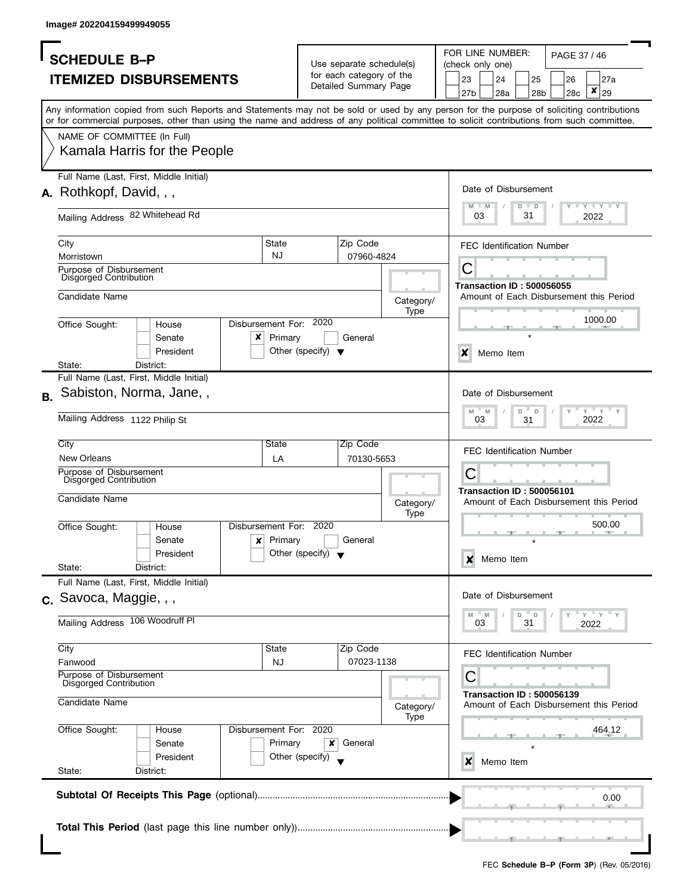Image# 202204159499949055

# SCHEDULE B–P
## ITEMIZED DISBURSEMENTS

Use separate schedule(s) for each category of the Detailed Summary Page

FOR LINE NUMBER: (check only one)

23 | 24 | 25 | 26 | 27a | 27b | 28a | 28b | 28c | [X] 29

Any information copied from such Reports and Statements may not be sold or used by any person for the purpose of soliciting contributions or for commercial purposes, other than using the name and address of any political committee to solicit contributions from such committee.

NAME OF COMMITTEE (In Full)
Kamala Harris for the People

---

**A.** Full Name (Last, First, Middle Initial): Rothkopf, David, , ,

Mailing Address: 82 Whitehead Rd

City: Morristown | State: NJ | Zip Code: 07960-4824

Purpose of Disbursement: Disgorged Contribution

Candidate Name:

Category/Type:

Office Sought: House / Senate / President

State: District:

Disbursement For: 2020 — [X] Primary / General / Other (specify)

Date of Disbursement: 03 / 31 / 2022

FEC Identification Number: C

Transaction ID : 500056055

Amount of Each Disbursement this Period: 1000.00

[X] Memo Item

---

**B.** Full Name (Last, First, Middle Initial): Sabiston, Norma, Jane, ,

Mailing Address: 1122 Philip St

City: New Orleans | State: LA | Zip Code: 70130-5653

Purpose of Disbursement: Disgorged Contribution

Candidate Name:

Category/Type:

Office Sought: House / Senate / President

State: District:

Disbursement For: 2020 — [X] Primary / General / Other (specify)

Date of Disbursement: 03 / 31 / 2022

FEC Identification Number: C

Transaction ID : 500056101

Amount of Each Disbursement this Period: 500.00

[X] Memo Item

---

**C.** Full Name (Last, First, Middle Initial): Savoca, Maggie, , ,

Mailing Address: 106 Woodruff Pl

City: Fanwood | State: NJ | Zip Code: 07023-1138

Purpose of Disbursement: Disgorged Contribution

Candidate Name:

Category/Type:

Office Sought: House / Senate / President

State: District:

Disbursement For: 2020 — Primary / [X] General / Other (specify)

Date of Disbursement: 03 / 31 / 2022

FEC Identification Number: C

Transaction ID : 500056139

Amount of Each Disbursement this Period: 464.12

[X] Memo Item

---

**Subtotal Of Receipts This Page** (optional): 0.00

**Total This Period** (last page this line number only):

FEC **Schedule B–P (Form 3P)** (Rev. 05/2016)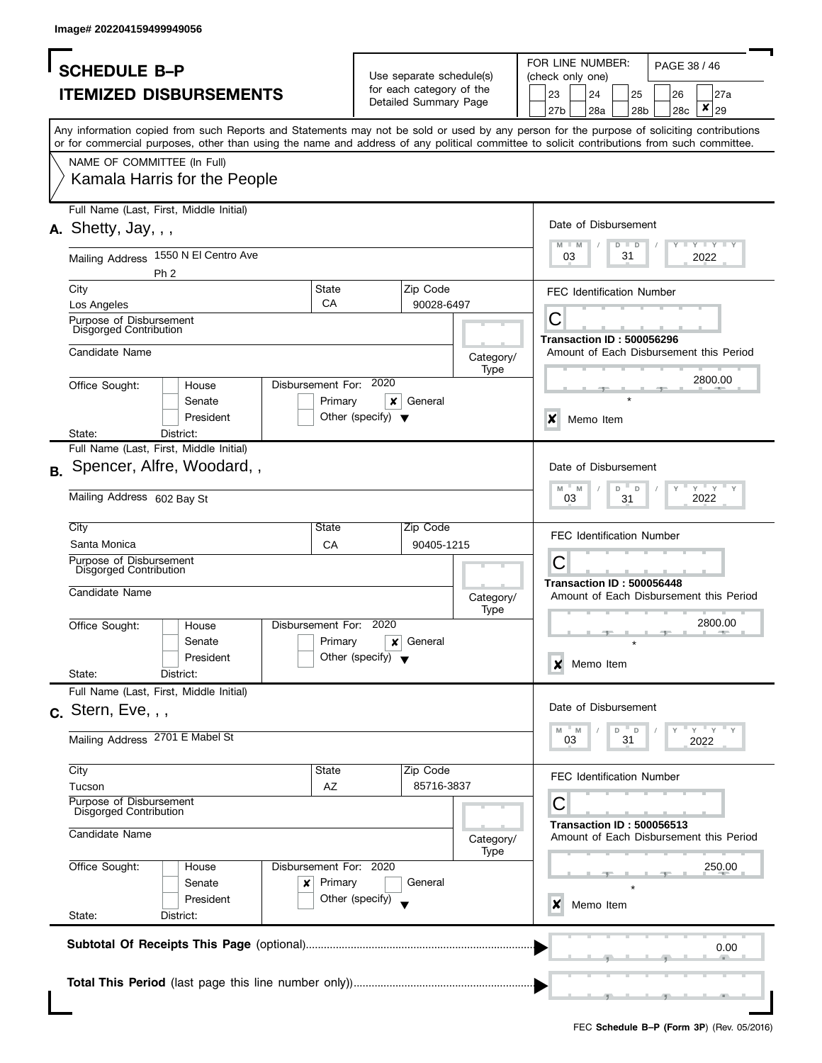Image# 202204159499949056

# SCHEDULE B–P
## ITEMIZED DISBURSEMENTS

Use separate schedule(s) for each category of the Detailed Summary Page

FOR LINE NUMBER: (check only one)

23 | 24 | 25 | 26 | 27a | 27b | 28a | 28b | 28c | ✘ 29

Any information copied from such Reports and Statements may not be sold or used by any person for the purpose of soliciting contributions or for commercial purposes, other than using the name and address of any political committee to solicit contributions from such committee.

NAME OF COMMITTEE (In Full)
Kamala Harris for the People

---

**A.** Full Name (Last, First, Middle Initial): Shetty, Jay, , ,

Mailing Address: 1550 N El Centro Ave, Ph 2

City: Los Angeles | State: CA | Zip Code: 90028-6497

Purpose of Disbursement: Disgorged Contribution

Candidate Name:

Category/Type:

Office Sought: House / Senate / President

State: District:

Disbursement For: 2020 — ✘ General

Date of Disbursement: 03 / 31 / 2022

FEC Identification Number: C

Transaction ID : 500056296

Amount of Each Disbursement this Period: 2800.00

✘ Memo Item

---

**B.** Full Name (Last, First, Middle Initial): Spencer, Alfre, Woodard, ,

Mailing Address: 602 Bay St

City: Santa Monica | State: CA | Zip Code: 90405-1215

Purpose of Disbursement: Disgorged Contribution

Candidate Name:

Category/Type:

Office Sought: House / Senate / President

State: District:

Disbursement For: 2020 — ✘ General

Date of Disbursement: 03 / 31 / 2022

FEC Identification Number: C

Transaction ID : 500056448

Amount of Each Disbursement this Period: 2800.00

✘ Memo Item

---

**C.** Full Name (Last, First, Middle Initial): Stern, Eve, , ,

Mailing Address: 2701 E Mabel St

City: Tucson | State: AZ | Zip Code: 85716-3837

Purpose of Disbursement: Disgorged Contribution

Candidate Name:

Category/Type:

Office Sought: House / Senate / President

State: District:

Disbursement For: 2020 — ✘ Primary

Date of Disbursement: 03 / 31 / 2022

FEC Identification Number: C

Transaction ID : 500056513

Amount of Each Disbursement this Period: 250.00

✘ Memo Item

---

**Subtotal Of Receipts This Page** (optional): 0.00

**Total This Period** (last page this line number only):

FEC **Schedule B–P (Form 3P)** (Rev. 05/2016)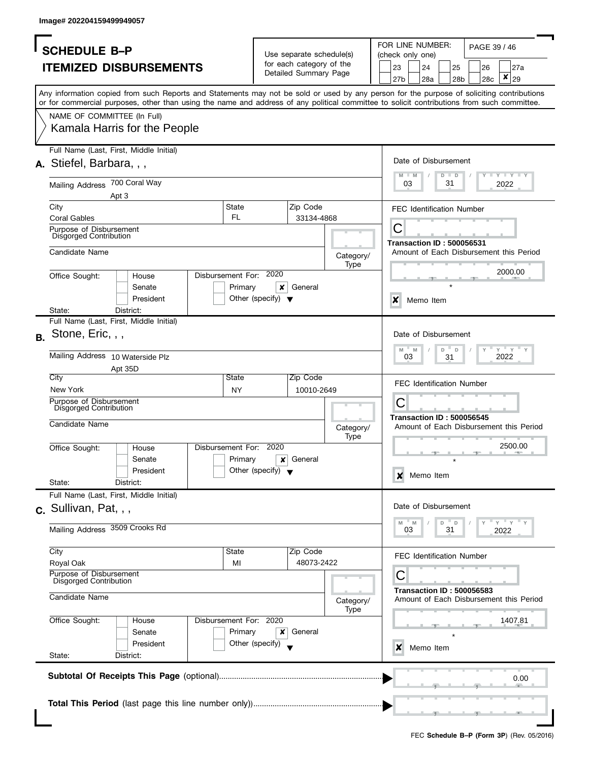Image# 202204159499949057

# SCHEDULE B–P
## ITEMIZED DISBURSEMENTS

Use separate schedule(s) for each category of the Detailed Summary Page

FOR LINE NUMBER: (check only one)

23 | 24 | 25 | 26 | 27a | 27b | 28a | 28b | 28c | [X] 29

Any information copied from such Reports and Statements may not be sold or used by any person for the purpose of soliciting contributions or for commercial purposes, other than using the name and address of any political committee to solicit contributions from such committee.

NAME OF COMMITTEE (In Full)
Kamala Harris for the People

---

**A.** Full Name (Last, First, Middle Initial): Stiefel, Barbara, , ,

Mailing Address: 700 Coral Way
Apt 3

City: Coral Gables | State: FL | Zip Code: 33134-4868

Purpose of Disbursement: Disgorged Contribution

Candidate Name:

Category/Type:

Office Sought: House / Senate / President

State: District:

Disbursement For: 2020 — Primary [X] General — Other (specify)

Date of Disbursement: 03 / 31 / 2022

FEC Identification Number: C

**Transaction ID : 500056531**

Amount of Each Disbursement this Period: 2000.00

[X] Memo Item

---

**B.** Full Name (Last, First, Middle Initial): Stone, Eric, , ,

Mailing Address: 10 Waterside Plz
Apt 35D

City: New York | State: NY | Zip Code: 10010-2649

Purpose of Disbursement: Disgorged Contribution

Candidate Name:

Category/Type:

Office Sought: House / Senate / President

State: District:

Disbursement For: 2020 — Primary [X] General — Other (specify)

Date of Disbursement: 03 / 31 / 2022

FEC Identification Number: C

**Transaction ID : 500056545**

Amount of Each Disbursement this Period: 2500.00

[X] Memo Item

---

**C.** Full Name (Last, First, Middle Initial): Sullivan, Pat, , ,

Mailing Address: 3509 Crooks Rd

City: Royal Oak | State: MI | Zip Code: 48073-2422

Purpose of Disbursement: Disgorged Contribution

Candidate Name:

Category/Type:

Office Sought: House / Senate / President

State: District:

Disbursement For: 2020 — Primary [X] General — Other (specify)

Date of Disbursement: 03 / 31 / 2022

FEC Identification Number: C

**Transaction ID : 500056583**

Amount of Each Disbursement this Period: 1407.81

[X] Memo Item

---

**Subtotal Of Receipts This Page** (optional): 0.00

**Total This Period** (last page this line number only)):

FEC **Schedule B–P (Form 3P)** (Rev. 05/2016)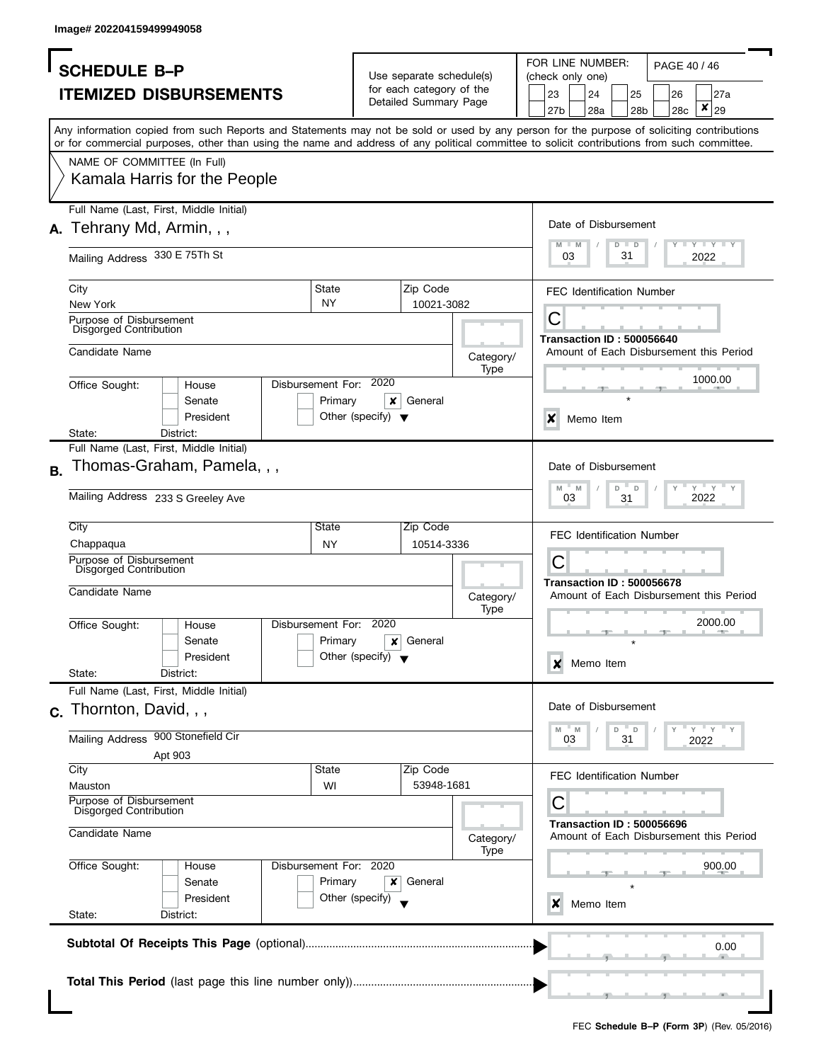Image# 202204159499949058

# SCHEDULE B–P
## ITEMIZED DISBURSEMENTS

Use separate schedule(s) for each category of the Detailed Summary Page

FOR LINE NUMBER: (check only one)

23 | 24 | 25 | 26 | 27a | 27b | 28a | 28b | 28c | [X] 29

Any information copied from such Reports and Statements may not be sold or used by any person for the purpose of soliciting contributions or for commercial purposes, other than using the name and address of any political committee to solicit contributions from such committee.

NAME OF COMMITTEE (In Full)
Kamala Harris for the People

---

**A.** Full Name (Last, First, Middle Initial): Tehrany Md, Armin, , ,

Mailing Address: 330 E 75Th St

City: New York | State: NY | Zip Code: 10021-3082

Purpose of Disbursement: Disgorged Contribution

Candidate Name:

Category/Type:

Office Sought: House / Senate / President

State: District:

Disbursement For: 2020 — Primary [X] General — Other (specify)

Date of Disbursement: 03 / 31 / 2022

FEC Identification Number: C

Transaction ID : 500056640

Amount of Each Disbursement this Period: 1000.00

[X] Memo Item

---

**B.** Full Name (Last, First, Middle Initial): Thomas-Graham, Pamela, , ,

Mailing Address: 233 S Greeley Ave

City: Chappaqua | State: NY | Zip Code: 10514-3336

Purpose of Disbursement: Disgorged Contribution

Candidate Name:

Category/Type:

Office Sought: House / Senate / President

State: District:

Disbursement For: 2020 — Primary [X] General — Other (specify)

Date of Disbursement: 03 / 31 / 2022

FEC Identification Number: C

Transaction ID : 500056678

Amount of Each Disbursement this Period: 2000.00

[X] Memo Item

---

**C.** Full Name (Last, First, Middle Initial): Thornton, David, , ,

Mailing Address: 900 Stonefield Cir, Apt 903

City: Mauston | State: WI | Zip Code: 53948-1681

Purpose of Disbursement: Disgorged Contribution

Candidate Name:

Category/Type:

Office Sought: House / Senate / President

State: District:

Disbursement For: 2020 — Primary [X] General — Other (specify)

Date of Disbursement: 03 / 31 / 2022

FEC Identification Number: C

Transaction ID : 500056696

Amount of Each Disbursement this Period: 900.00

[X] Memo Item

---

**Subtotal Of Receipts This Page** (optional): 0.00

**Total This Period** (last page this line number only):

FEC **Schedule B–P (Form 3P)** (Rev. 05/2016)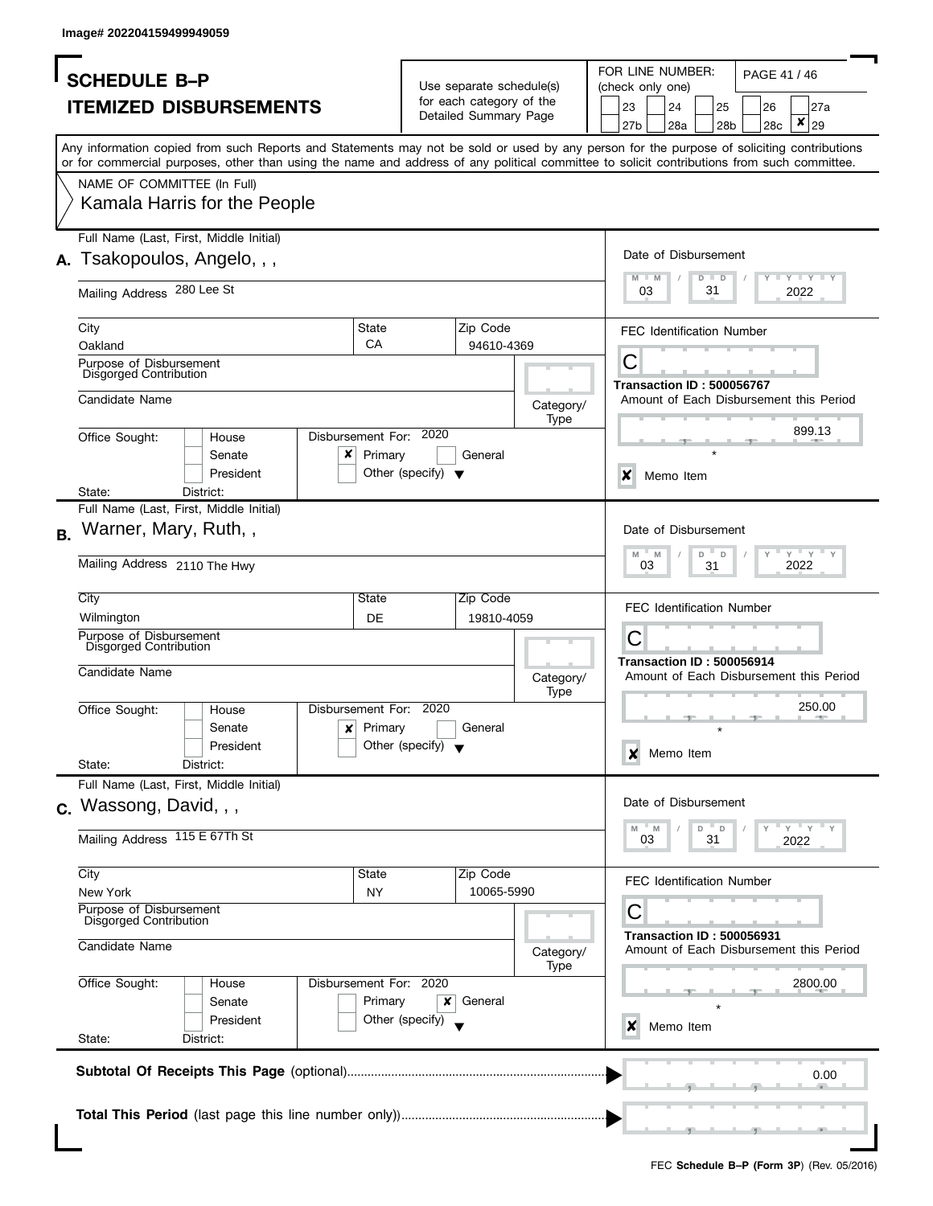Image# 202204159499949059

# SCHEDULE B–P
## ITEMIZED DISBURSEMENTS

Use separate schedule(s) for each category of the Detailed Summary Page

FOR LINE NUMBER: (check only one)

23 | 24 | 25 | 26 | 27a | 27b | 28a | 28b | 28c | ✘ 29

Any information copied from such Reports and Statements may not be sold or used by any person for the purpose of soliciting contributions or for commercial purposes, other than using the name and address of any political committee to solicit contributions from such committee.

NAME OF COMMITTEE (In Full)
Kamala Harris for the People

---

**A.** Full Name (Last, First, Middle Initial): Tsakopoulos, Angelo, , ,

Mailing Address: 280 Lee St

City: Oakland | State: CA | Zip Code: 94610-4369

Purpose of Disbursement: Disgorged Contribution

Candidate Name:

Category/Type:

Office Sought: House / Senate / President

State: District:

Disbursement For: 2020 ✘ Primary | General | Other (specify)

Date of Disbursement: 03/31/2022

FEC Identification Number: C

Transaction ID : 500056767

Amount of Each Disbursement this Period: 899.13

✘ Memo Item

---

**B.** Full Name (Last, First, Middle Initial): Warner, Mary, Ruth, ,

Mailing Address: 2110 The Hwy

City: Wilmington | State: DE | Zip Code: 19810-4059

Purpose of Disbursement: Disgorged Contribution

Candidate Name:

Category/Type:

Office Sought: House / Senate / President

State: District:

Disbursement For: 2020 ✘ Primary | General | Other (specify)

Date of Disbursement: 03/31/2022

FEC Identification Number: C

Transaction ID : 500056914

Amount of Each Disbursement this Period: 250.00

✘ Memo Item

---

**C.** Full Name (Last, First, Middle Initial): Wassong, David, , ,

Mailing Address: 115 E 67Th St

City: New York | State: NY | Zip Code: 10065-5990

Purpose of Disbursement: Disgorged Contribution

Candidate Name:

Category/Type:

Office Sought: House / Senate / President

State: District:

Disbursement For: 2020 Primary | ✘ General | Other (specify)

Date of Disbursement: 03/31/2022

FEC Identification Number: C

Transaction ID : 500056931

Amount of Each Disbursement this Period: 2800.00

✘ Memo Item

---

**Subtotal Of Receipts This Page** (optional): 0.00

**Total This Period** (last page this line number only):

FEC **Schedule B–P (Form 3P)** (Rev. 05/2016)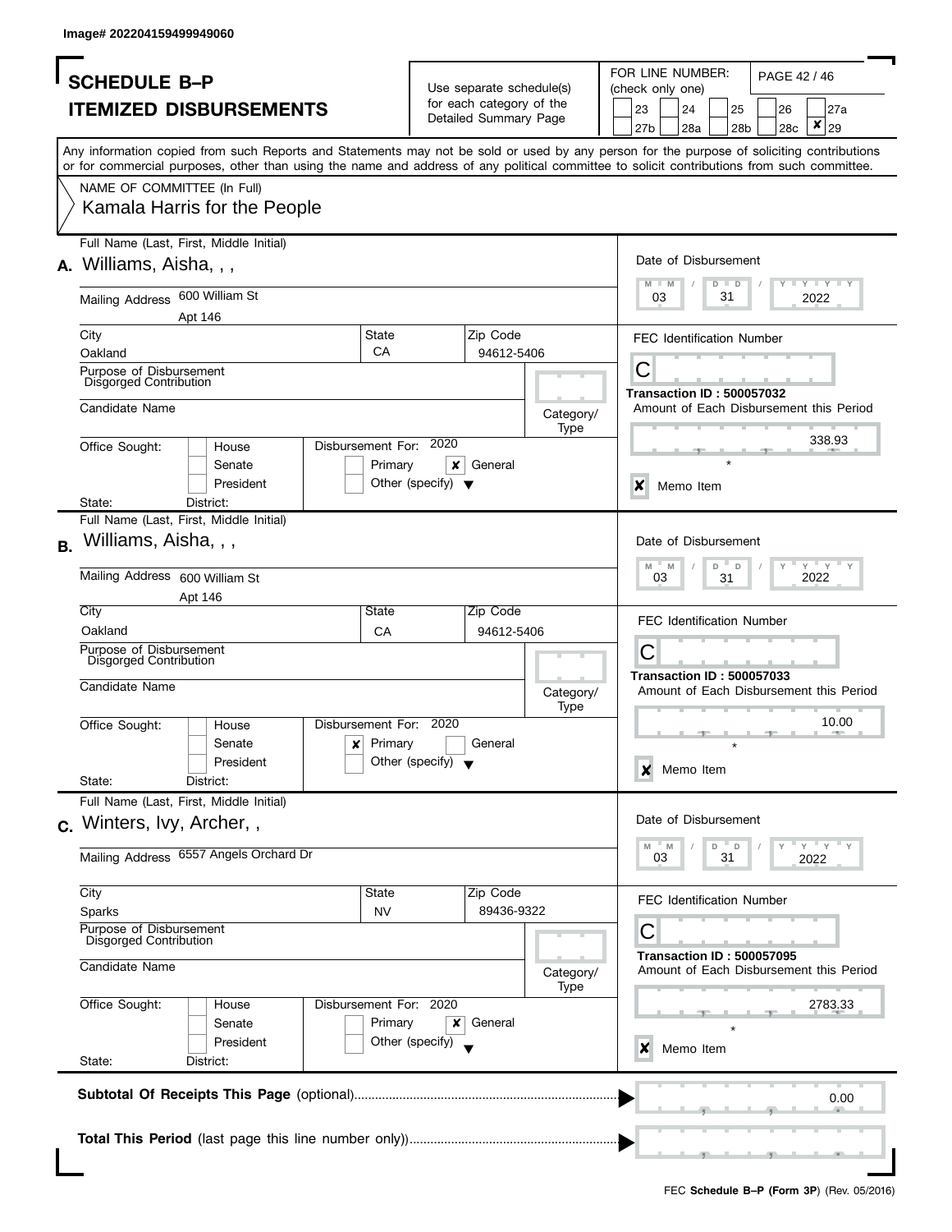Image# 202204159499949060

# SCHEDULE B–P
# ITEMIZED DISBURSEMENTS

Use separate schedule(s) for each category of the Detailed Summary Page

FOR LINE NUMBER: (check only one)

23 | 24 | 25 | 26 | 27a | 27b | 28a | 28b | 28c | ✘ 29

PAGE 42 / 46

Any information copied from such Reports and Statements may not be sold or used by any person for the purpose of soliciting contributions or for commercial purposes, other than using the name and address of any political committee to solicit contributions from such committee.

NAME OF COMMITTEE (In Full)

Kamala Harris for the People

---

**A.** Full Name (Last, First, Middle Initial): Williams, Aisha, , ,

Mailing Address: 600 William St, Apt 146

City: Oakland | State: CA | Zip Code: 94612-5406

Purpose of Disbursement: Disgorged Contribution

Candidate Name:

Category/Type:

Office Sought: House / Senate / President

State: | District:

Disbursement For: 2020 — Primary | ✘ General | Other (specify)

Date of Disbursement: 03 / 31 / 2022

FEC Identification Number: C

**Transaction ID : 500057032**

Amount of Each Disbursement this Period: 338.93

✘ Memo Item

---

**B.** Full Name (Last, First, Middle Initial): Williams, Aisha, , ,

Mailing Address: 600 William St, Apt 146

City: Oakland | State: CA | Zip Code: 94612-5406

Purpose of Disbursement: Disgorged Contribution

Candidate Name:

Category/Type:

Office Sought: House / Senate / President

State: | District:

Disbursement For: 2020 — ✘ Primary | General | Other (specify)

Date of Disbursement: 03 / 31 / 2022

FEC Identification Number: C

**Transaction ID : 500057033**

Amount of Each Disbursement this Period: 10.00

✘ Memo Item

---

**C.** Full Name (Last, First, Middle Initial): Winters, Ivy, Archer, ,

Mailing Address: 6557 Angels Orchard Dr

City: Sparks | State: NV | Zip Code: 89436-9322

Purpose of Disbursement: Disgorged Contribution

Candidate Name:

Category/Type:

Office Sought: House / Senate / President

State: | District:

Disbursement For: 2020 — Primary | ✘ General | Other (specify)

Date of Disbursement: 03 / 31 / 2022

FEC Identification Number: C

**Transaction ID : 500057095**

Amount of Each Disbursement this Period: 2783.33

✘ Memo Item

---

**Subtotal Of Receipts This Page** (optional): 0.00

**Total This Period** (last page this line number only):

FEC **Schedule B–P (Form 3P)** (Rev. 05/2016)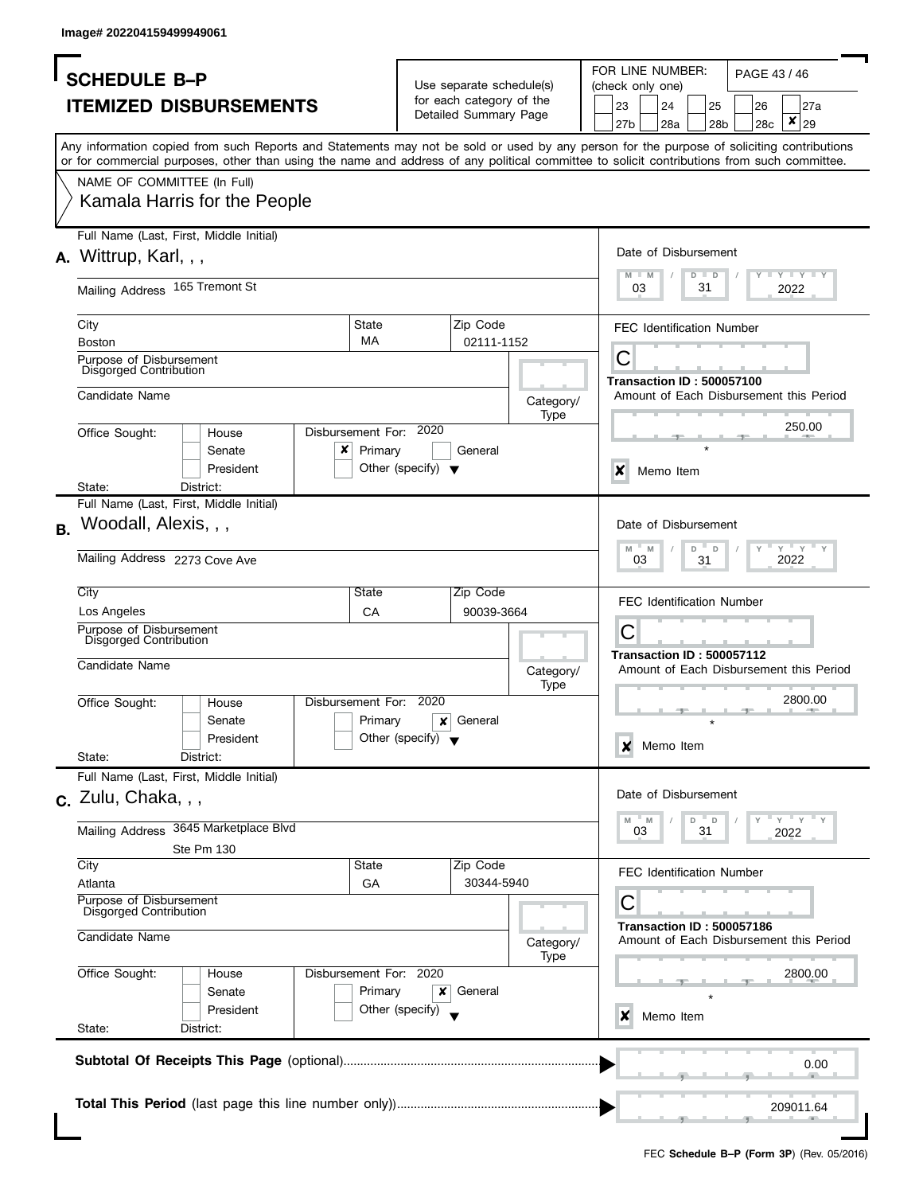Image# 202204159499949061

# SCHEDULE B–P
# ITEMIZED DISBURSEMENTS

Use separate schedule(s) for each category of the Detailed Summary Page

FOR LINE NUMBER: (check only one)

| | | | | |
|---|---|---|---|---|
| 23 | 24 | 25 | 26 | 27a |
| 27b | 28a | 28b | 28c | X 29 |

Any information copied from such Reports and Statements may not be sold or used by any person for the purpose of soliciting contributions or for commercial purposes, other than using the name and address of any political committee to solicit contributions from such committee.

NAME OF COMMITTEE (In Full)
Kamala Harris for the People

---

**A.** Full Name (Last, First, Middle Initial): Wittrup, Karl, , ,

Mailing Address: 165 Tremont St

City: Boston | State: MA | Zip Code: 02111-1152

Purpose of Disbursement: Disgorged Contribution

Candidate Name:

Category/Type:

Office Sought: House / Senate / President

State: District:

Disbursement For: 2020 — [X] Primary [ ] General [ ] Other (specify)

Date of Disbursement: 03 / 31 / 2022

FEC Identification Number: C

Transaction ID : 500057100

Amount of Each Disbursement this Period: 250.00

[X] Memo Item

---

**B.** Full Name (Last, First, Middle Initial): Woodall, Alexis, , ,

Mailing Address: 2273 Cove Ave

City: Los Angeles | State: CA | Zip Code: 90039-3664

Purpose of Disbursement: Disgorged Contribution

Candidate Name:

Category/Type:

Office Sought: House / Senate / President

State: District:

Disbursement For: 2020 — [ ] Primary [X] General [ ] Other (specify)

Date of Disbursement: 03 / 31 / 2022

FEC Identification Number: C

Transaction ID : 500057112

Amount of Each Disbursement this Period: 2800.00

[X] Memo Item

---

**C.** Full Name (Last, First, Middle Initial): Zulu, Chaka, , ,

Mailing Address: 3645 Marketplace Blvd Ste Pm 130

City: Atlanta | State: GA | Zip Code: 30344-5940

Purpose of Disbursement: Disgorged Contribution

Candidate Name:

Category/Type:

Office Sought: House / Senate / President

State: District:

Disbursement For: 2020 — [ ] Primary [X] General [ ] Other (specify)

Date of Disbursement: 03 / 31 / 2022

FEC Identification Number: C

Transaction ID : 500057186

Amount of Each Disbursement this Period: 2800.00

[X] Memo Item

---

**Subtotal Of Receipts This Page** (optional): 0.00

**Total This Period** (last page this line number only)): 209011.64

FEC **Schedule B–P (Form 3P)** (Rev. 05/2016)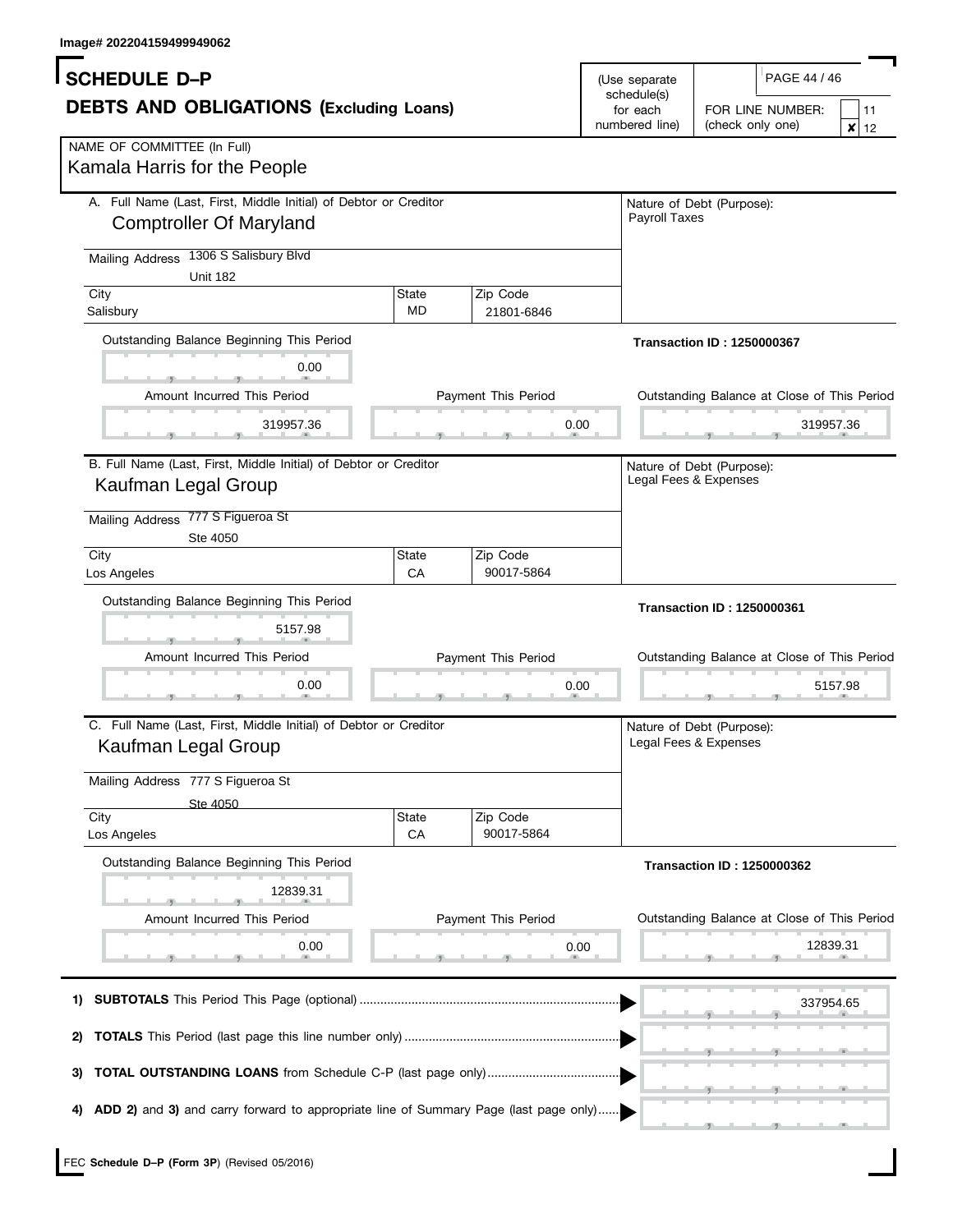Image# 202204159499949062

# SCHEDULE D–P

## DEBTS AND OBLIGATIONS (Excluding Loans)

(Use separate schedule(s) for each numbered line)

FOR LINE NUMBER: (check only one) [ ] 11 [x] 12

NAME OF COMMITTEE (In Full)
Kamala Harris for the People

---

**A.** Full Name (Last, First, Middle Initial) of Debtor or Creditor
**Comptroller Of Maryland**

Mailing Address: 1306 S Salisbury Blvd, Unit 182

| City | State | Zip Code |
|---|---|---|
| Salisbury | MD | 21801-6846 |

Nature of Debt (Purpose): Payroll Taxes

Transaction ID : 1250000367

| Outstanding Balance Beginning This Period | Amount Incurred This Period | Payment This Period | Outstanding Balance at Close of This Period |
|---|---|---|---|
| 0.00 | 319957.36 | 0.00 | 319957.36 |

---

**B.** Full Name (Last, First, Middle Initial) of Debtor or Creditor
**Kaufman Legal Group**

Mailing Address: 777 S Figueroa St, Ste 4050

| City | State | Zip Code |
|---|---|---|
| Los Angeles | CA | 90017-5864 |

Nature of Debt (Purpose): Legal Fees & Expenses

Transaction ID : 1250000361

| Outstanding Balance Beginning This Period | Amount Incurred This Period | Payment This Period | Outstanding Balance at Close of This Period |
|---|---|---|---|
| 5157.98 | 0.00 | 0.00 | 5157.98 |

---

**C.** Full Name (Last, First, Middle Initial) of Debtor or Creditor
**Kaufman Legal Group**

Mailing Address: 777 S Figueroa St, Ste 4050

| City | State | Zip Code |
|---|---|---|
| Los Angeles | CA | 90017-5864 |

Nature of Debt (Purpose): Legal Fees & Expenses

Transaction ID : 1250000362

| Outstanding Balance Beginning This Period | Amount Incurred This Period | Payment This Period | Outstanding Balance at Close of This Period |
|---|---|---|---|
| 12839.31 | 0.00 | 0.00 | 12839.31 |

---

| | |
|---|---|
| 1) **SUBTOTALS** This Period This Page (optional) | 337954.65 |
| 2) **TOTALS** This Period (last page this line number only) | |
| 3) **TOTAL OUTSTANDING LOANS** from Schedule C-P (last page only) | |
| 4) **ADD 2)** and **3)** and carry forward to appropriate line of Summary Page (last page only) | |

FEC **Schedule D–P (Form 3P)** (Revised 05/2016)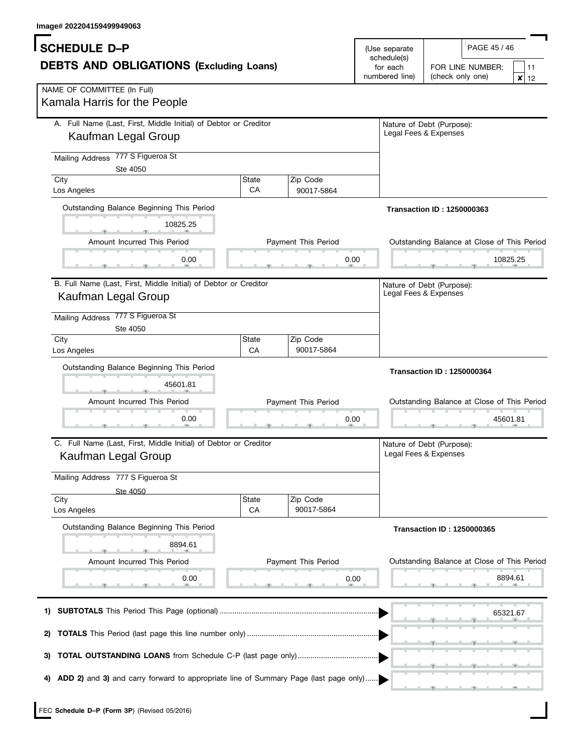Image# 202204159499949063

# SCHEDULE D–P

## DEBTS AND OBLIGATIONS (Excluding Loans)

(Use separate schedule(s) for each numbered line)

FOR LINE NUMBER: (check only one)
- [ ] 11
- [x] 12

NAME OF COMMITTEE (In Full)
Kamala Harris for the People

---

**A.** Full Name (Last, First, Middle Initial) of Debtor or Creditor
Kaufman Legal Group

Mailing Address: 777 S Figueroa St, Ste 4050

| City | State | Zip Code |
|---|---|---|
| Los Angeles | CA | 90017-5864 |

Nature of Debt (Purpose): Legal Fees & Expenses

**Transaction ID : 1250000363**

| Outstanding Balance Beginning This Period | Amount Incurred This Period | Payment This Period | Outstanding Balance at Close of This Period |
|---|---|---|---|
| 10825.25 | 0.00 | 0.00 | 10825.25 |

---

**B.** Full Name (Last, First, Middle Initial) of Debtor or Creditor
Kaufman Legal Group

Mailing Address: 777 S Figueroa St, Ste 4050

| City | State | Zip Code |
|---|---|---|
| Los Angeles | CA | 90017-5864 |

Nature of Debt (Purpose): Legal Fees & Expenses

**Transaction ID : 1250000364**

| Outstanding Balance Beginning This Period | Amount Incurred This Period | Payment This Period | Outstanding Balance at Close of This Period |
|---|---|---|---|
| 45601.81 | 0.00 | 0.00 | 45601.81 |

---

**C.** Full Name (Last, First, Middle Initial) of Debtor or Creditor
Kaufman Legal Group

Mailing Address: 777 S Figueroa St, Ste 4050

| City | State | Zip Code |
|---|---|---|
| Los Angeles | CA | 90017-5864 |

Nature of Debt (Purpose): Legal Fees & Expenses

**Transaction ID : 1250000365**

| Outstanding Balance Beginning This Period | Amount Incurred This Period | Payment This Period | Outstanding Balance at Close of This Period |
|---|---|---|---|
| 8894.61 | 0.00 | 0.00 | 8894.61 |

---

1) **SUBTOTALS** This Period This Page (optional) .......... 65321.67

2) **TOTALS** This Period (last page this line number only) ..........

3) **TOTAL OUTSTANDING LOANS** from Schedule C-P (last page only) ..........

4) **ADD 2)** and **3)** and carry forward to appropriate line of Summary Page (last page only) ..........

FEC **Schedule D–P (Form 3P)** (Revised 05/2016)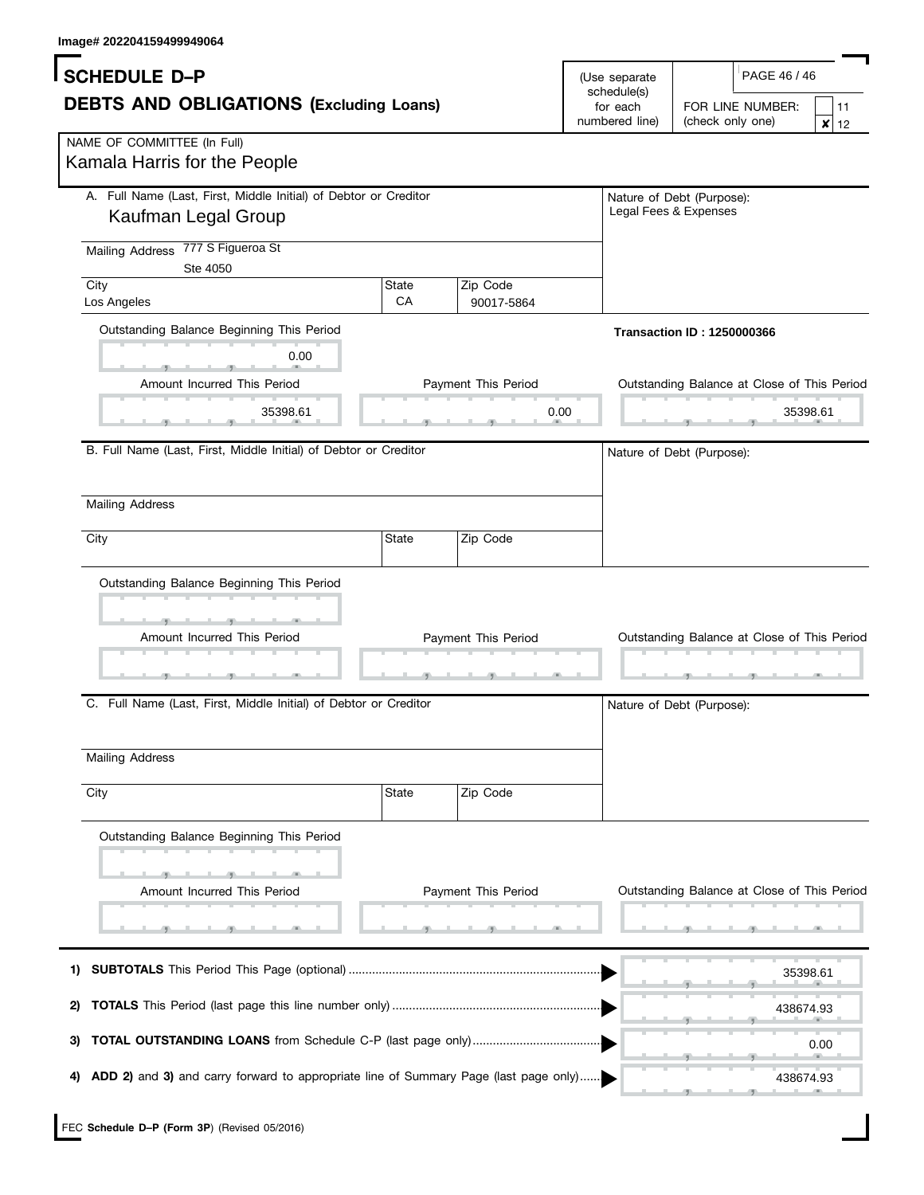Image# 202204159499949064

# SCHEDULE D–P

## DEBTS AND OBLIGATIONS (Excluding Loans)

(Use separate schedule(s) for each numbered line)

FOR LINE NUMBER: (check only one) [ ] 11 [x] 12

NAME OF COMMITTEE (In Full)
Kamala Harris for the People

**A.** Full Name (Last, First, Middle Initial) of Debtor or Creditor
Kaufman Legal Group

Mailing Address 777 S Figueroa St
Ste 4050

| City | State | Zip Code |
|---|---|---|
| Los Angeles | CA | 90017-5864 |

Nature of Debt (Purpose):
Legal Fees & Expenses

Transaction ID : 1250000366

Outstanding Balance Beginning This Period: 0.00

| Amount Incurred This Period | Payment This Period | Outstanding Balance at Close of This Period |
|---|---|---|
| 35398.61 | 0.00 | 35398.61 |

**B.** Full Name (Last, First, Middle Initial) of Debtor or Creditor

Nature of Debt (Purpose):

Mailing Address

| City | State | Zip Code |
|---|---|---|
| | | |

Outstanding Balance Beginning This Period

| Amount Incurred This Period | Payment This Period | Outstanding Balance at Close of This Period |
|---|---|---|
| | | |

**C.** Full Name (Last, First, Middle Initial) of Debtor or Creditor

Nature of Debt (Purpose):

Mailing Address

| City | State | Zip Code |
|---|---|---|
| | | |

Outstanding Balance Beginning This Period

| Amount Incurred This Period | Payment This Period | Outstanding Balance at Close of This Period |
|---|---|---|
| | | |

| | | |
|---|---|---|
| 1) | **SUBTOTALS** This Period This Page (optional) | 35398.61 |
| 2) | **TOTALS** This Period (last page this line number only) | 438674.93 |
| 3) | **TOTAL OUTSTANDING LOANS** from Schedule C-P (last page only) | 0.00 |
| 4) | **ADD 2)** and **3)** and carry forward to appropriate line of Summary Page (last page only) | 438674.93 |

FEC **Schedule D–P (Form 3P)** (Revised 05/2016)